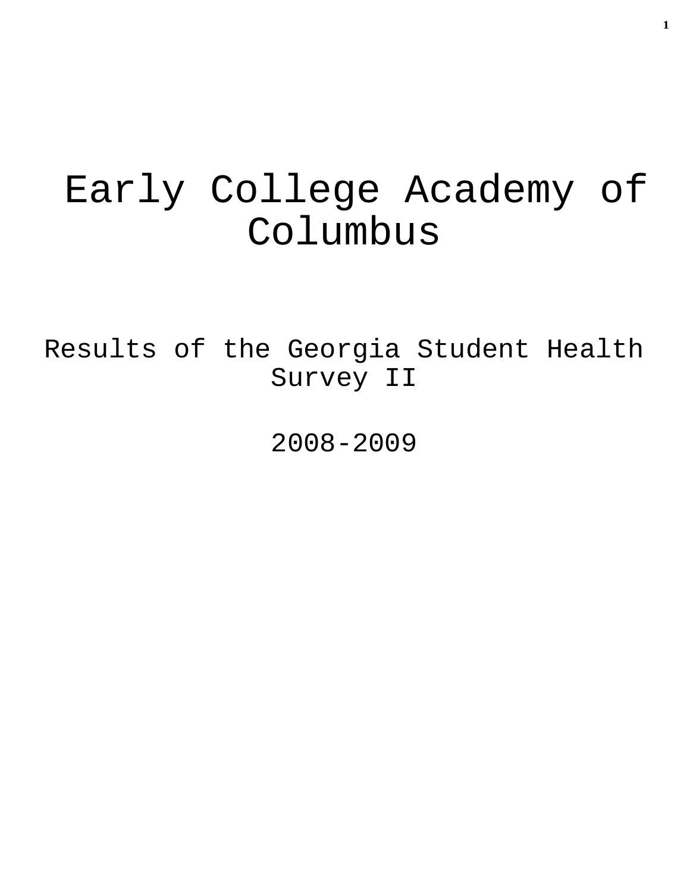# Early College Academy of Columbus

Results of the Georgia Student Health Survey II

2008-2009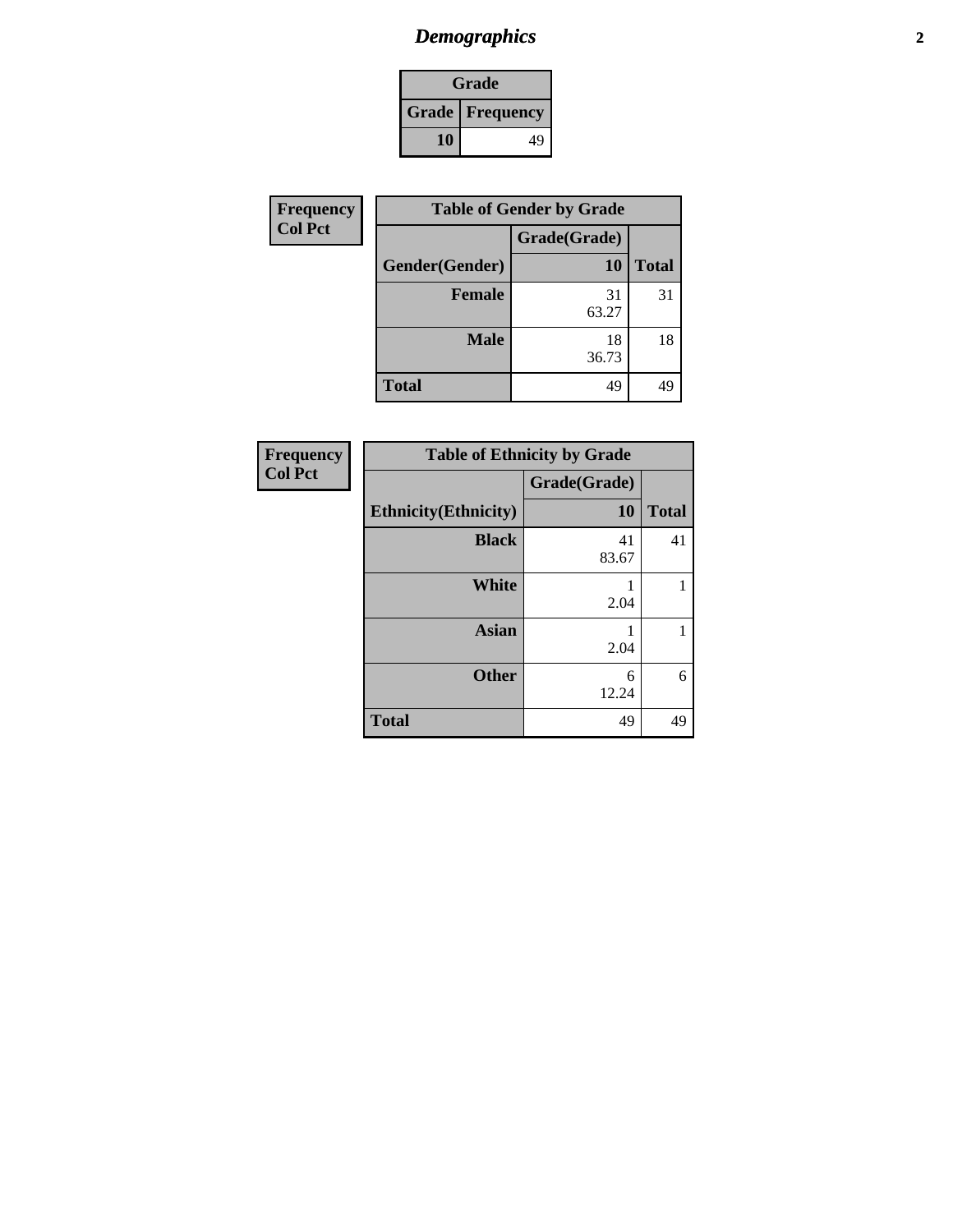# *Demographics*

| Grade | |
|---|---|
| **Grade** | **Frequency** |
| **10** | 49 |

| Frequency Col Pct |
|---|

| Table of Gender by Grade | | |
|---|---|---|
| | Grade(Grade) | |
| Gender(Gender) | 10 | Total |
| **Female** | 31<br>63.27 | 31 |
| **Male** | 18<br>36.73 | 18 |
| **Total** | 49 | 49 |

| Frequency Col Pct |
|---|

| Table of Ethnicity by Grade | | |
|---|---|---|
| | Grade(Grade) | |
| Ethnicity(Ethnicity) | 10 | Total |
| **Black** | 41<br>83.67 | 41 |
| **White** | 1<br>2.04 | 1 |
| **Asian** | 1<br>2.04 | 1 |
| **Other** | 6<br>12.24 | 6 |
| **Total** | 49 | 49 |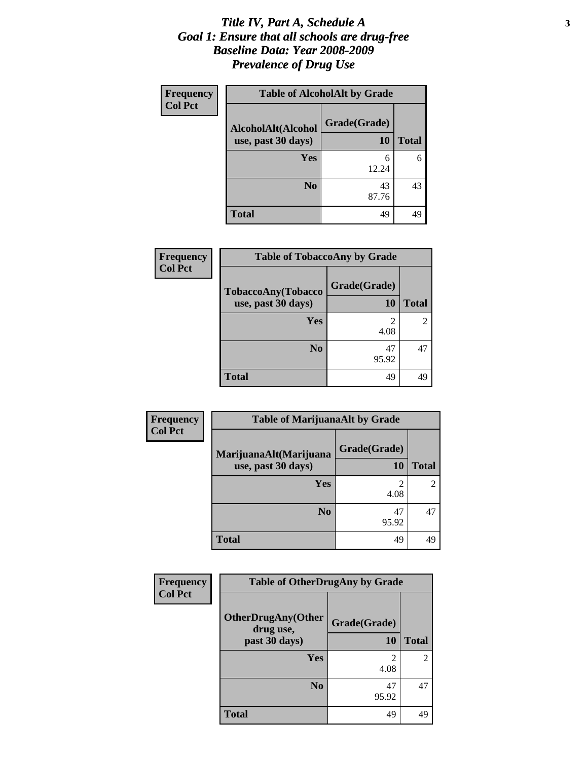# *Title IV, Part A, Schedule A*
# *Goal 1: Ensure that all schools are drug-free*
# *Baseline Data: Year 2008-2009*
# *Prevalence of Drug Use*

**Frequency**
**Col Pct**

| Table of AlcoholAlt by Grade | | |
|---|---|---|
| **AlcoholAlt(Alcohol use, past 30 days)** | **Grade(Grade)** | |
| | **10** | **Total** |
| **Yes** | 6<br>12.24 | 6 |
| **No** | 43<br>87.76 | 43 |
| **Total** | 49 | 49 |

**Frequency**
**Col Pct**

| Table of TobaccoAny by Grade | | |
|---|---|---|
| **TobaccoAny(Tobacco use, past 30 days)** | **Grade(Grade)** | |
| | **10** | **Total** |
| **Yes** | 2<br>4.08 | 2 |
| **No** | 47<br>95.92 | 47 |
| **Total** | 49 | 49 |

**Frequency**
**Col Pct**

| Table of MarijuanaAlt by Grade | | |
|---|---|---|
| **MarijuanaAlt(Marijuana use, past 30 days)** | **Grade(Grade)** | |
| | **10** | **Total** |
| **Yes** | 2<br>4.08 | 2 |
| **No** | 47<br>95.92 | 47 |
| **Total** | 49 | 49 |

**Frequency**
**Col Pct**

| Table of OtherDrugAny by Grade | | |
|---|---|---|
| **OtherDrugAny(Other drug use, past 30 days)** | **Grade(Grade)** | |
| | **10** | **Total** |
| **Yes** | 2<br>4.08 | 2 |
| **No** | 47<br>95.92 | 47 |
| **Total** | 49 | 49 |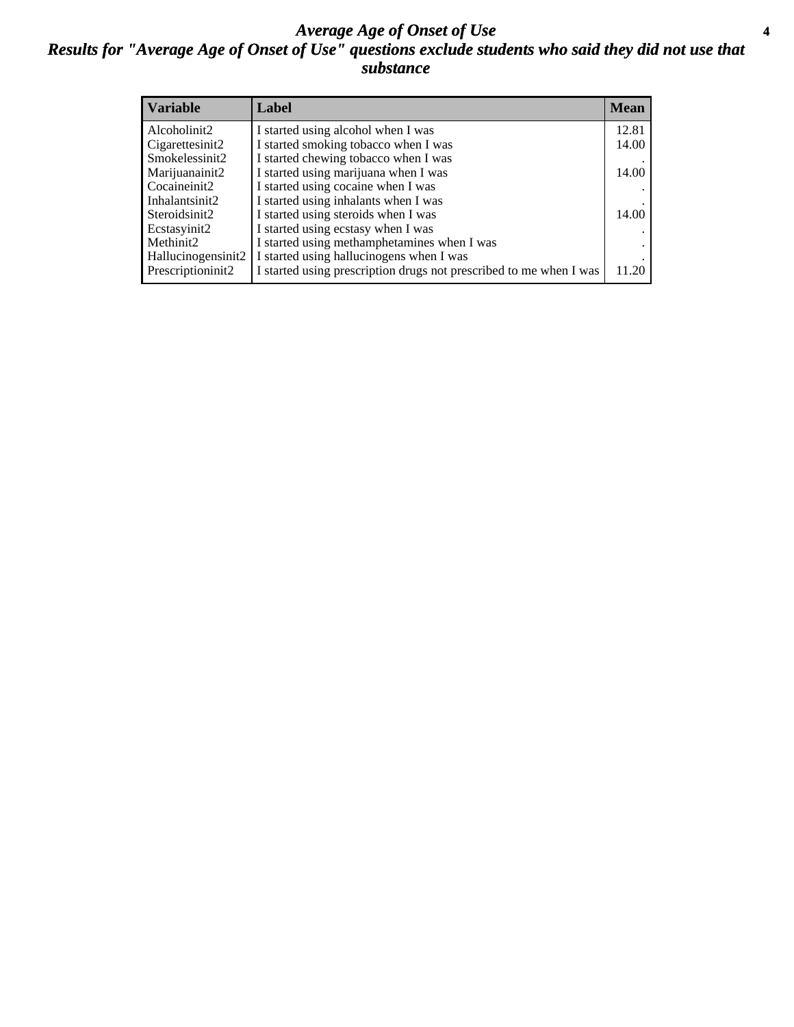# *Average Age of Onset of Use*

## *Results for "Average Age of Onset of Use" questions exclude students who said they did not use that substance*

| Variable | Label | Mean |
|---|---|---|
| Alcoholinit2 | I started using alcohol when I was | 12.81 |
| Cigarettesinit2 | I started smoking tobacco when I was | 14.00 |
| Smokelessinit2 | I started chewing tobacco when I was | . |
| Marijuanainit2 | I started using marijuana when I was | 14.00 |
| Cocaineinit2 | I started using cocaine when I was | . |
| Inhalantsinit2 | I started using inhalants when I was | . |
| Steroidsinit2 | I started using steroids when I was | 14.00 |
| Ecstasyinit2 | I started using ecstasy when I was | . |
| Methinit2 | I started using methamphetamines when I was | . |
| Hallucinogensinit2 | I started using hallucinogens when I was | . |
| Prescriptioninit2 | I started using prescription drugs not prescribed to me when I was | 11.20 |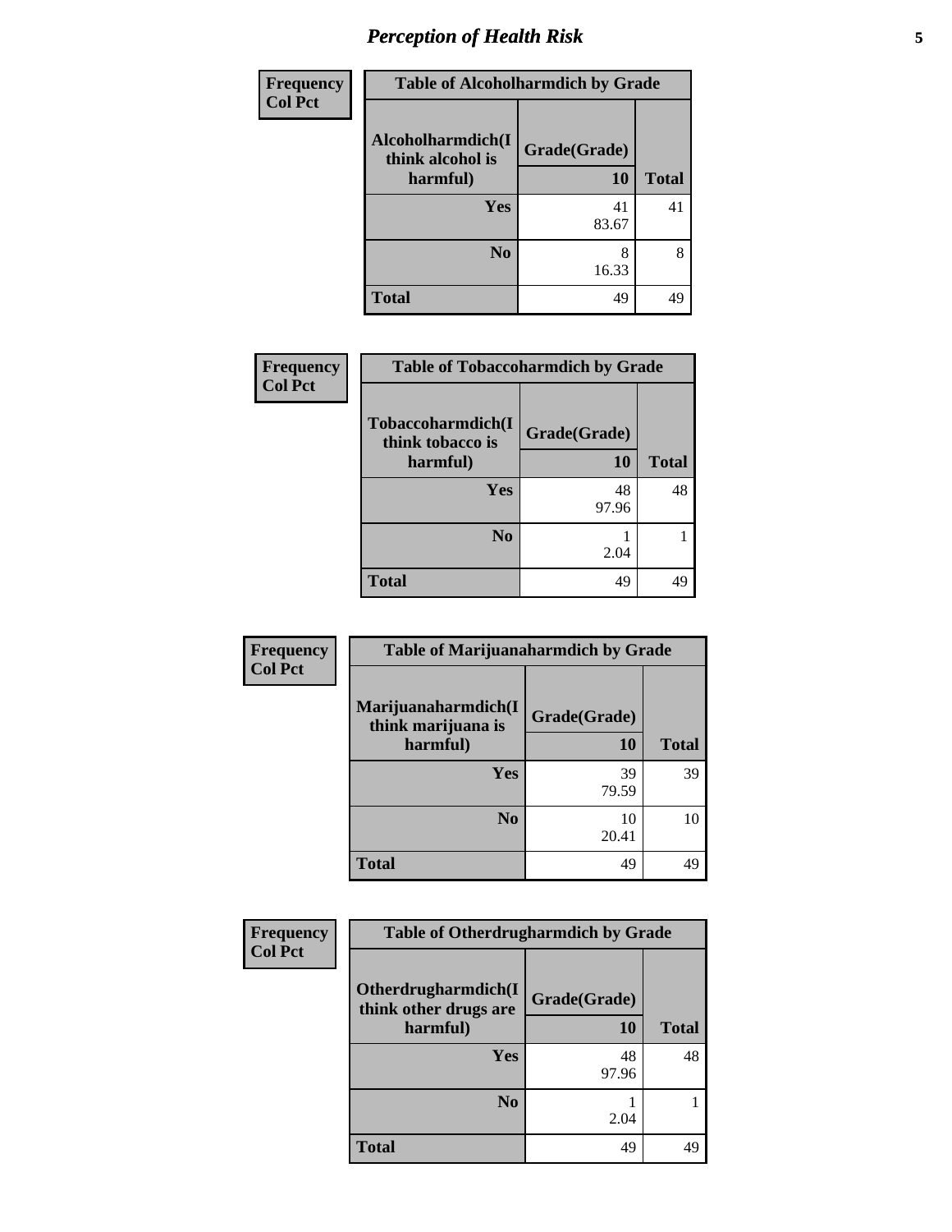# Perception of Health Risk

| Frequency<br>Col Pct | Table of Alcoholharmdich by Grade | |
|---|---|---|
| Alcoholharmdich(I think alcohol is harmful) | Grade(Grade)<br>10 | Total |
| Yes | 41<br>83.67 | 41 |
| No | 8<br>16.33 | 8 |
| Total | 49 | 49 |

| Frequency<br>Col Pct | Table of Tobaccoharmdich by Grade | |
|---|---|---|
| Tobaccoharmdich(I think tobacco is harmful) | Grade(Grade)<br>10 | Total |
| Yes | 48<br>97.96 | 48 |
| No | 1<br>2.04 | 1 |
| Total | 49 | 49 |

| Frequency<br>Col Pct | Table of Marijuanaharmdich by Grade | |
|---|---|---|
| Marijuanaharmdich(I think marijuana is harmful) | Grade(Grade)<br>10 | Total |
| Yes | 39<br>79.59 | 39 |
| No | 10<br>20.41 | 10 |
| Total | 49 | 49 |

| Frequency<br>Col Pct | Table of Otherdrugharmdich by Grade | |
|---|---|---|
| Otherdrugharmdich(I think other drugs are harmful) | Grade(Grade)<br>10 | Total |
| Yes | 48<br>97.96 | 48 |
| No | 1<br>2.04 | 1 |
| Total | 49 | 49 |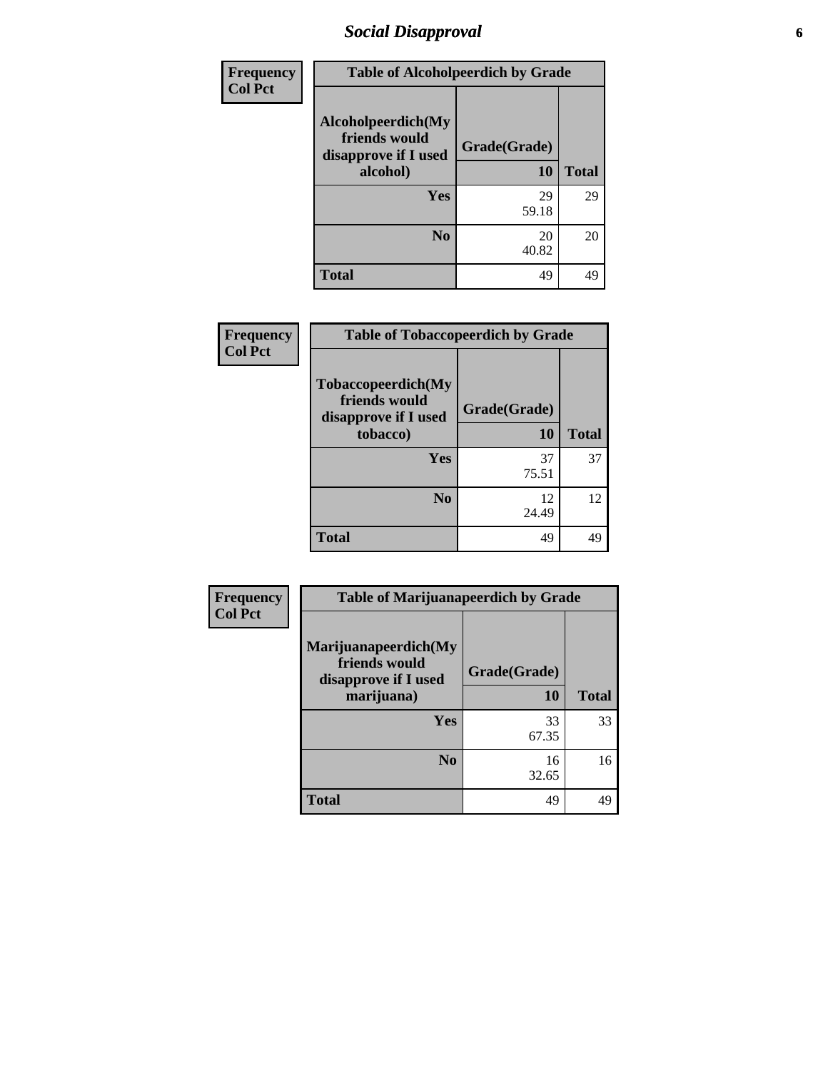# Social Disapproval

| Frequency<br>Col Pct | Table of Alcoholpeerdich by Grade | |
|---|---|---|
| Alcoholpeerdich(My friends would disapprove if I used alcohol) | Grade(Grade) 10 | Total |
| Yes | 29<br>59.18 | 29 |
| No | 20<br>40.82 | 20 |
| Total | 49 | 49 |

| Frequency<br>Col Pct | Table of Tobaccopeerdich by Grade | |
|---|---|---|
| Tobaccopeerdich(My friends would disapprove if I used tobacco) | Grade(Grade) 10 | Total |
| Yes | 37<br>75.51 | 37 |
| No | 12<br>24.49 | 12 |
| Total | 49 | 49 |

| Frequency<br>Col Pct | Table of Marijuanapeerdich by Grade | |
|---|---|---|
| Marijuanapeerdich(My friends would disapprove if I used marijuana) | Grade(Grade) 10 | Total |
| Yes | 33<br>67.35 | 33 |
| No | 16<br>32.65 | 16 |
| Total | 49 | 49 |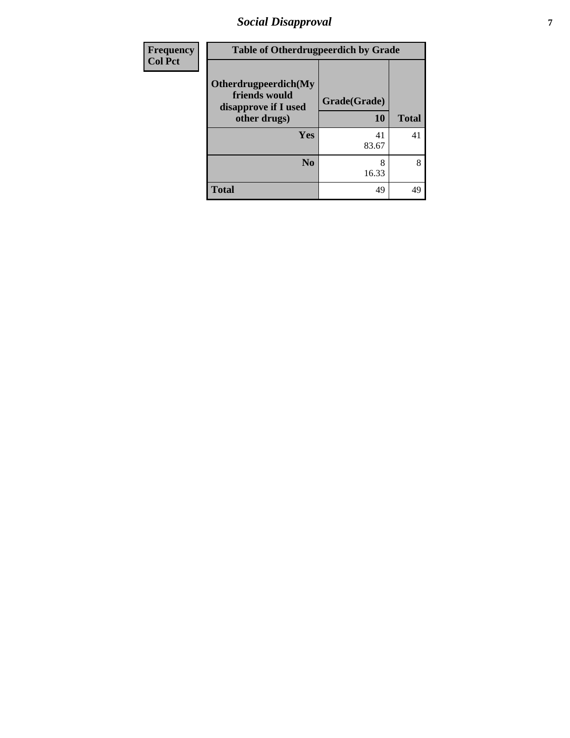## Social Disapproval

| Frequency<br>Col Pct | Table of Otherdrugpeerdich by Grade | |
|---|---|---|
| **Otherdrugpeerdich(My friends would disapprove if I used other drugs)** | **Grade(Grade)**<br>**10** | **Total** |
| **Yes** | 41<br>83.67 | 41 |
| **No** | 8<br>16.33 | 8 |
| **Total** | 49 | 49 |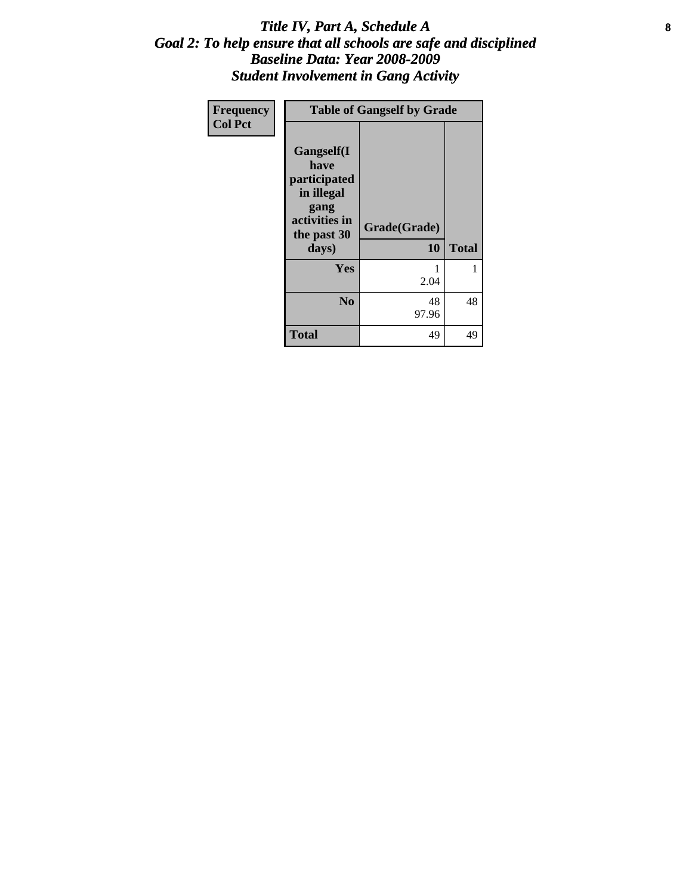# *Title IV, Part A, Schedule A*
## *Goal 2: To help ensure that all schools are safe and disciplined*
## *Baseline Data: Year 2008-2009*
## *Student Involvement in Gang Activity*

| Frequency<br>Col Pct |
|---|

| Table of Gangself by Grade | | |
|---|---|---|
| **Gangself(I have participated in illegal gang activities in the past 30 days)** | **Grade(Grade)** | |
| | **10** | **Total** |
| **Yes** | 1<br>2.04 | 1 |
| **No** | 48<br>97.96 | 48 |
| **Total** | 49 | 49 |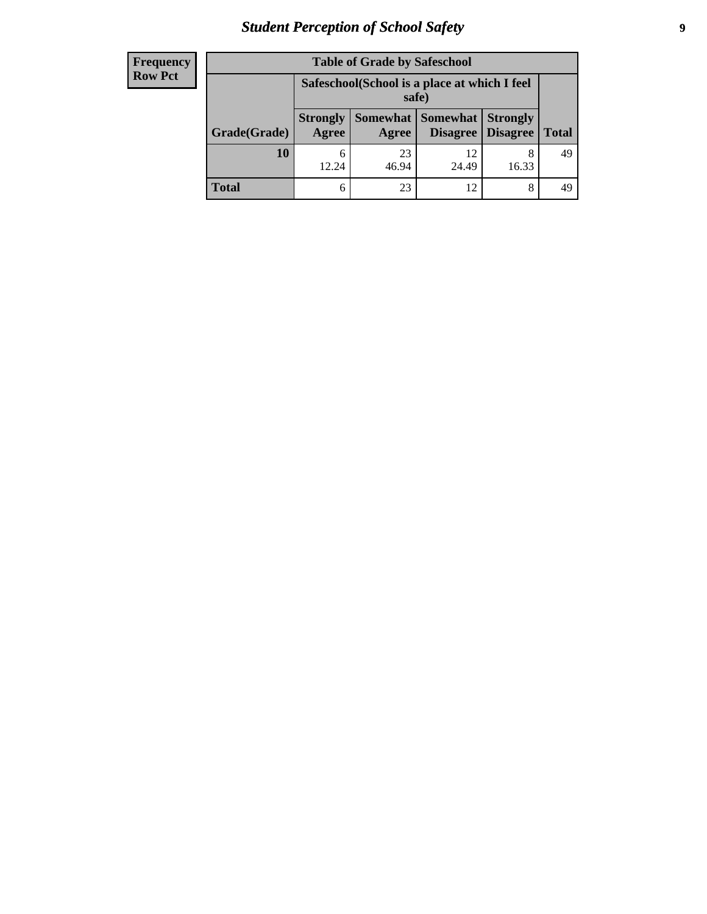# Student Perception of School Safety

| Frequency Row Pct | Table of Grade by Safeschool | | | | |
|---|---|---|---|---|---|
| | Safeschool(School is a place at which I feel safe) | | | | |
| Grade(Grade) | Strongly Agree | Somewhat Agree | Somewhat Disagree | Strongly Disagree | Total |
| 10 | 6<br>12.24 | 23<br>46.94 | 12<br>24.49 | 8<br>16.33 | 49 |
| Total | 6 | 23 | 12 | 8 | 49 |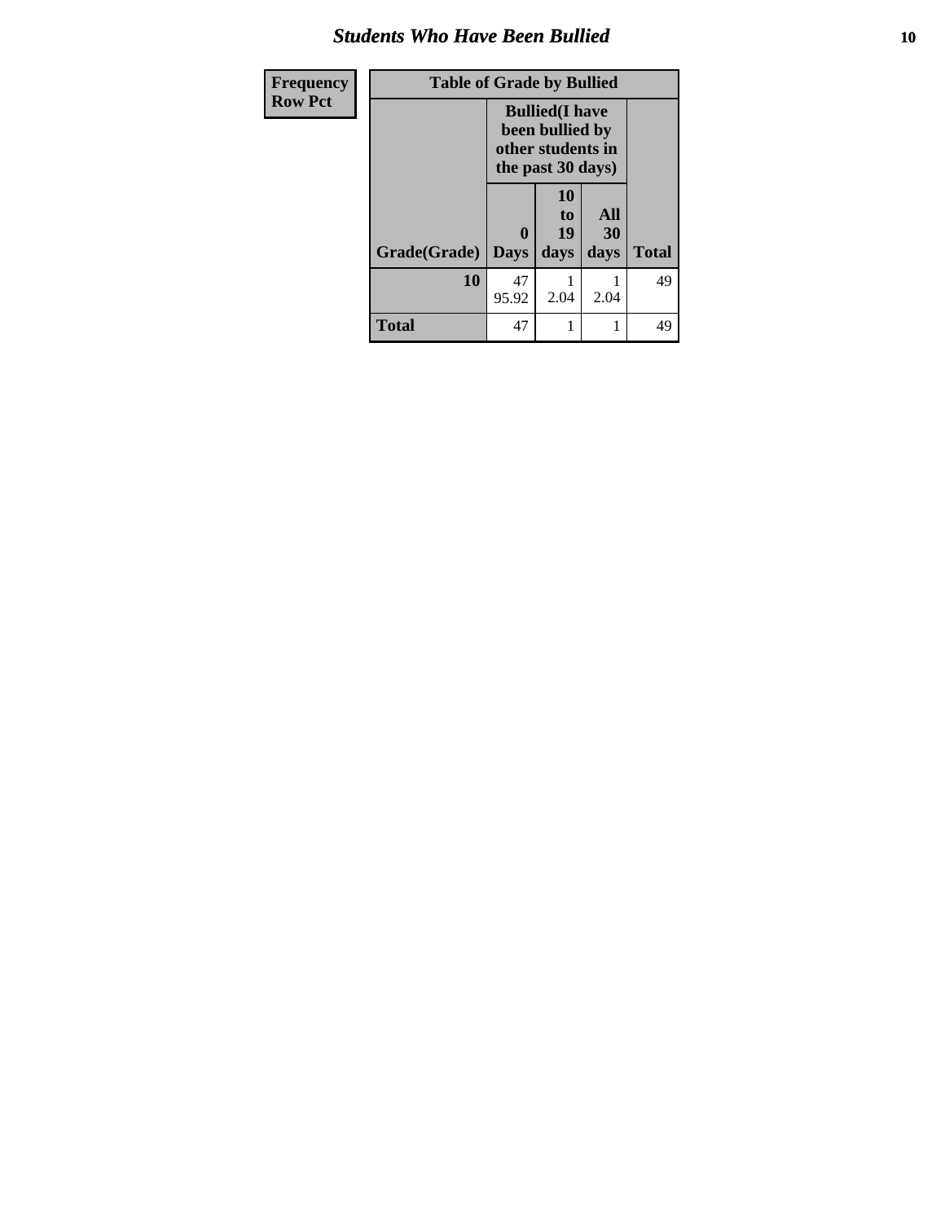## Students Who Have Been Bullied

| Frequency<br>Row Pct |
|---|

**Table of Grade by Bullied**

| Grade(Grade) | Bullied(I have been bullied by other students in the past 30 days) | | | Total |
|---|---|---|---|---|
| | 0 Days | 10 to 19 days | All 30 days | |
| **10** | 47<br>95.92 | 1<br>2.04 | 1<br>2.04 | 49 |
| **Total** | 47 | 1 | 1 | 49 |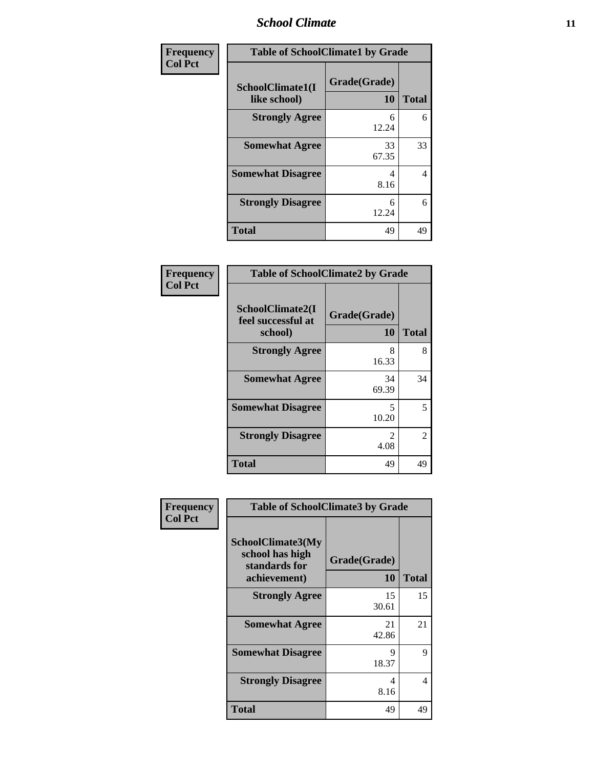| Frequency<br>Col Pct | Table of SchoolClimate1 by Grade | |
|---|---|---|
| SchoolClimate1(I like school) | Grade(Grade)<br>10 | Total |
| Strongly Agree | 6<br>12.24 | 6 |
| Somewhat Agree | 33<br>67.35 | 33 |
| Somewhat Disagree | 4<br>8.16 | 4 |
| Strongly Disagree | 6<br>12.24 | 6 |
| Total | 49 | 49 |

| Frequency<br>Col Pct | Table of SchoolClimate2 by Grade | |
|---|---|---|
| SchoolClimate2(I feel successful at school) | Grade(Grade)<br>10 | Total |
| Strongly Agree | 8<br>16.33 | 8 |
| Somewhat Agree | 34<br>69.39 | 34 |
| Somewhat Disagree | 5<br>10.20 | 5 |
| Strongly Disagree | 2<br>4.08 | 2 |
| Total | 49 | 49 |

| Frequency<br>Col Pct | Table of SchoolClimate3 by Grade | |
|---|---|---|
| SchoolClimate3(My school has high standards for achievement) | Grade(Grade)<br>10 | Total |
| Strongly Agree | 15<br>30.61 | 15 |
| Somewhat Agree | 21<br>42.86 | 21 |
| Somewhat Disagree | 9<br>18.37 | 9 |
| Strongly Disagree | 4<br>8.16 | 4 |
| Total | 49 | 49 |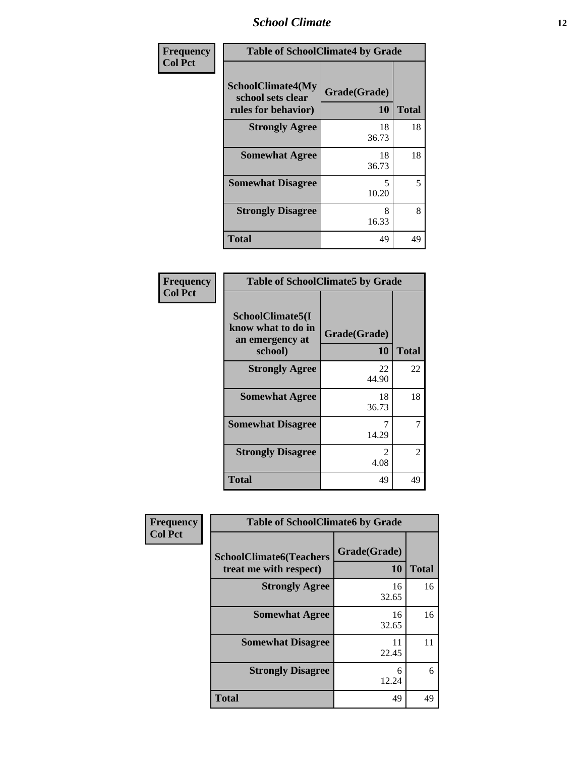| Frequency<br>Col Pct | Table of SchoolClimate4 by Grade | |
|---|---|---|
| SchoolClimate4(My school sets clear rules for behavior) | Grade(Grade)<br>10 | Total |
| Strongly Agree | 18<br>36.73 | 18 |
| Somewhat Agree | 18<br>36.73 | 18 |
| Somewhat Disagree | 5<br>10.20 | 5 |
| Strongly Disagree | 8<br>16.33 | 8 |
| Total | 49 | 49 |

| Frequency<br>Col Pct | Table of SchoolClimate5 by Grade | |
|---|---|---|
| SchoolClimate5(I know what to do in an emergency at school) | Grade(Grade)<br>10 | Total |
| Strongly Agree | 22<br>44.90 | 22 |
| Somewhat Agree | 18<br>36.73 | 18 |
| Somewhat Disagree | 7<br>14.29 | 7 |
| Strongly Disagree | 2<br>4.08 | 2 |
| Total | 49 | 49 |

| Frequency<br>Col Pct | Table of SchoolClimate6 by Grade | |
|---|---|---|
| SchoolClimate6(Teachers treat me with respect) | Grade(Grade)<br>10 | Total |
| Strongly Agree | 16<br>32.65 | 16 |
| Somewhat Agree | 16<br>32.65 | 16 |
| Somewhat Disagree | 11<br>22.45 | 11 |
| Strongly Disagree | 6<br>12.24 | 6 |
| Total | 49 | 49 |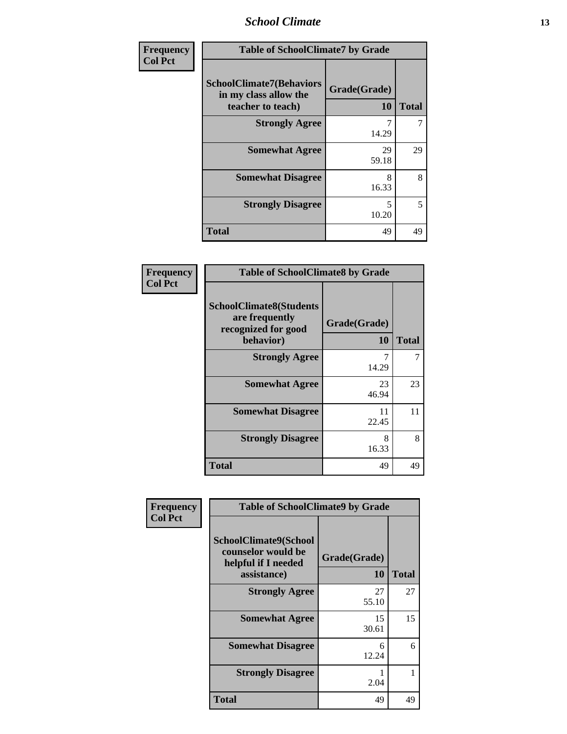| Frequency<br>Col Pct | Table of SchoolClimate7 by Grade | | |
|---|---|---|---|
| | SchoolClimate7(Behaviors in my class allow the teacher to teach) | Grade(Grade)<br>10 | Total |
| | Strongly Agree | 7<br>14.29 | 7 |
| | Somewhat Agree | 29<br>59.18 | 29 |
| | Somewhat Disagree | 8<br>16.33 | 8 |
| | Strongly Disagree | 5<br>10.20 | 5 |
| | Total | 49 | 49 |

| Frequency<br>Col Pct | Table of SchoolClimate8 by Grade | | |
|---|---|---|---|
| | SchoolClimate8(Students are frequently recognized for good behavior) | Grade(Grade)<br>10 | Total |
| | Strongly Agree | 7<br>14.29 | 7 |
| | Somewhat Agree | 23<br>46.94 | 23 |
| | Somewhat Disagree | 11<br>22.45 | 11 |
| | Strongly Disagree | 8<br>16.33 | 8 |
| | Total | 49 | 49 |

| Frequency<br>Col Pct | Table of SchoolClimate9 by Grade | | |
|---|---|---|---|
| | SchoolClimate9(School counselor would be helpful if I needed assistance) | Grade(Grade)<br>10 | Total |
| | Strongly Agree | 27<br>55.10 | 27 |
| | Somewhat Agree | 15<br>30.61 | 15 |
| | Somewhat Disagree | 6<br>12.24 | 6 |
| | Strongly Disagree | 1<br>2.04 | 1 |
| | Total | 49 | 49 |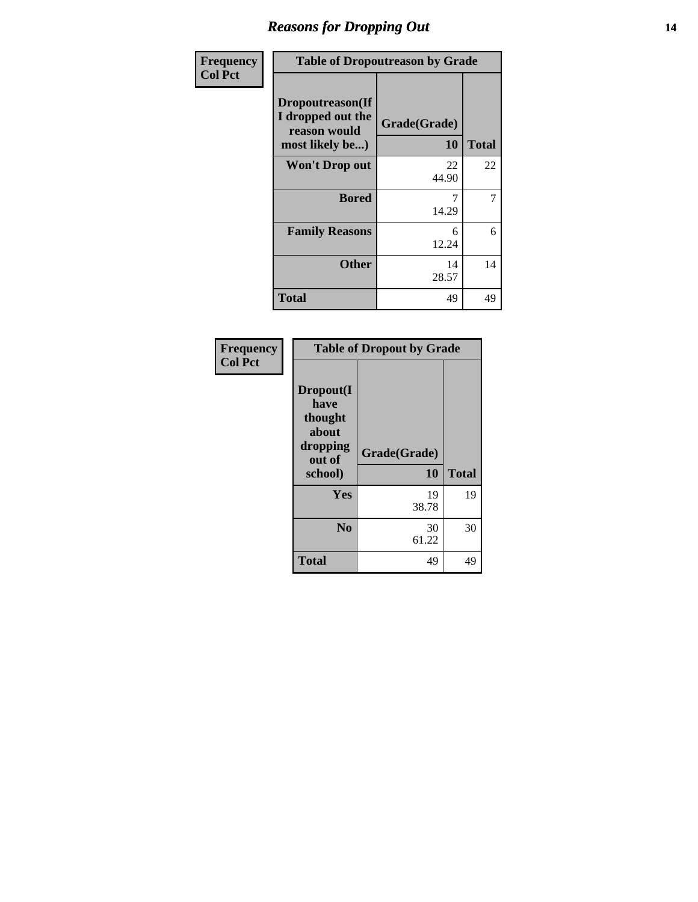## Reasons for Dropping Out

| Frequency<br>Col Pct | Table of Dropoutreason by Grade | |
|---|---|---|
| **Dropoutreason(If I dropped out the reason would most likely be...)** | **Grade(Grade)**<br>**10** | **Total** |
| **Won't Drop out** | 22<br>44.90 | 22 |
| **Bored** | 7<br>14.29 | 7 |
| **Family Reasons** | 6<br>12.24 | 6 |
| **Other** | 14<br>28.57 | 14 |
| **Total** | 49 | 49 |

| Frequency<br>Col Pct | Table of Dropout by Grade | |
|---|---|---|
| **Dropout(I have thought about dropping out of school)** | **Grade(Grade)**<br>**10** | **Total** |
| **Yes** | 19<br>38.78 | 19 |
| **No** | 30<br>61.22 | 30 |
| **Total** | 49 | 49 |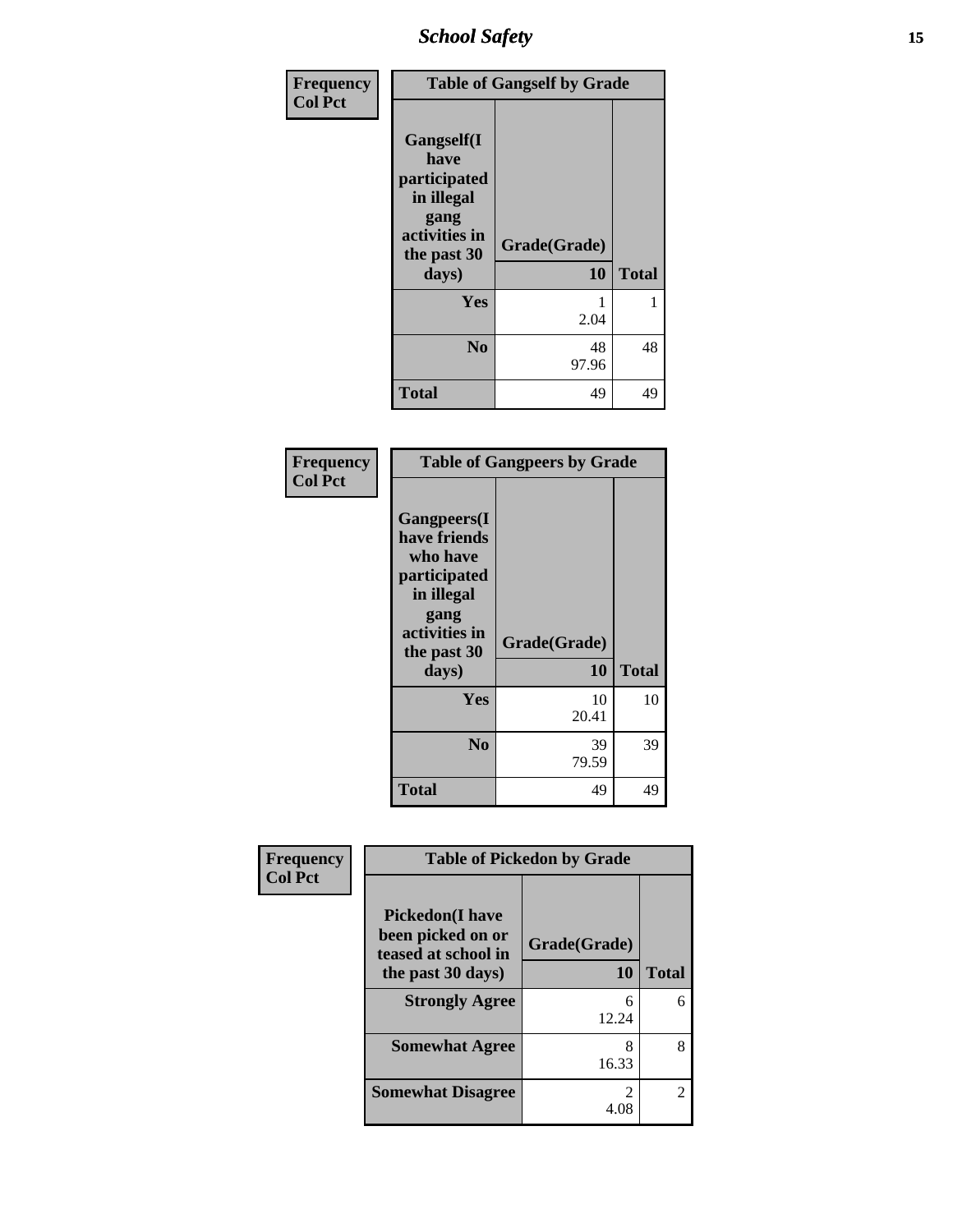## School Safety

| Frequency Col Pct | Table of Gangself by Grade | |
|---|---|---|
| | Grade(Grade) | |
| Gangself(I have participated in illegal gang activities in the past 30 days) | 10 | Total |
| Yes | 1<br>2.04 | 1 |
| No | 48<br>97.96 | 48 |
| Total | 49 | 49 |

| Frequency Col Pct | Table of Gangpeers by Grade | |
|---|---|---|
| | Grade(Grade) | |
| Gangpeers(I have friends who have participated in illegal gang activities in the past 30 days) | 10 | Total |
| Yes | 10<br>20.41 | 10 |
| No | 39<br>79.59 | 39 |
| Total | 49 | 49 |

| Frequency Col Pct | Table of Pickedon by Grade | |
|---|---|---|
| | Grade(Grade) | |
| Pickedon(I have been picked on or teased at school in the past 30 days) | 10 | Total |
| Strongly Agree | 6<br>12.24 | 6 |
| Somewhat Agree | 8<br>16.33 | 8 |
| Somewhat Disagree | 2<br>4.08 | 2 |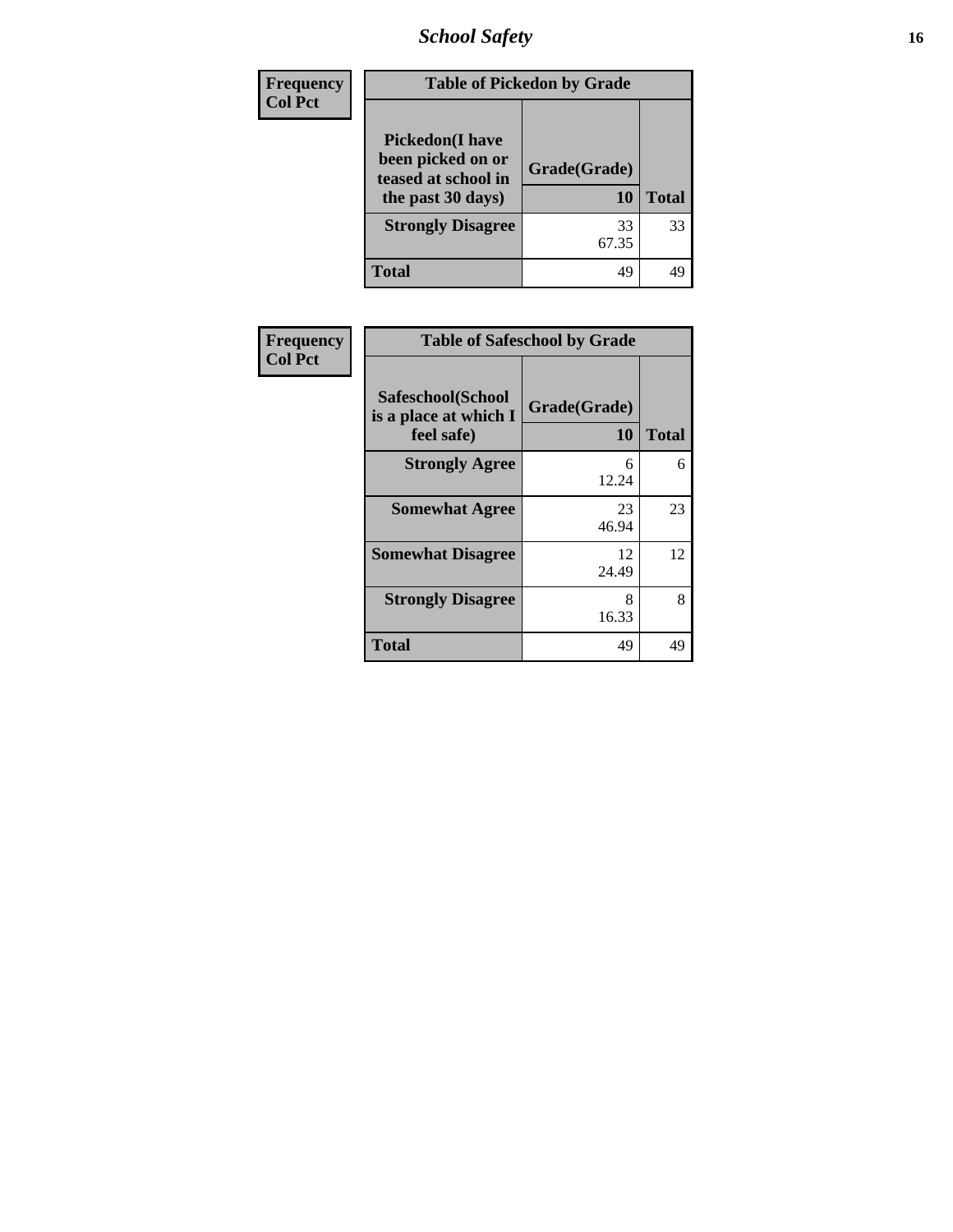| Frequency<br>Col Pct |
|---|

**Table of Pickedon by Grade**

| Pickedon(I have been picked on or teased at school in the past 30 days) | Grade(Grade)<br>10 | Total |
|---|---|---|
| Strongly Disagree | 33<br>67.35 | 33 |
| Total | 49 | 49 |

| Frequency<br>Col Pct |
|---|

**Table of Safeschool by Grade**

| Safeschool(School is a place at which I feel safe) | Grade(Grade)<br>10 | Total |
|---|---|---|
| Strongly Agree | 6<br>12.24 | 6 |
| Somewhat Agree | 23<br>46.94 | 23 |
| Somewhat Disagree | 12<br>24.49 | 12 |
| Strongly Disagree | 8<br>16.33 | 8 |
| Total | 49 | 49 |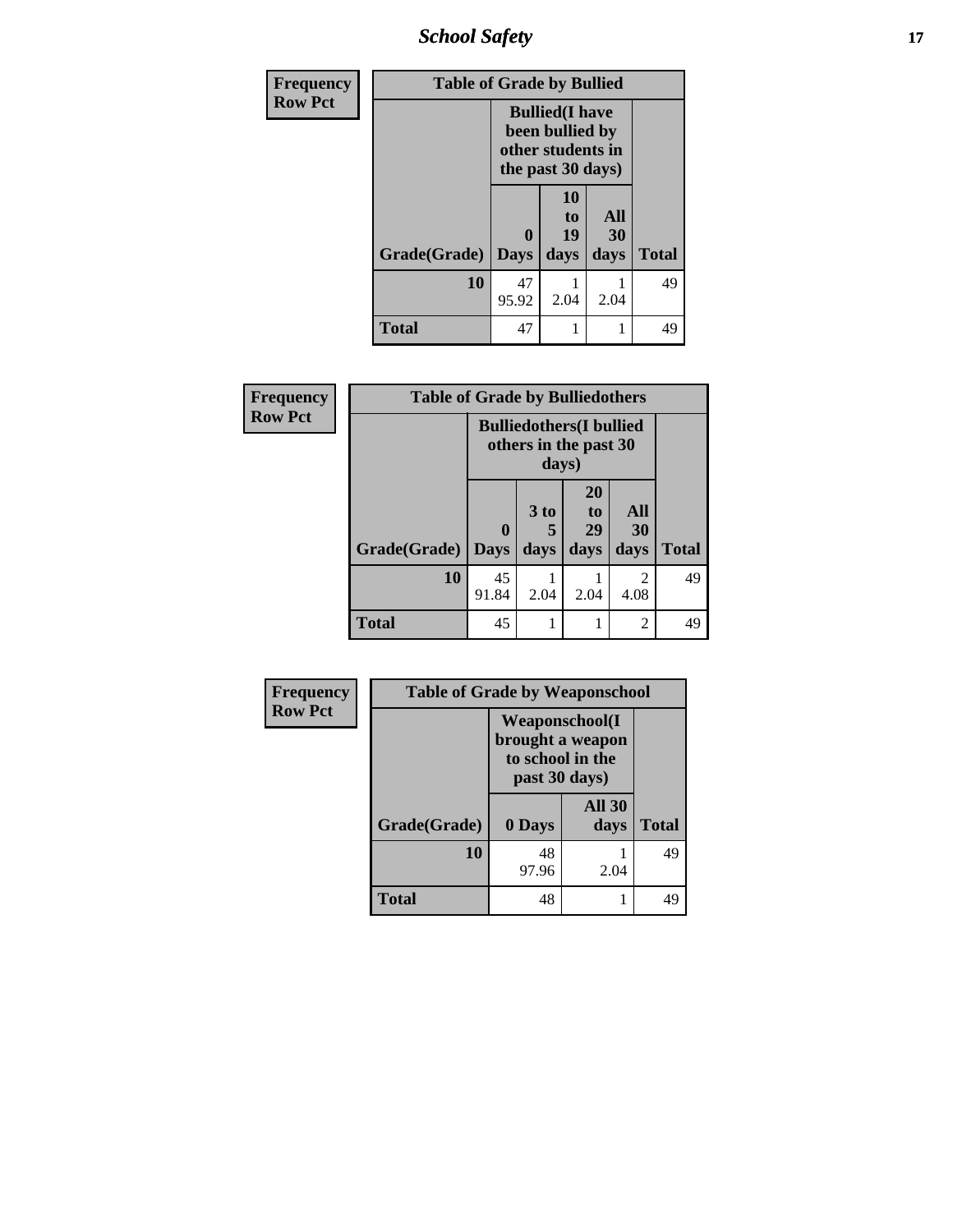# School Safety

| Frequency<br>Row Pct | Table of Grade by Bullied | | | |
|---|---|---|---|---|
| | Bullied(I have been bullied by other students in the past 30 days) | | | |
| Grade(Grade) | 0 Days | 10 to 19 days | All 30 days | Total |
| **10** | 47<br>95.92 | 1<br>2.04 | 1<br>2.04 | 49 |
| **Total** | 47 | 1 | 1 | 49 |

| Frequency<br>Row Pct | Table of Grade by Bulliedothers | | | | |
|---|---|---|---|---|---|
| | Bulliedothers(I bullied others in the past 30 days) | | | | |
| Grade(Grade) | 0 Days | 3 to 5 days | 20 to 29 days | All 30 days | Total |
| **10** | 45<br>91.84 | 1<br>2.04 | 1<br>2.04 | 2<br>4.08 | 49 |
| **Total** | 45 | 1 | 1 | 2 | 49 |

| Frequency<br>Row Pct | Table of Grade by Weaponschool | | |
|---|---|---|---|
| | Weaponschool(I brought a weapon to school in the past 30 days) | | |
| Grade(Grade) | 0 Days | All 30 days | Total |
| **10** | 48<br>97.96 | 1<br>2.04 | 49 |
| **Total** | 48 | 1 | 49 |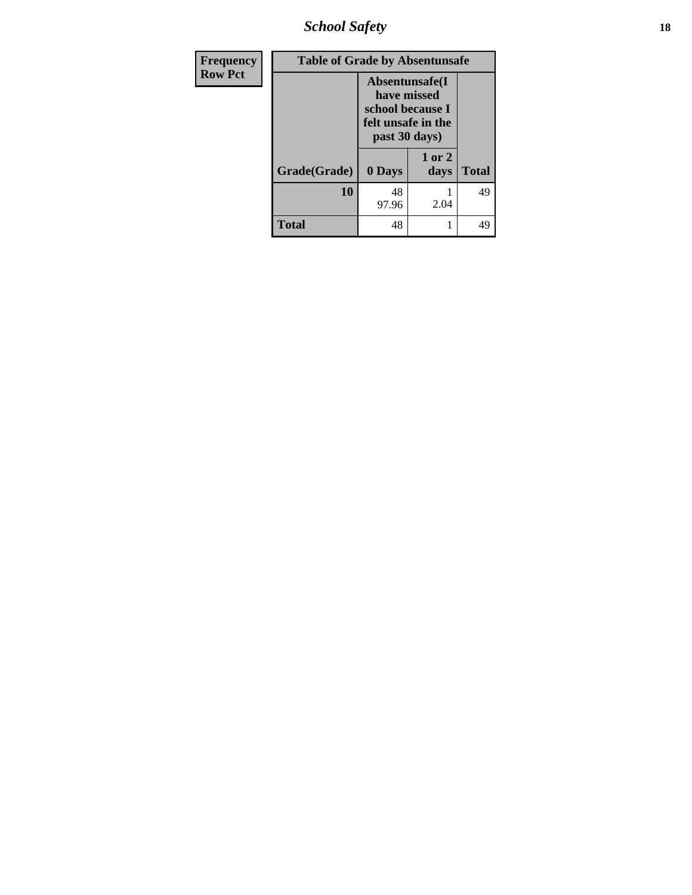| Frequency Row Pct |
|---|

| Table of Grade by Absentunsafe | | | |
|---|---|---|---|
| | Absentunsafe(I have missed school because I felt unsafe in the past 30 days) | | |
| Grade(Grade) | 0 Days | 1 or 2 days | Total |
| 10 | 48<br>97.96 | 1<br>2.04 | 49 |
| Total | 48 | 1 | 49 |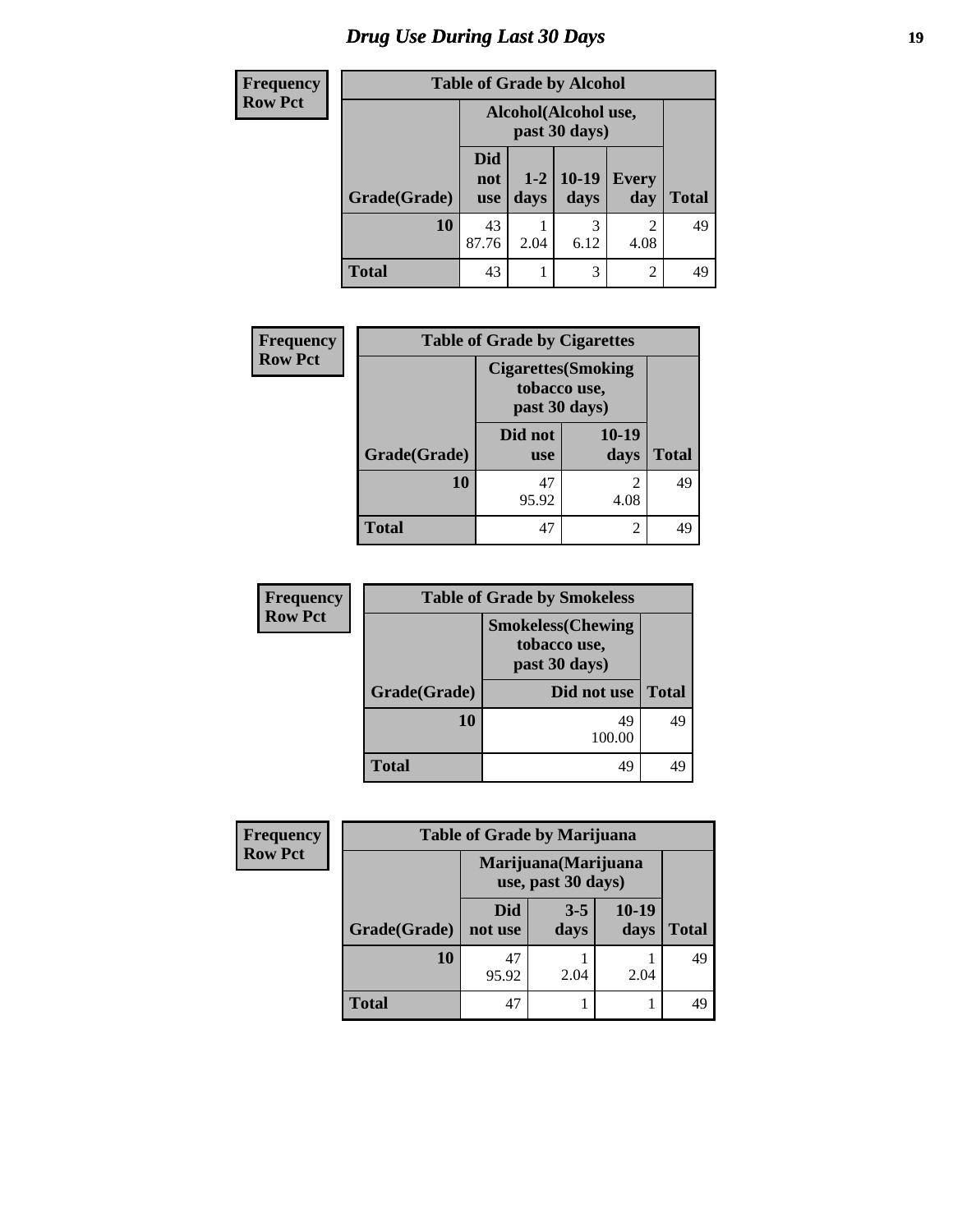# Drug Use During Last 30 Days

| Frequency<br>Row Pct |
|---|

**Table of Grade by Alcohol**

| Grade(Grade) | Alcohol(Alcohol use, past 30 days) | | | | Total |
|---|---|---|---|---|---|
| | Did not use | 1-2 days | 10-19 days | Every day | |
| **10** | 43<br>87.76 | 1<br>2.04 | 3<br>6.12 | 2<br>4.08 | 49 |
| **Total** | 43 | 1 | 3 | 2 | 49 |

| Frequency<br>Row Pct |
|---|

**Table of Grade by Cigarettes**

| Grade(Grade) | Cigarettes(Smoking tobacco use, past 30 days) | | Total |
|---|---|---|---|
| | Did not use | 10-19 days | |
| **10** | 47<br>95.92 | 2<br>4.08 | 49 |
| **Total** | 47 | 2 | 49 |

| Frequency<br>Row Pct |
|---|

**Table of Grade by Smokeless**

| Grade(Grade) | Smokeless(Chewing tobacco use, past 30 days) | Total |
|---|---|---|
| | Did not use | |
| **10** | 49<br>100.00 | 49 |
| **Total** | 49 | 49 |

| Frequency<br>Row Pct |
|---|

**Table of Grade by Marijuana**

| Grade(Grade) | Marijuana(Marijuana use, past 30 days) | | | Total |
|---|---|---|---|---|
| | Did not use | 3-5 days | 10-19 days | |
| **10** | 47<br>95.92 | 1<br>2.04 | 1<br>2.04 | 49 |
| **Total** | 47 | 1 | 1 | 49 |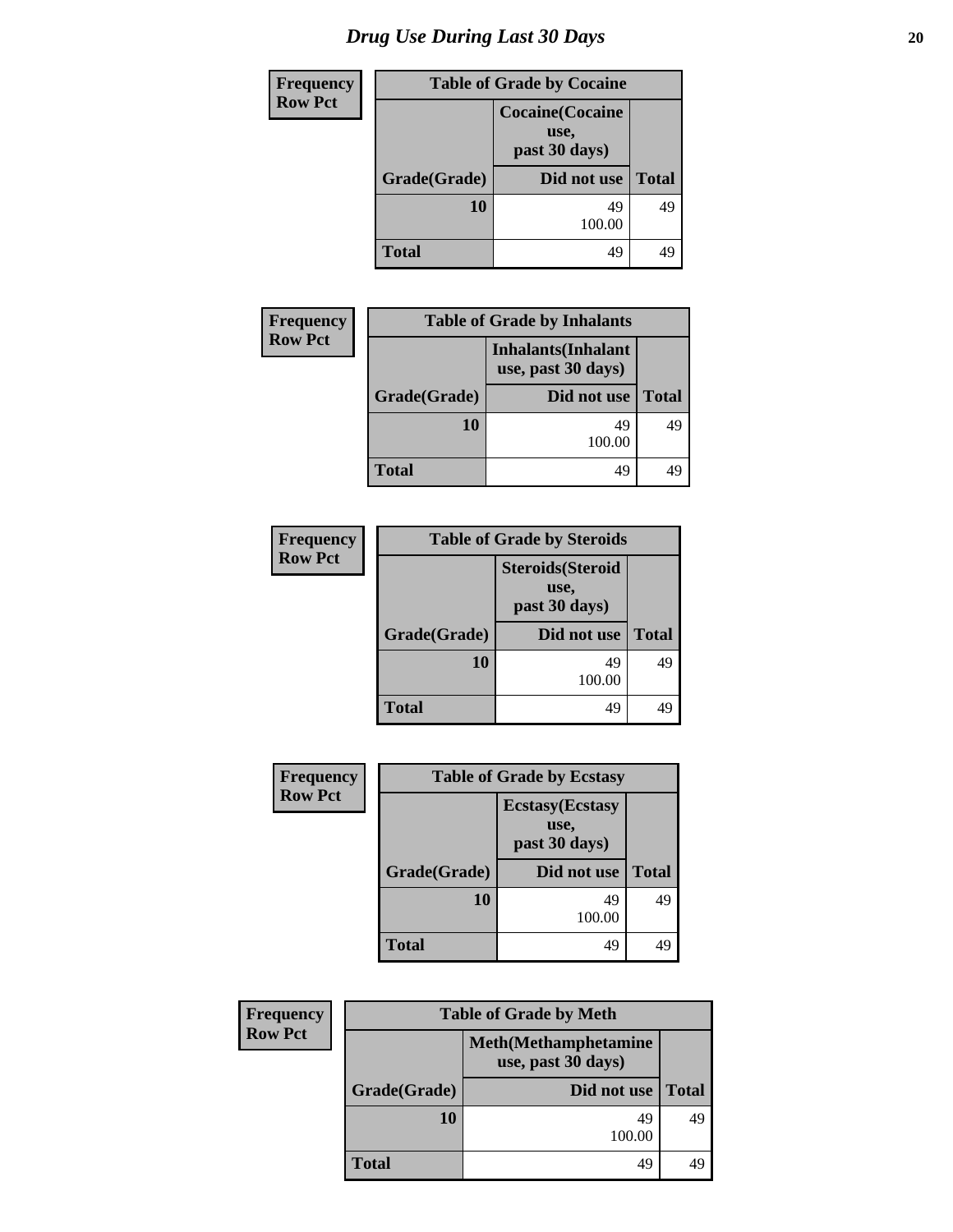# *Drug Use During Last 30 Days*

| Frequency<br>Row Pct |
|---|

| Table of Grade by Cocaine | | |
|---|---|---|
| | Cocaine(Cocaine use, past 30 days) | |
| Grade(Grade) | Did not use | Total |
| **10** | 49<br>100.00 | 49 |
| **Total** | 49 | 49 |

| Frequency<br>Row Pct |
|---|

| Table of Grade by Inhalants | | |
|---|---|---|
| | Inhalants(Inhalant use, past 30 days) | |
| Grade(Grade) | Did not use | Total |
| **10** | 49<br>100.00 | 49 |
| **Total** | 49 | 49 |

| Frequency<br>Row Pct |
|---|

| Table of Grade by Steroids | | |
|---|---|---|
| | Steroids(Steroid use, past 30 days) | |
| Grade(Grade) | Did not use | Total |
| **10** | 49<br>100.00 | 49 |
| **Total** | 49 | 49 |

| Frequency<br>Row Pct |
|---|

| Table of Grade by Ecstasy | | |
|---|---|---|
| | Ecstasy(Ecstasy use, past 30 days) | |
| Grade(Grade) | Did not use | Total |
| **10** | 49<br>100.00 | 49 |
| **Total** | 49 | 49 |

| Frequency<br>Row Pct |
|---|

| Table of Grade by Meth | | |
|---|---|---|
| | Meth(Methamphetamine use, past 30 days) | |
| Grade(Grade) | Did not use | Total |
| **10** | 49<br>100.00 | 49 |
| **Total** | 49 | 49 |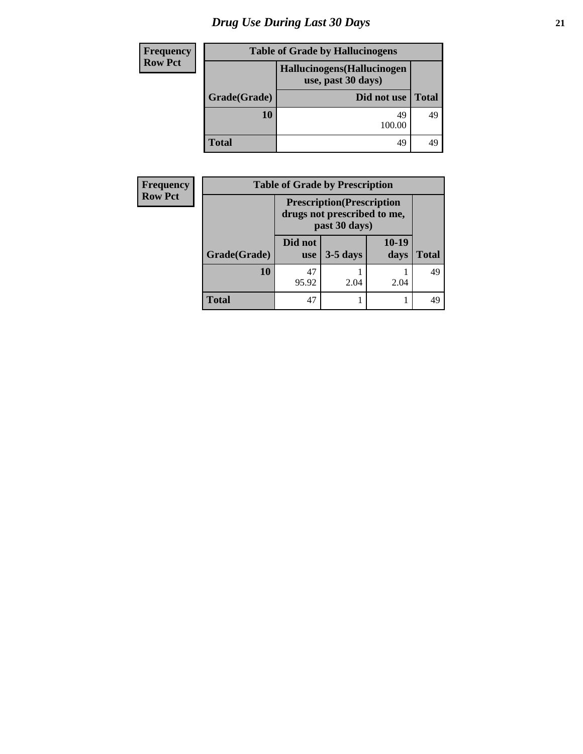# Drug Use During Last 30 Days

**Frequency**
**Row Pct**

| Table of Grade by Hallucinogens | | |
|---|---|---|
| | Hallucinogens(Hallucinogen use, past 30 days) | |
| Grade(Grade) | Did not use | Total |
| 10 | 49<br>100.00 | 49 |
| Total | 49 | 49 |

**Frequency**
**Row Pct**

| Table of Grade by Prescription | | | | |
|---|---|---|---|---|
| | Prescription(Prescription drugs not prescribed to me, past 30 days) | | | |
| Grade(Grade) | Did not use | 3-5 days | 10-19 days | Total |
| 10 | 47<br>95.92 | 1<br>2.04 | 1<br>2.04 | 49 |
| Total | 47 | 1 | 1 | 49 |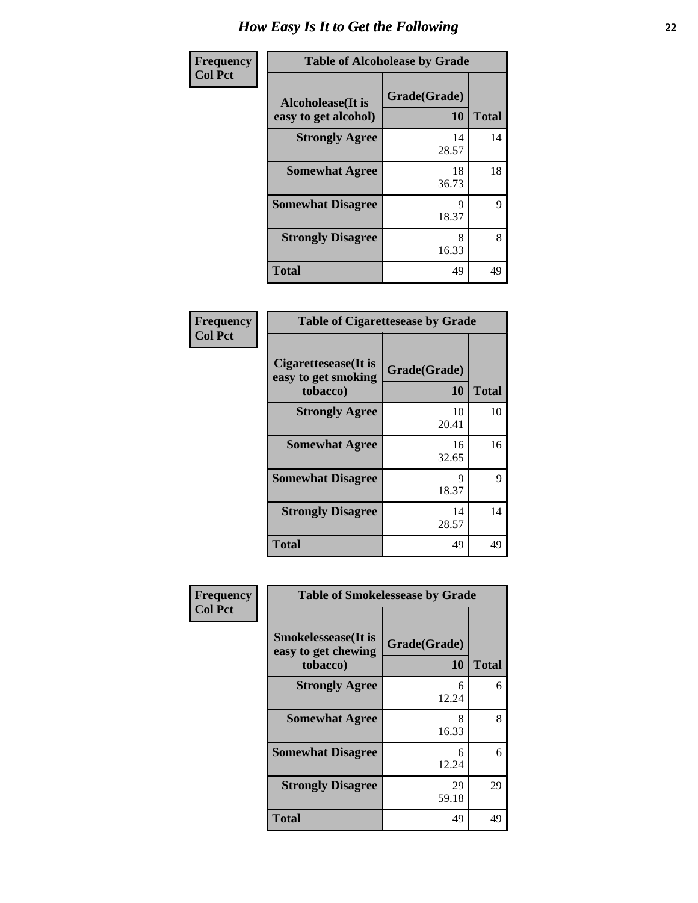# How Easy Is It to Get the Following

**Frequency**
**Col Pct**

**Table of Alcoholease by Grade**

| Alcoholease(It is easy to get alcohol) | Grade(Grade) 10 | Total |
|---|---|---|
| Strongly Agree | 14<br>28.57 | 14 |
| Somewhat Agree | 18<br>36.73 | 18 |
| Somewhat Disagree | 9<br>18.37 | 9 |
| Strongly Disagree | 8<br>16.33 | 8 |
| Total | 49 | 49 |

**Frequency**
**Col Pct**

**Table of Cigarettesease by Grade**

| Cigarettesease(It is easy to get smoking tobacco) | Grade(Grade) 10 | Total |
|---|---|---|
| Strongly Agree | 10<br>20.41 | 10 |
| Somewhat Agree | 16<br>32.65 | 16 |
| Somewhat Disagree | 9<br>18.37 | 9 |
| Strongly Disagree | 14<br>28.57 | 14 |
| Total | 49 | 49 |

**Frequency**
**Col Pct**

**Table of Smokelessease by Grade**

| Smokelessease(It is easy to get chewing tobacco) | Grade(Grade) 10 | Total |
|---|---|---|
| Strongly Agree | 6<br>12.24 | 6 |
| Somewhat Agree | 8<br>16.33 | 8 |
| Somewhat Disagree | 6<br>12.24 | 6 |
| Strongly Disagree | 29<br>59.18 | 29 |
| Total | 49 | 49 |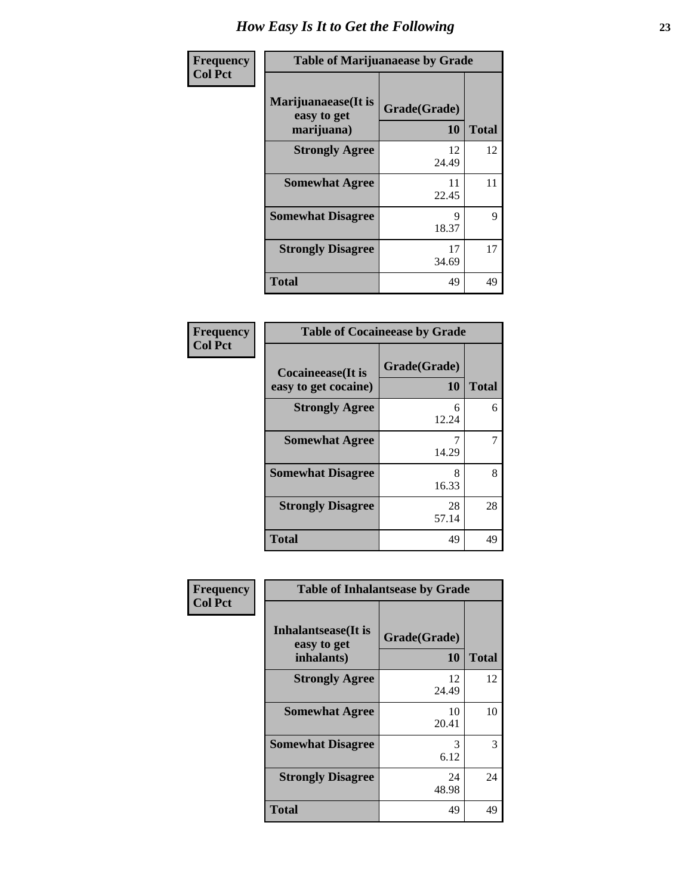# How Easy Is It to Get the Following

**Frequency**
**Col Pct**

**Table of Marijuanaease by Grade**

| Marijuanaease(It is easy to get marijuana) | Grade(Grade) 10 | Total |
|---|---|---|
| **Strongly Agree** | 12<br>24.49 | 12 |
| **Somewhat Agree** | 11<br>22.45 | 11 |
| **Somewhat Disagree** | 9<br>18.37 | 9 |
| **Strongly Disagree** | 17<br>34.69 | 17 |
| **Total** | 49 | 49 |

**Frequency**
**Col Pct**

**Table of Cocaineease by Grade**

| Cocaineease(It is easy to get cocaine) | Grade(Grade) 10 | Total |
|---|---|---|
| **Strongly Agree** | 6<br>12.24 | 6 |
| **Somewhat Agree** | 7<br>14.29 | 7 |
| **Somewhat Disagree** | 8<br>16.33 | 8 |
| **Strongly Disagree** | 28<br>57.14 | 28 |
| **Total** | 49 | 49 |

**Frequency**
**Col Pct**

**Table of Inhalantsease by Grade**

| Inhalantsease(It is easy to get inhalants) | Grade(Grade) 10 | Total |
|---|---|---|
| **Strongly Agree** | 12<br>24.49 | 12 |
| **Somewhat Agree** | 10<br>20.41 | 10 |
| **Somewhat Disagree** | 3<br>6.12 | 3 |
| **Strongly Disagree** | 24<br>48.98 | 24 |
| **Total** | 49 | 49 |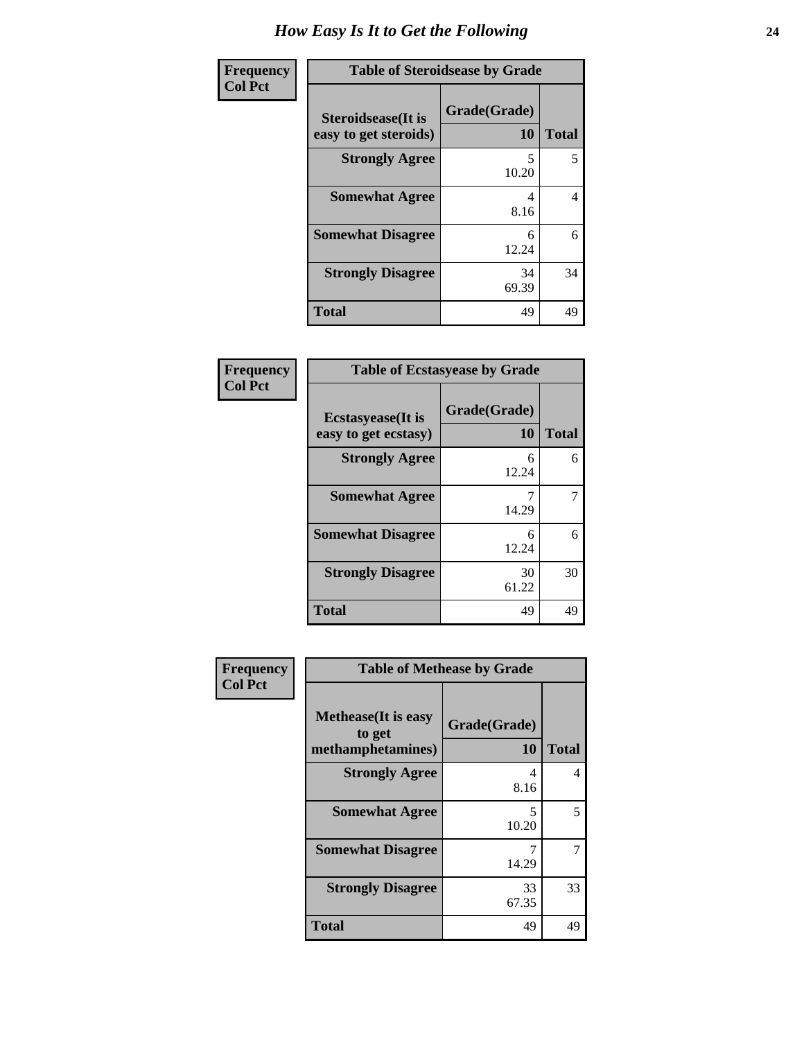# How Easy Is It to Get the Following

**Frequency**
**Col Pct**

**Table of Steroidsease by Grade**

| Steroidsease(It is easy to get steroids) | Grade(Grade) 10 | Total |
|---|---|---|
| **Strongly Agree** | 5<br>10.20 | 5 |
| **Somewhat Agree** | 4<br>8.16 | 4 |
| **Somewhat Disagree** | 6<br>12.24 | 6 |
| **Strongly Disagree** | 34<br>69.39 | 34 |
| **Total** | 49 | 49 |

**Frequency**
**Col Pct**

**Table of Ecstasyease by Grade**

| Ecstasyease(It is easy to get ecstasy) | Grade(Grade) 10 | Total |
|---|---|---|
| **Strongly Agree** | 6<br>12.24 | 6 |
| **Somewhat Agree** | 7<br>14.29 | 7 |
| **Somewhat Disagree** | 6<br>12.24 | 6 |
| **Strongly Disagree** | 30<br>61.22 | 30 |
| **Total** | 49 | 49 |

**Frequency**
**Col Pct**

**Table of Methease by Grade**

| Methease(It is easy to get methamphetamines) | Grade(Grade) 10 | Total |
|---|---|---|
| **Strongly Agree** | 4<br>8.16 | 4 |
| **Somewhat Agree** | 5<br>10.20 | 5 |
| **Somewhat Disagree** | 7<br>14.29 | 7 |
| **Strongly Disagree** | 33<br>67.35 | 33 |
| **Total** | 49 | 49 |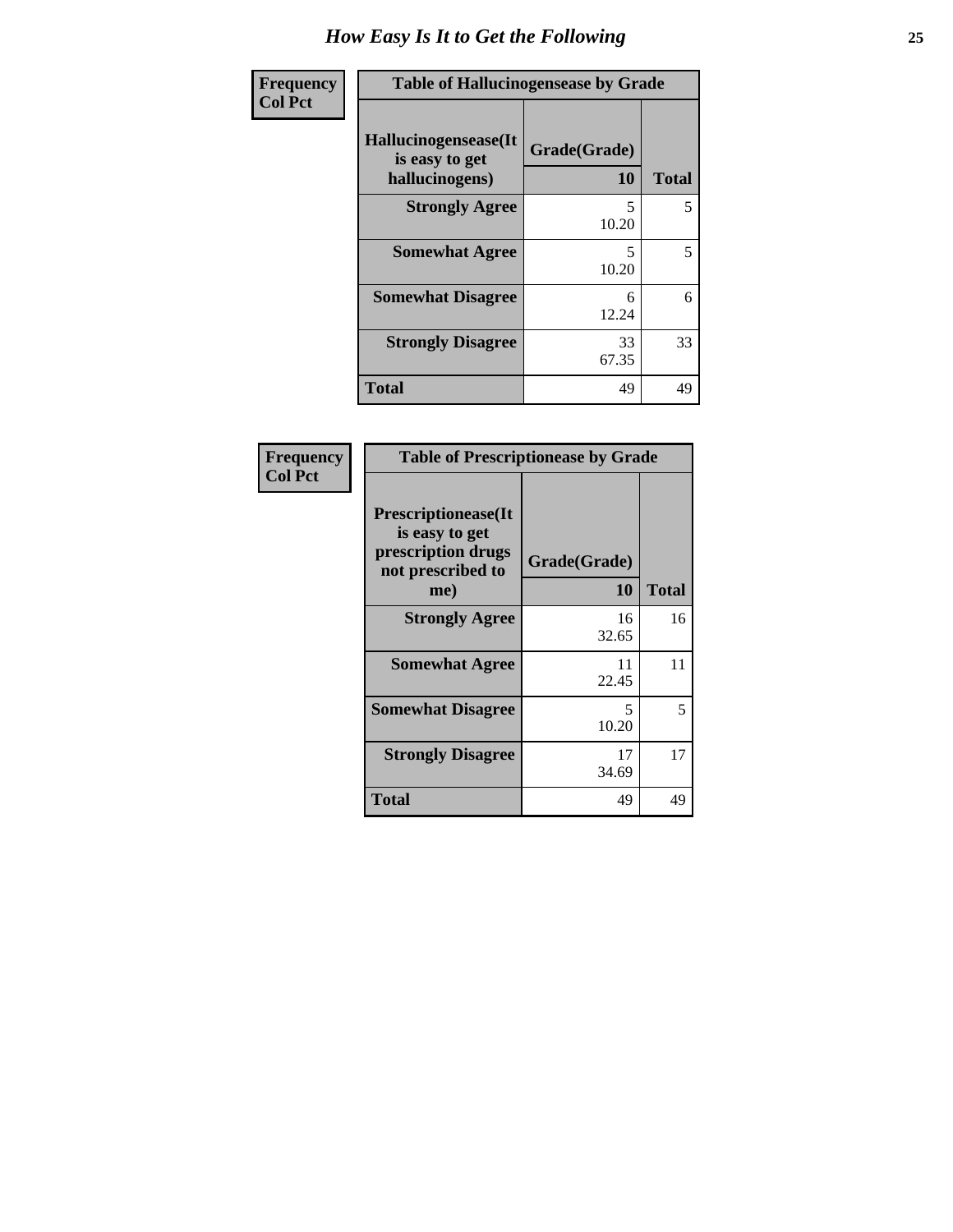# How Easy Is It to Get the Following

**Frequency**
**Col Pct**

**Table of Hallucinogensease by Grade**

| Hallucinogensease(It is easy to get hallucinogens) | Grade(Grade) 10 | Total |
|---|---|---|
| **Strongly Agree** | 5<br>10.20 | 5 |
| **Somewhat Agree** | 5<br>10.20 | 5 |
| **Somewhat Disagree** | 6<br>12.24 | 6 |
| **Strongly Disagree** | 33<br>67.35 | 33 |
| **Total** | 49 | 49 |

**Frequency**
**Col Pct**

**Table of Prescriptionease by Grade**

| Prescriptionease(It is easy to get prescription drugs not prescribed to me) | Grade(Grade) 10 | Total |
|---|---|---|
| **Strongly Agree** | 16<br>32.65 | 16 |
| **Somewhat Agree** | 11<br>22.45 | 11 |
| **Somewhat Disagree** | 5<br>10.20 | 5 |
| **Strongly Disagree** | 17<br>34.69 | 17 |
| **Total** | 49 | 49 |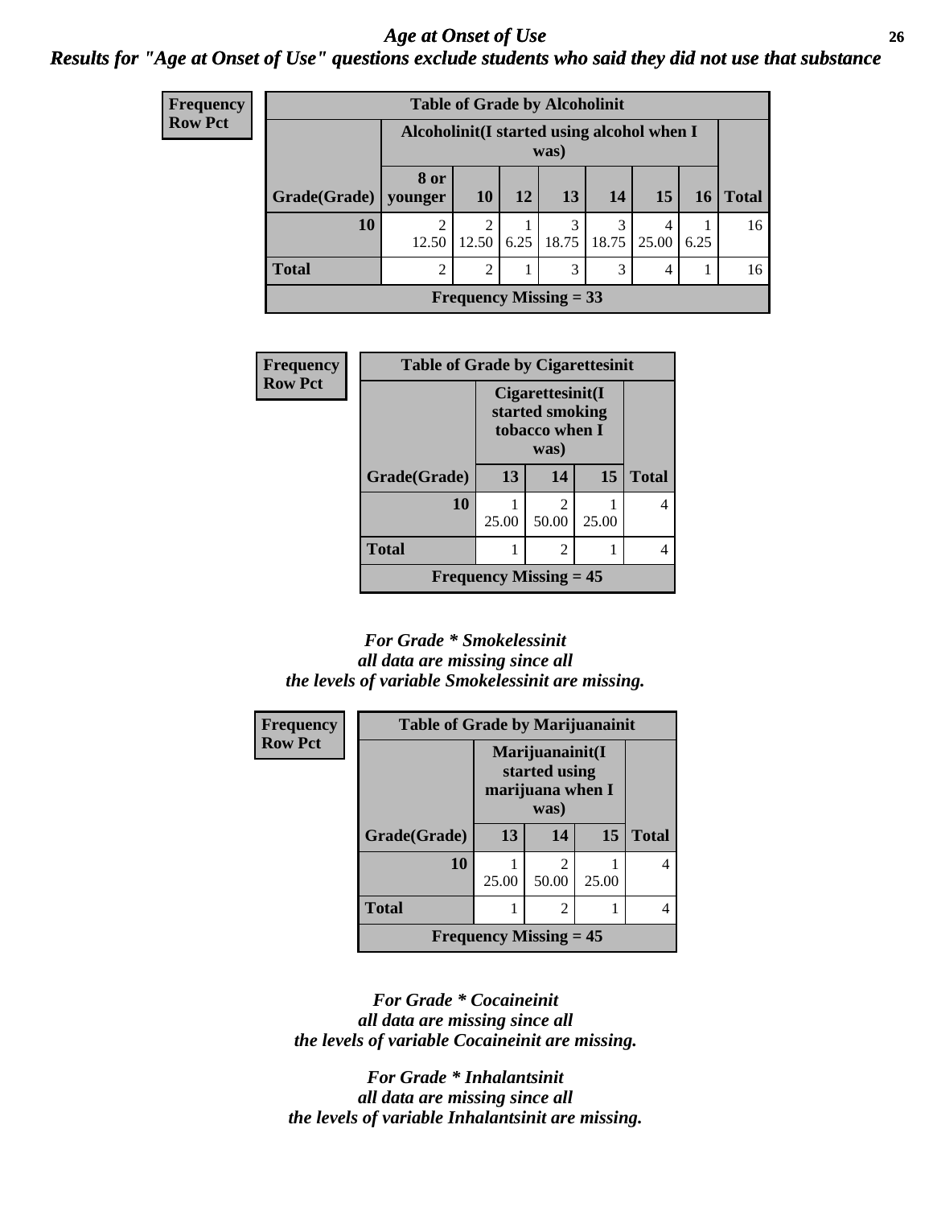## *Age at Onset of Use*

### *Results for "Age at Onset of Use" questions exclude students who said they did not use that substance*

**Frequency**
**Row Pct**

| Table of Grade by Alcoholinit | | | | | | | | |
|---|---|---|---|---|---|---|---|---|
| | Alcoholinit(I started using alcohol when I was) | | | | | | | |
| Grade(Grade) | 8 or younger | 10 | 12 | 13 | 14 | 15 | 16 | Total |
| 10 | 2<br>12.50 | 2<br>12.50 | 1<br>6.25 | 3<br>18.75 | 3<br>18.75 | 4<br>25.00 | 1<br>6.25 | 16 |
| Total | 2 | 2 | 1 | 3 | 3 | 4 | 1 | 16 |
| Frequency Missing = 33 | | | | | | | | |

**Frequency**
**Row Pct**

| Table of Grade by Cigarettesinit | | | | |
|---|---|---|---|---|
| | Cigarettesinit(I started smoking tobacco when I was) | | | |
| Grade(Grade) | 13 | 14 | 15 | Total |
| 10 | 1<br>25.00 | 2<br>50.00 | 1<br>25.00 | 4 |
| Total | 1 | 2 | 1 | 4 |
| Frequency Missing = 45 | | | | |

*For Grade * Smokelessinit*
*all data are missing since all*
*the levels of variable Smokelessinit are missing.*

**Frequency**
**Row Pct**

| Table of Grade by Marijuanainit | | | | |
|---|---|---|---|---|
| | Marijuanainit(I started using marijuana when I was) | | | |
| Grade(Grade) | 13 | 14 | 15 | Total |
| 10 | 1<br>25.00 | 2<br>50.00 | 1<br>25.00 | 4 |
| Total | 1 | 2 | 1 | 4 |
| Frequency Missing = 45 | | | | |

*For Grade * Cocaineinit*
*all data are missing since all*
*the levels of variable Cocaineinit are missing.*

*For Grade * Inhalantsinit*
*all data are missing since all*
*the levels of variable Inhalantsinit are missing.*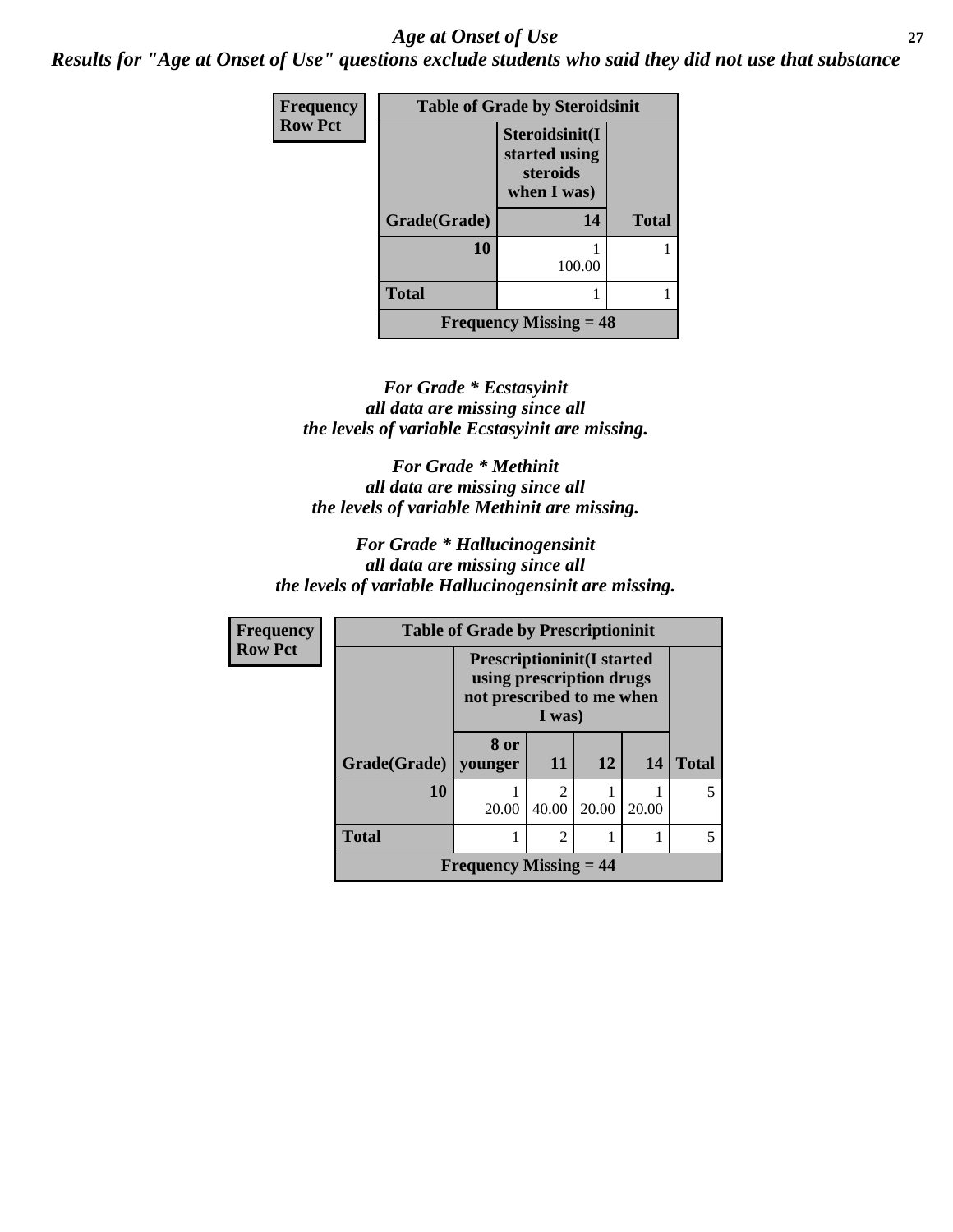## *Age at Onset of Use*

***Results for "Age at Onset of Use" questions exclude students who said they did not use that substance***

| Frequency<br>Row Pct | Table of Grade by Steroidsinit | |
|---|---|---|
| | **Steroidsinit(I started using steroids when I was)** | |
| **Grade(Grade)** | **14** | **Total** |
| **10** | 1<br>100.00 | 1 |
| **Total** | 1 | 1 |
| **Frequency Missing = 48** | | |

*For Grade * Ecstasyinit all data are missing since all the levels of variable Ecstasyinit are missing.*

*For Grade * Methinit all data are missing since all the levels of variable Methinit are missing.*

*For Grade * Hallucinogensinit all data are missing since all the levels of variable Hallucinogensinit are missing.*

| Frequency<br>Row Pct | Table of Grade by Prescriptioninit | | | | |
|---|---|---|---|---|---|
| | **Prescriptioninit(I started using prescription drugs not prescribed to me when I was)** | | | | |
| **Grade(Grade)** | **8 or younger** | **11** | **12** | **14** | **Total** |
| **10** | 1<br>20.00 | 2<br>40.00 | 1<br>20.00 | 1<br>20.00 | 5 |
| **Total** | 1 | 2 | 1 | 1 | 5 |
| **Frequency Missing = 44** | | | | | |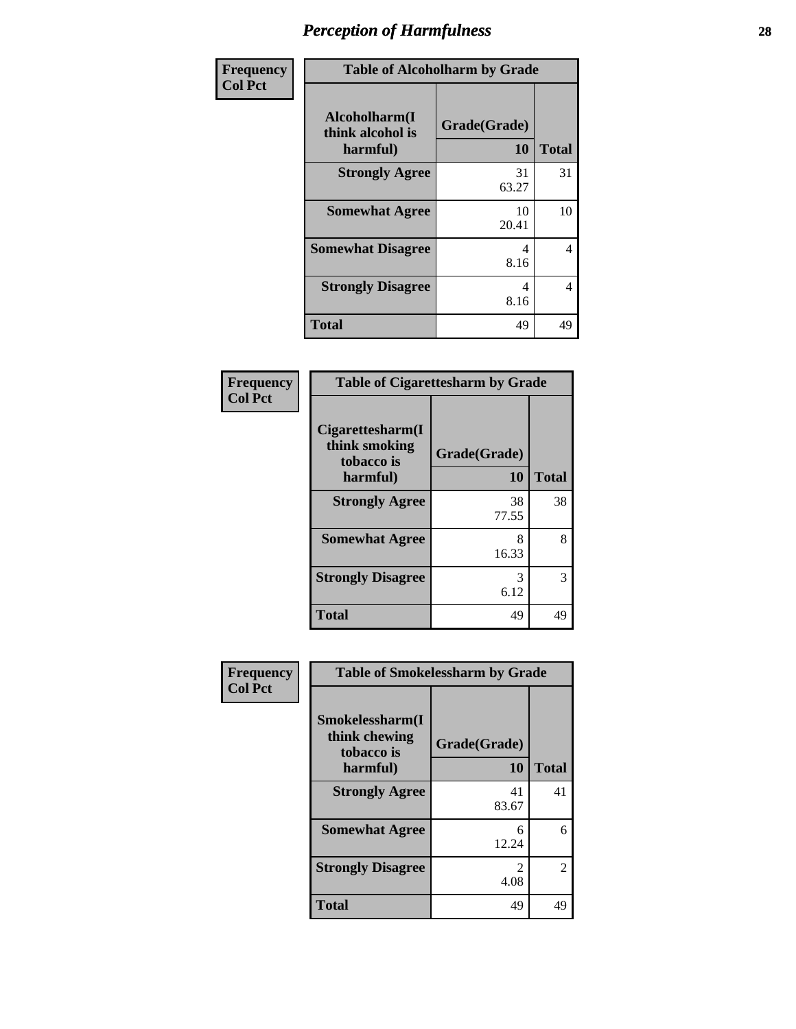# Perception of Harmfulness

**Frequency**
**Col Pct**

| Table of Alcoholharm by Grade | | |
|---|---|---|
| **Alcoholharm(I think alcohol is harmful)** | **Grade(Grade)** | |
| | **10** | **Total** |
| **Strongly Agree** | 31<br>63.27 | 31 |
| **Somewhat Agree** | 10<br>20.41 | 10 |
| **Somewhat Disagree** | 4<br>8.16 | 4 |
| **Strongly Disagree** | 4<br>8.16 | 4 |
| **Total** | 49 | 49 |

**Frequency**
**Col Pct**

| Table of Cigarettesharm by Grade | | |
|---|---|---|
| **Cigarettesharm(I think smoking tobacco is harmful)** | **Grade(Grade)** | |
| | **10** | **Total** |
| **Strongly Agree** | 38<br>77.55 | 38 |
| **Somewhat Agree** | 8<br>16.33 | 8 |
| **Strongly Disagree** | 3<br>6.12 | 3 |
| **Total** | 49 | 49 |

**Frequency**
**Col Pct**

| Table of Smokelessharm by Grade | | |
|---|---|---|
| **Smokelessharm(I think chewing tobacco is harmful)** | **Grade(Grade)** | |
| | **10** | **Total** |
| **Strongly Agree** | 41<br>83.67 | 41 |
| **Somewhat Agree** | 6<br>12.24 | 6 |
| **Strongly Disagree** | 2<br>4.08 | 2 |
| **Total** | 49 | 49 |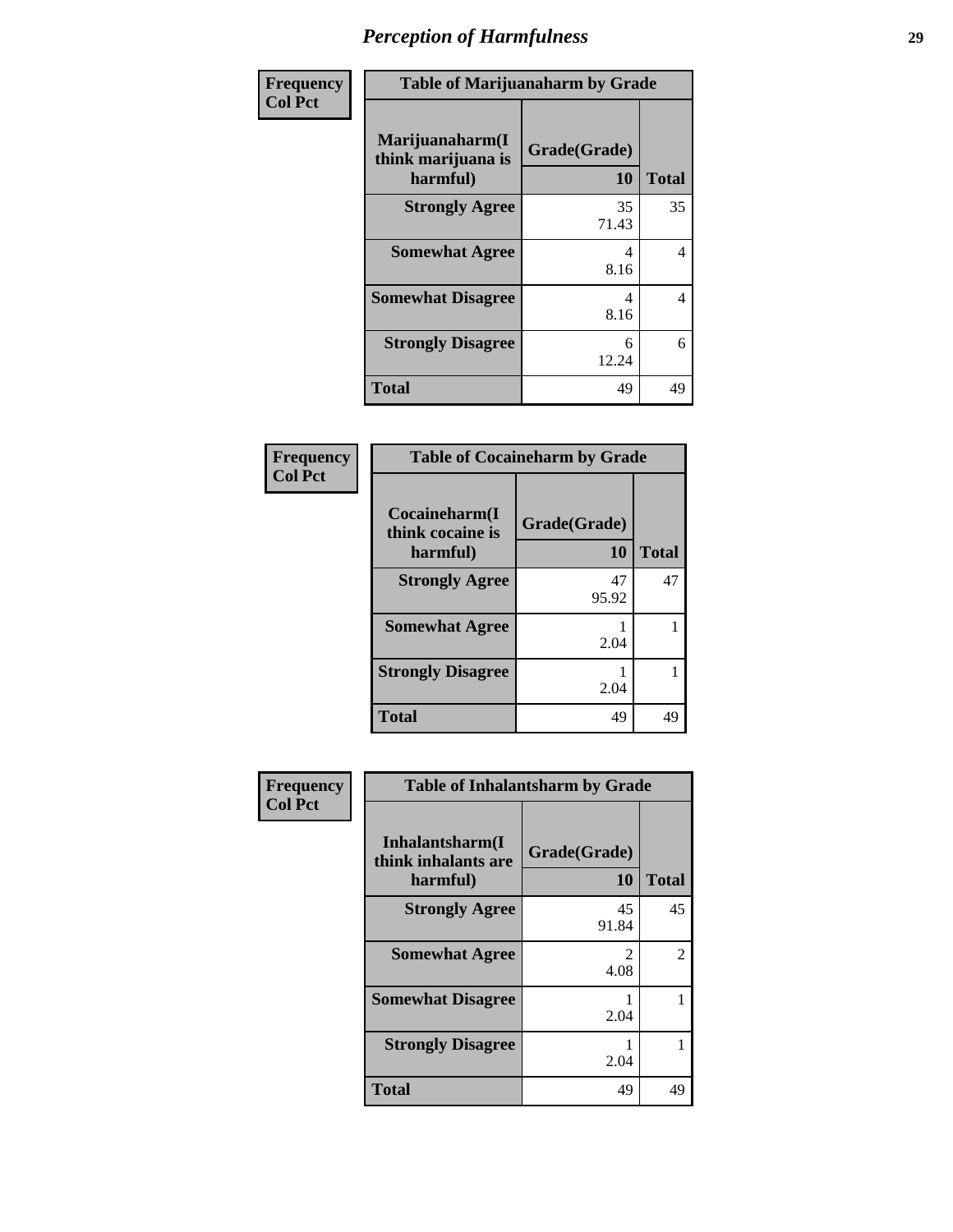# Perception of Harmfulness

| Frequency<br>Col Pct | Table of Marijuanaharm by Grade | |
|---|---|---|
| Marijuanaharm(I think marijuana is harmful) | Grade(Grade)<br>10 | Total |
| Strongly Agree | 35<br>71.43 | 35 |
| Somewhat Agree | 4<br>8.16 | 4 |
| Somewhat Disagree | 4<br>8.16 | 4 |
| Strongly Disagree | 6<br>12.24 | 6 |
| Total | 49 | 49 |

| Frequency<br>Col Pct | Table of Cocaineharm by Grade | |
|---|---|---|
| Cocaineharm(I think cocaine is harmful) | Grade(Grade)<br>10 | Total |
| Strongly Agree | 47<br>95.92 | 47 |
| Somewhat Agree | 1<br>2.04 | 1 |
| Strongly Disagree | 1<br>2.04 | 1 |
| Total | 49 | 49 |

| Frequency<br>Col Pct | Table of Inhalantsharm by Grade | |
|---|---|---|
| Inhalantsharm(I think inhalants are harmful) | Grade(Grade)<br>10 | Total |
| Strongly Agree | 45<br>91.84 | 45 |
| Somewhat Agree | 2<br>4.08 | 2 |
| Somewhat Disagree | 1<br>2.04 | 1 |
| Strongly Disagree | 1<br>2.04 | 1 |
| Total | 49 | 49 |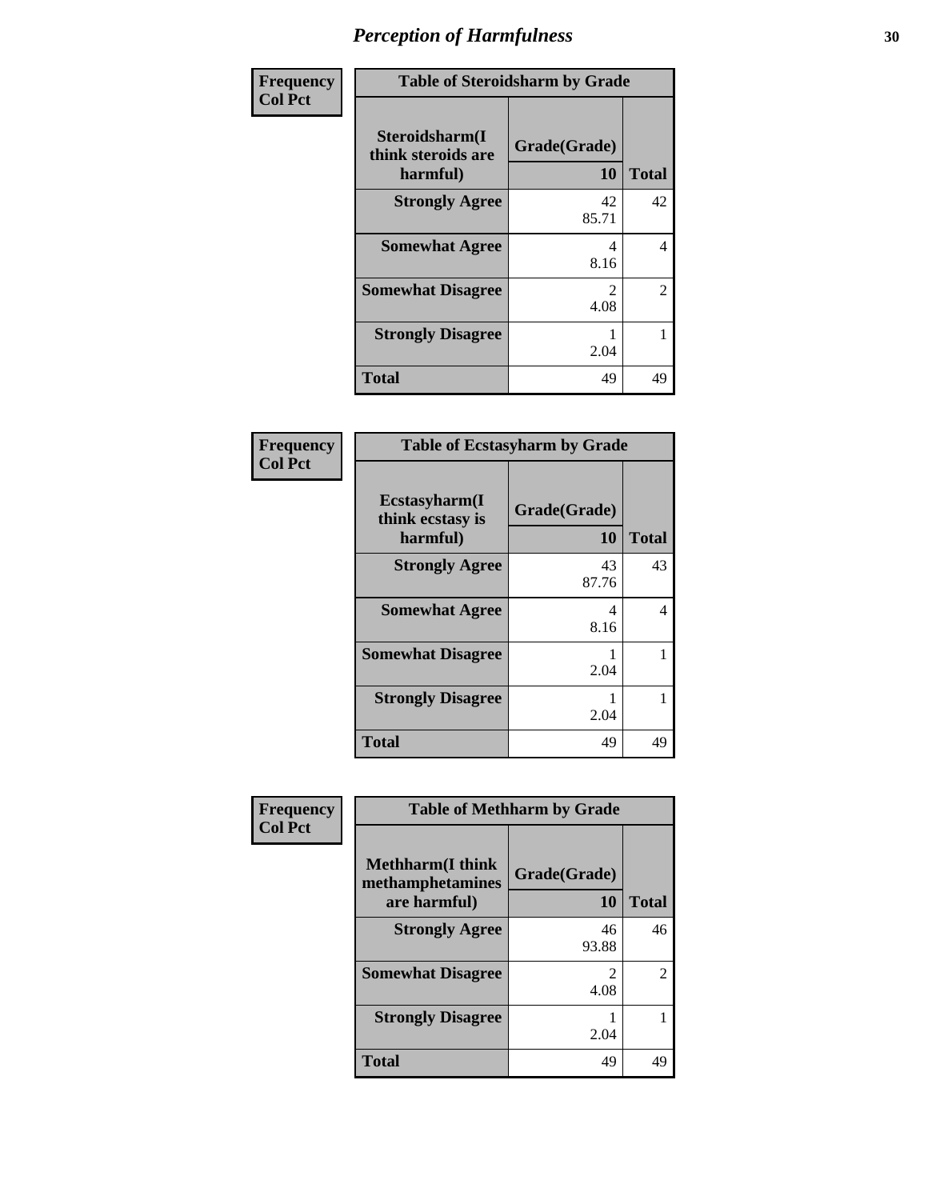# *Perception of Harmfulness*

| Frequency<br>Col Pct | Table of Steroidsharm by Grade | |
|---|---|---|
| Steroidsharm(I think steroids are harmful) | Grade(Grade)<br>10 | Total |
| Strongly Agree | 42<br>85.71 | 42 |
| Somewhat Agree | 4<br>8.16 | 4 |
| Somewhat Disagree | 2<br>4.08 | 2 |
| Strongly Disagree | 1<br>2.04 | 1 |
| Total | 49 | 49 |

| Frequency<br>Col Pct | Table of Ecstasyharm by Grade | |
|---|---|---|
| Ecstasyharm(I think ecstasy is harmful) | Grade(Grade)<br>10 | Total |
| Strongly Agree | 43<br>87.76 | 43 |
| Somewhat Agree | 4<br>8.16 | 4 |
| Somewhat Disagree | 1<br>2.04 | 1 |
| Strongly Disagree | 1<br>2.04 | 1 |
| Total | 49 | 49 |

| Frequency<br>Col Pct | Table of Methharm by Grade | |
|---|---|---|
| Methharm(I think methamphetamines are harmful) | Grade(Grade)<br>10 | Total |
| Strongly Agree | 46<br>93.88 | 46 |
| Somewhat Disagree | 2<br>4.08 | 2 |
| Strongly Disagree | 1<br>2.04 | 1 |
| Total | 49 | 49 |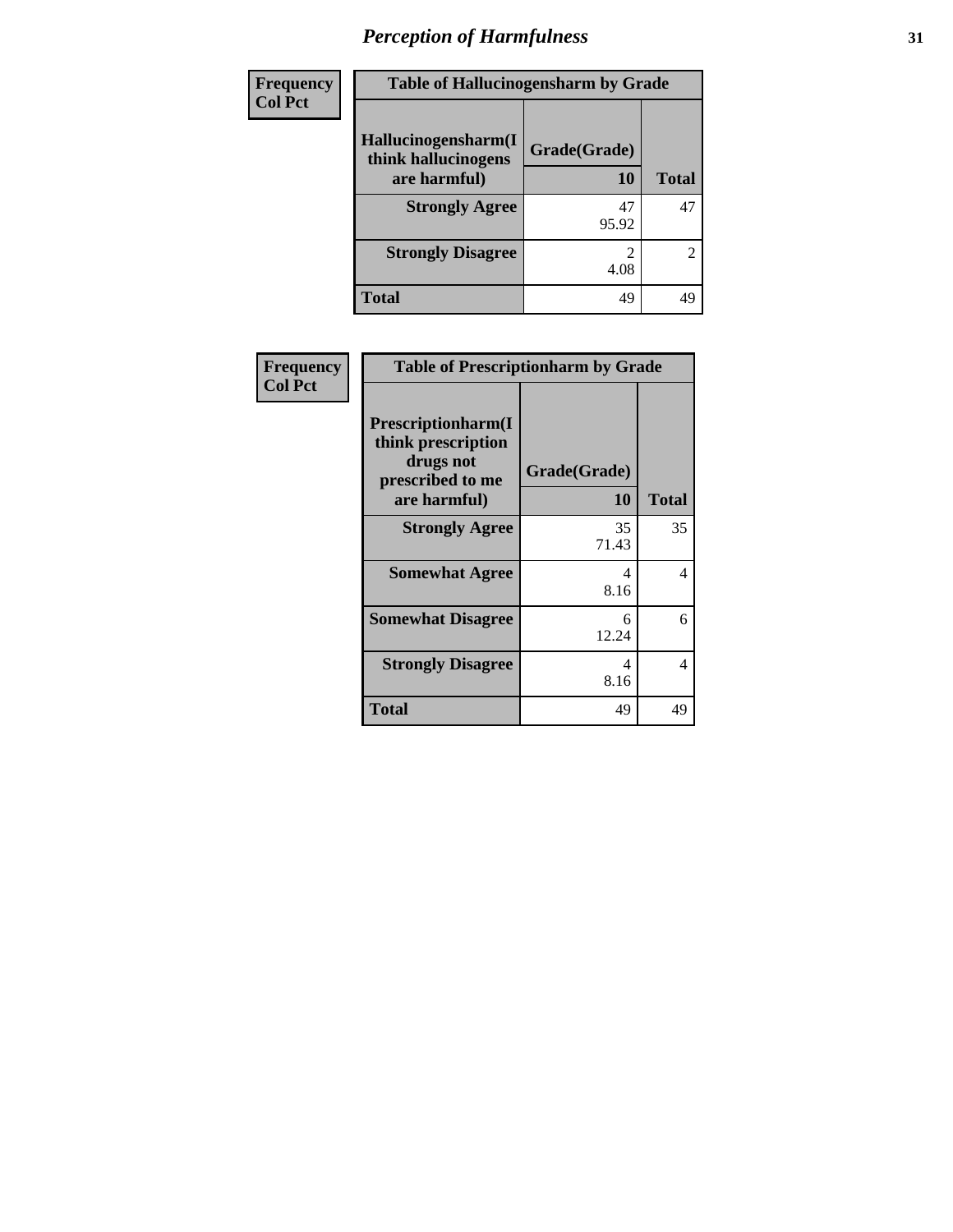# *Perception of Harmfulness*

| Frequency<br>Col Pct | Table of Hallucinogensharm by Grade | |
|---|---|---|
| Hallucinogensharm(I think hallucinogens are harmful) | Grade(Grade)<br>10 | Total |
| Strongly Agree | 47<br>95.92 | 47 |
| Strongly Disagree | 2<br>4.08 | 2 |
| Total | 49 | 49 |

| Frequency<br>Col Pct | Table of Prescriptionharm by Grade | |
|---|---|---|
| Prescriptionharm(I think prescription drugs not prescribed to me are harmful) | Grade(Grade)<br>10 | Total |
| Strongly Agree | 35<br>71.43 | 35 |
| Somewhat Agree | 4<br>8.16 | 4 |
| Somewhat Disagree | 6<br>12.24 | 6 |
| Strongly Disagree | 4<br>8.16 | 4 |
| Total | 49 | 49 |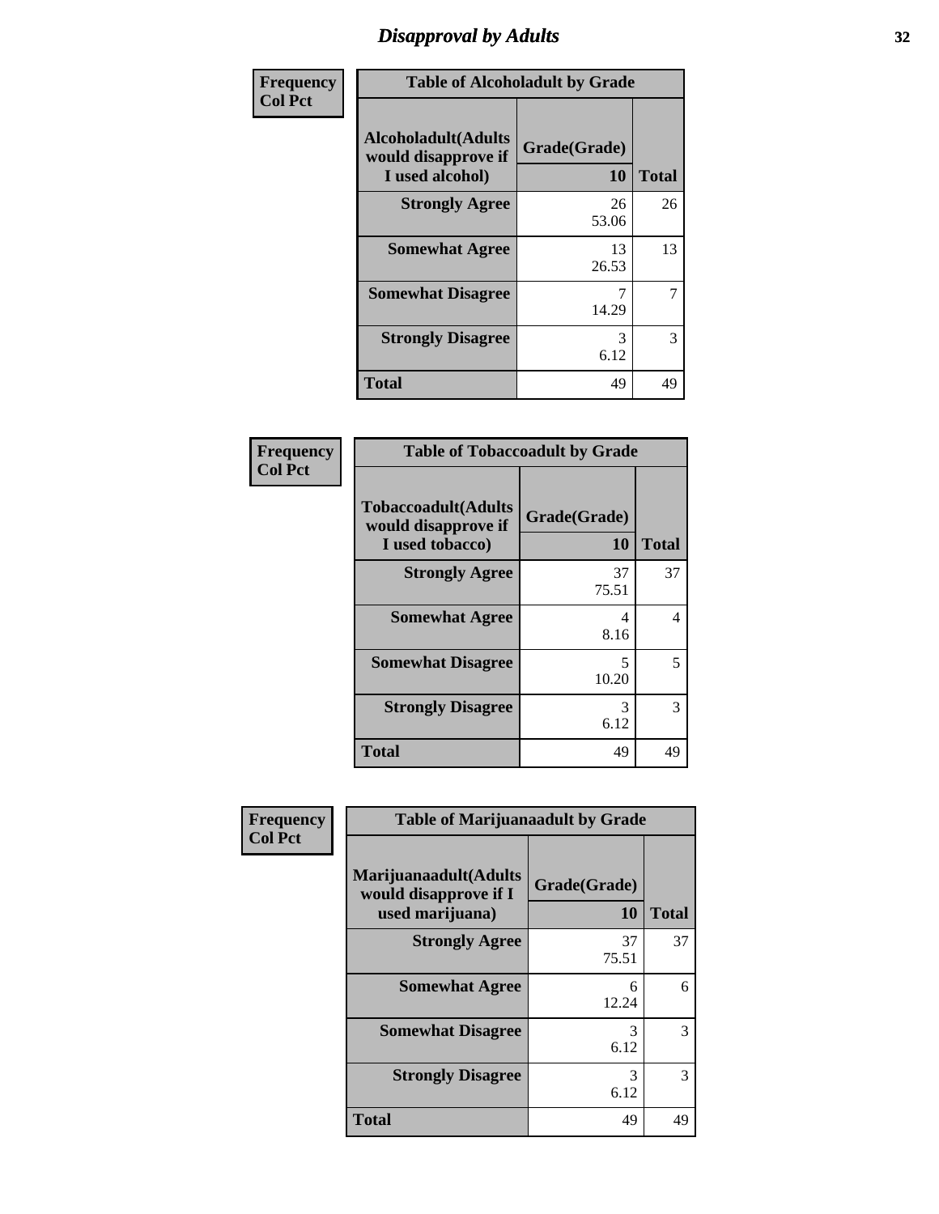# Disapproval by Adults

| Frequency Col Pct | Table of Alcoholadult by Grade | |
|---|---|---|
| Alcoholadult(Adults would disapprove if I used alcohol) | Grade(Grade) 10 | Total |
| Strongly Agree | 26<br>53.06 | 26 |
| Somewhat Agree | 13<br>26.53 | 13 |
| Somewhat Disagree | 7<br>14.29 | 7 |
| Strongly Disagree | 3<br>6.12 | 3 |
| Total | 49 | 49 |

| Frequency Col Pct | Table of Tobaccoadult by Grade | |
|---|---|---|
| Tobaccoadult(Adults would disapprove if I used tobacco) | Grade(Grade) 10 | Total |
| Strongly Agree | 37<br>75.51 | 37 |
| Somewhat Agree | 4<br>8.16 | 4 |
| Somewhat Disagree | 5<br>10.20 | 5 |
| Strongly Disagree | 3<br>6.12 | 3 |
| Total | 49 | 49 |

| Frequency Col Pct | Table of Marijuanaadult by Grade | |
|---|---|---|
| Marijuanaadult(Adults would disapprove if I used marijuana) | Grade(Grade) 10 | Total |
| Strongly Agree | 37<br>75.51 | 37 |
| Somewhat Agree | 6<br>12.24 | 6 |
| Somewhat Disagree | 3<br>6.12 | 3 |
| Strongly Disagree | 3<br>6.12 | 3 |
| Total | 49 | 49 |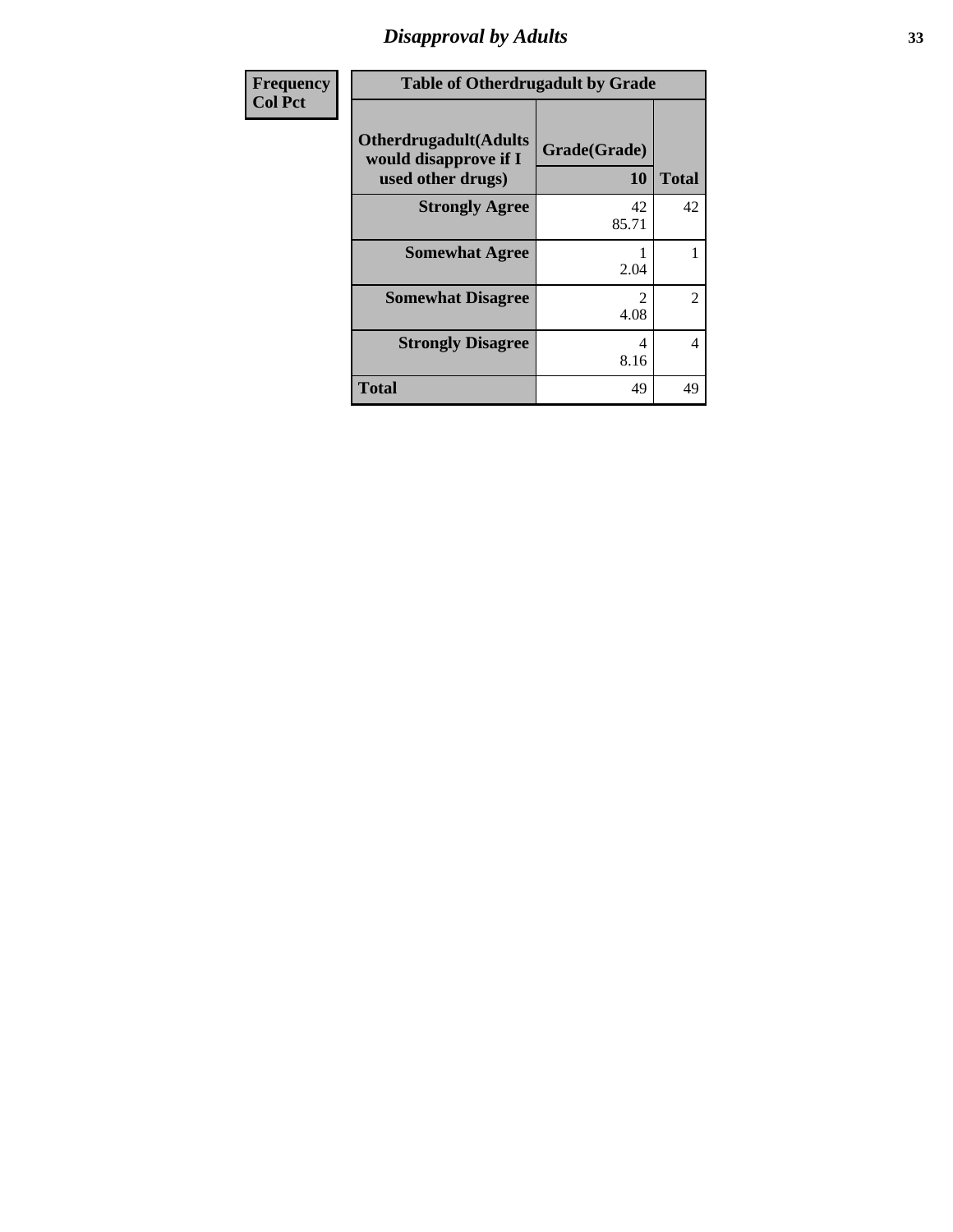## Disapproval by Adults

| Frequency / Col Pct | Table of Otherdrugadult by Grade | |
|---|---|---|
| **Otherdrugadult(Adults would disapprove if I used other drugs)** | **Grade(Grade) 10** | **Total** |
| **Strongly Agree** | 42<br>85.71 | 42 |
| **Somewhat Agree** | 1<br>2.04 | 1 |
| **Somewhat Disagree** | 2<br>4.08 | 2 |
| **Strongly Disagree** | 4<br>8.16 | 4 |
| **Total** | 49 | 49 |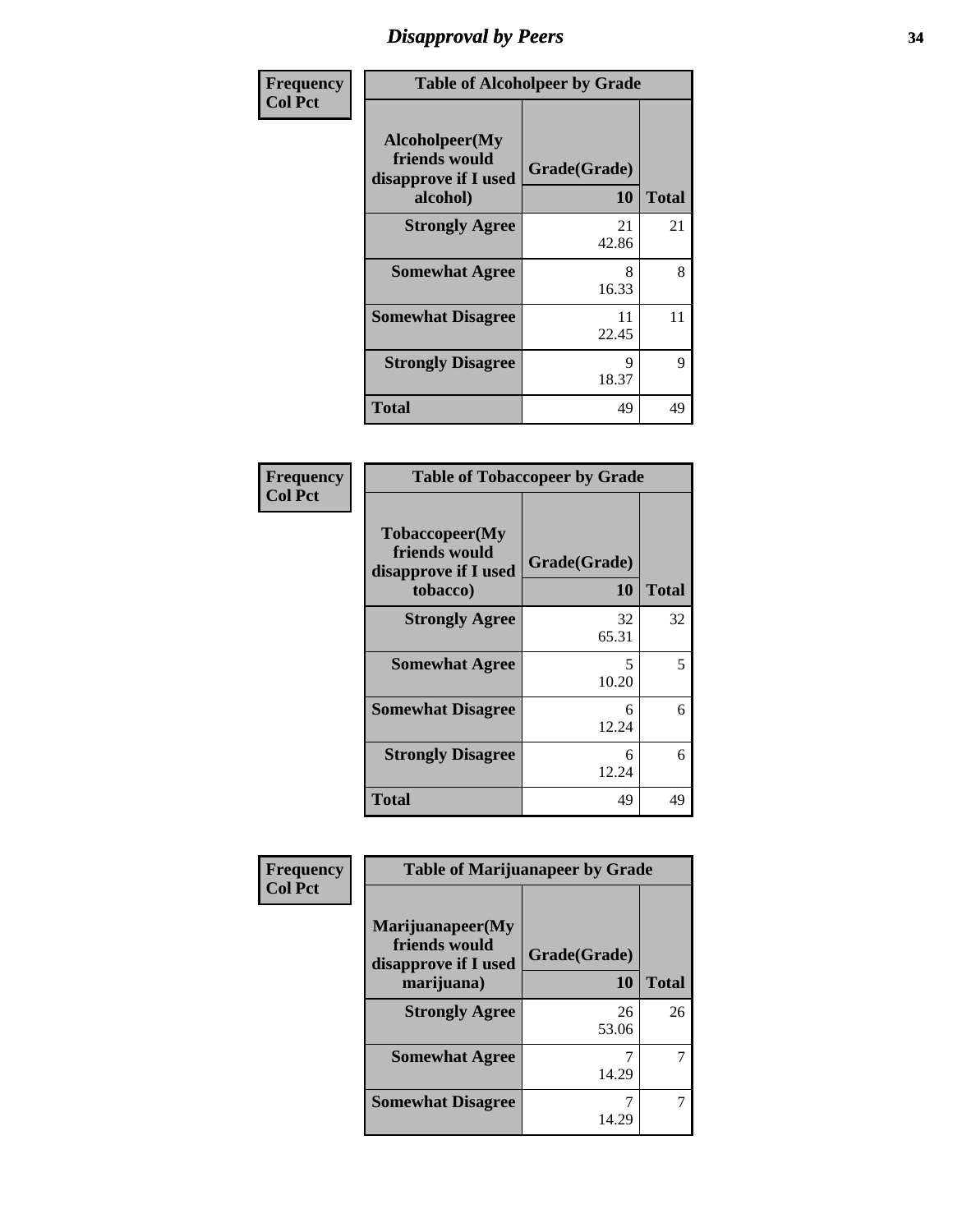# Disapproval by Peers

Frequency
Col Pct

| Table of Alcoholpeer by Grade | | |
|---|---|---|
| Alcoholpeer(My friends would disapprove if I used alcohol) | Grade(Grade) 10 | Total |
| Strongly Agree | 21<br>42.86 | 21 |
| Somewhat Agree | 8<br>16.33 | 8 |
| Somewhat Disagree | 11<br>22.45 | 11 |
| Strongly Disagree | 9<br>18.37 | 9 |
| Total | 49 | 49 |

Frequency
Col Pct

| Table of Tobaccopeer by Grade | | |
|---|---|---|
| Tobaccopeer(My friends would disapprove if I used tobacco) | Grade(Grade) 10 | Total |
| Strongly Agree | 32<br>65.31 | 32 |
| Somewhat Agree | 5<br>10.20 | 5 |
| Somewhat Disagree | 6<br>12.24 | 6 |
| Strongly Disagree | 6<br>12.24 | 6 |
| Total | 49 | 49 |

Frequency
Col Pct

| Table of Marijuanapeer by Grade | | |
|---|---|---|
| Marijuanapeer(My friends would disapprove if I used marijuana) | Grade(Grade) 10 | Total |
| Strongly Agree | 26<br>53.06 | 26 |
| Somewhat Agree | 7<br>14.29 | 7 |
| Somewhat Disagree | 7<br>14.29 | 7 |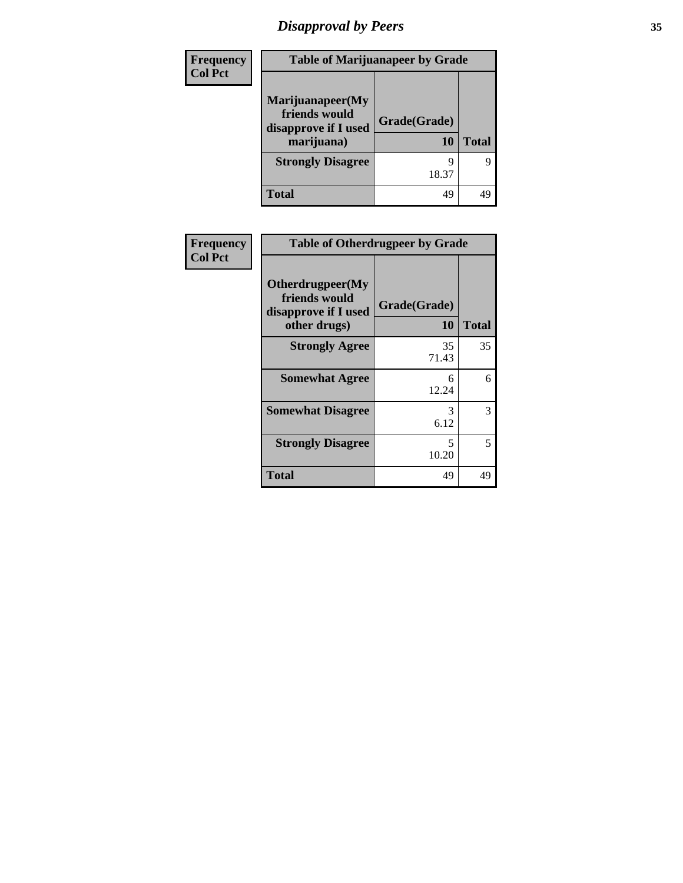# Disapproval by Peers

| Frequency Col Pct | Table of Marijuanapeer by Grade | |
|---|---|---|
| Marijuanapeer(My friends would disapprove if I used marijuana) | Grade(Grade) 10 | Total |
| Strongly Disagree | 9 18.37 | 9 |
| Total | 49 | 49 |

| Frequency Col Pct | Table of Otherdrugpeer by Grade | |
|---|---|---|
| Otherdrugpeer(My friends would disapprove if I used other drugs) | Grade(Grade) 10 | Total |
| Strongly Agree | 35 71.43 | 35 |
| Somewhat Agree | 6 12.24 | 6 |
| Somewhat Disagree | 3 6.12 | 3 |
| Strongly Disagree | 5 10.20 | 5 |
| Total | 49 | 49 |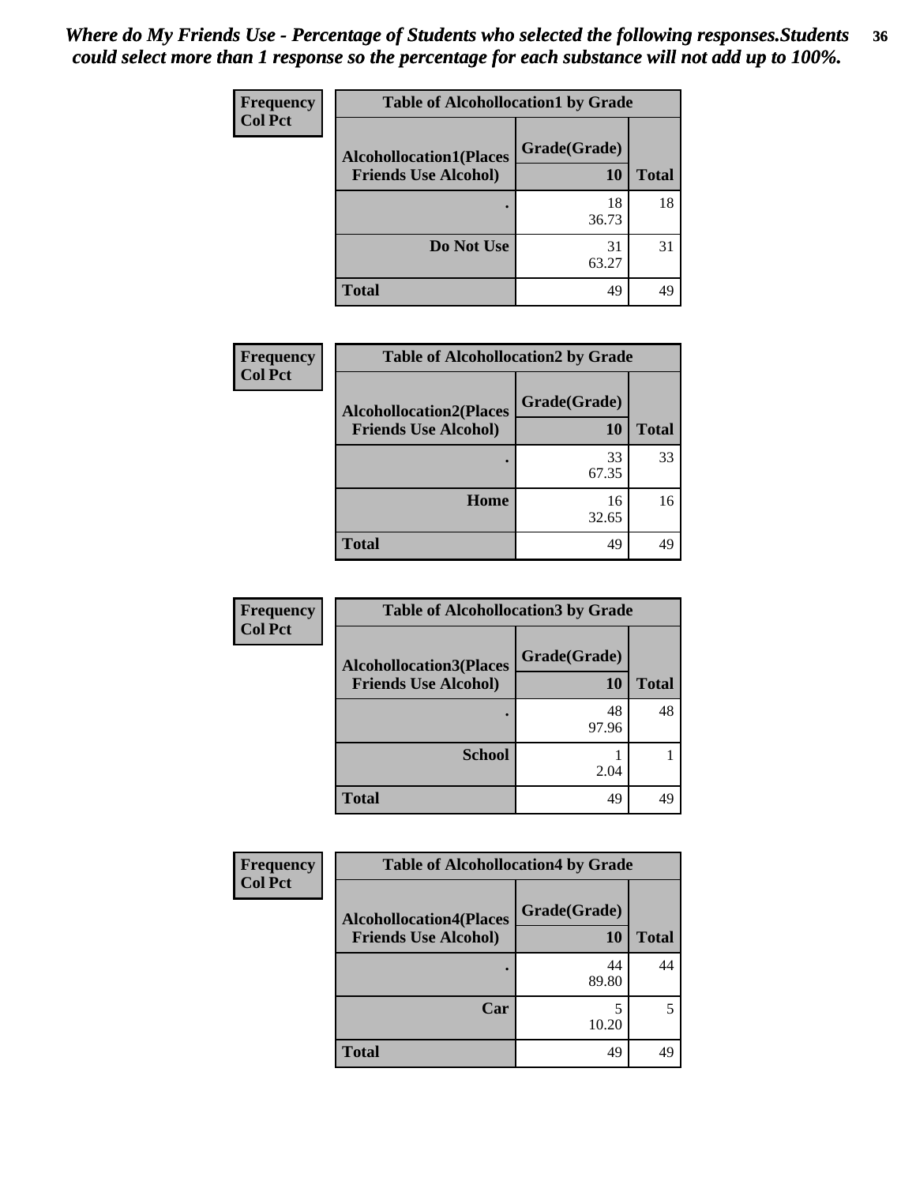*Where do My Friends Use - Percentage of Students who selected the following responses.Students could select more than 1 response so the percentage for each substance will not add up to 100%.*

**Frequency**
**Col Pct**

| Table of Alcohollocation1 by Grade | | |
|---|---|---|
| Alcohollocation1(Places Friends Use Alcohol) | Grade(Grade) 10 | Total |
| . | 18<br>36.73 | 18 |
| Do Not Use | 31<br>63.27 | 31 |
| Total | 49 | 49 |

**Frequency**
**Col Pct**

| Table of Alcohollocation2 by Grade | | |
|---|---|---|
| Alcohollocation2(Places Friends Use Alcohol) | Grade(Grade) 10 | Total |
| . | 33<br>67.35 | 33 |
| Home | 16<br>32.65 | 16 |
| Total | 49 | 49 |

**Frequency**
**Col Pct**

| Table of Alcohollocation3 by Grade | | |
|---|---|---|
| Alcohollocation3(Places Friends Use Alcohol) | Grade(Grade) 10 | Total |
| . | 48<br>97.96 | 48 |
| School | 1<br>2.04 | 1 |
| Total | 49 | 49 |

**Frequency**
**Col Pct**

| Table of Alcohollocation4 by Grade | | |
|---|---|---|
| Alcohollocation4(Places Friends Use Alcohol) | Grade(Grade) 10 | Total |
| . | 44<br>89.80 | 44 |
| Car | 5<br>10.20 | 5 |
| Total | 49 | 49 |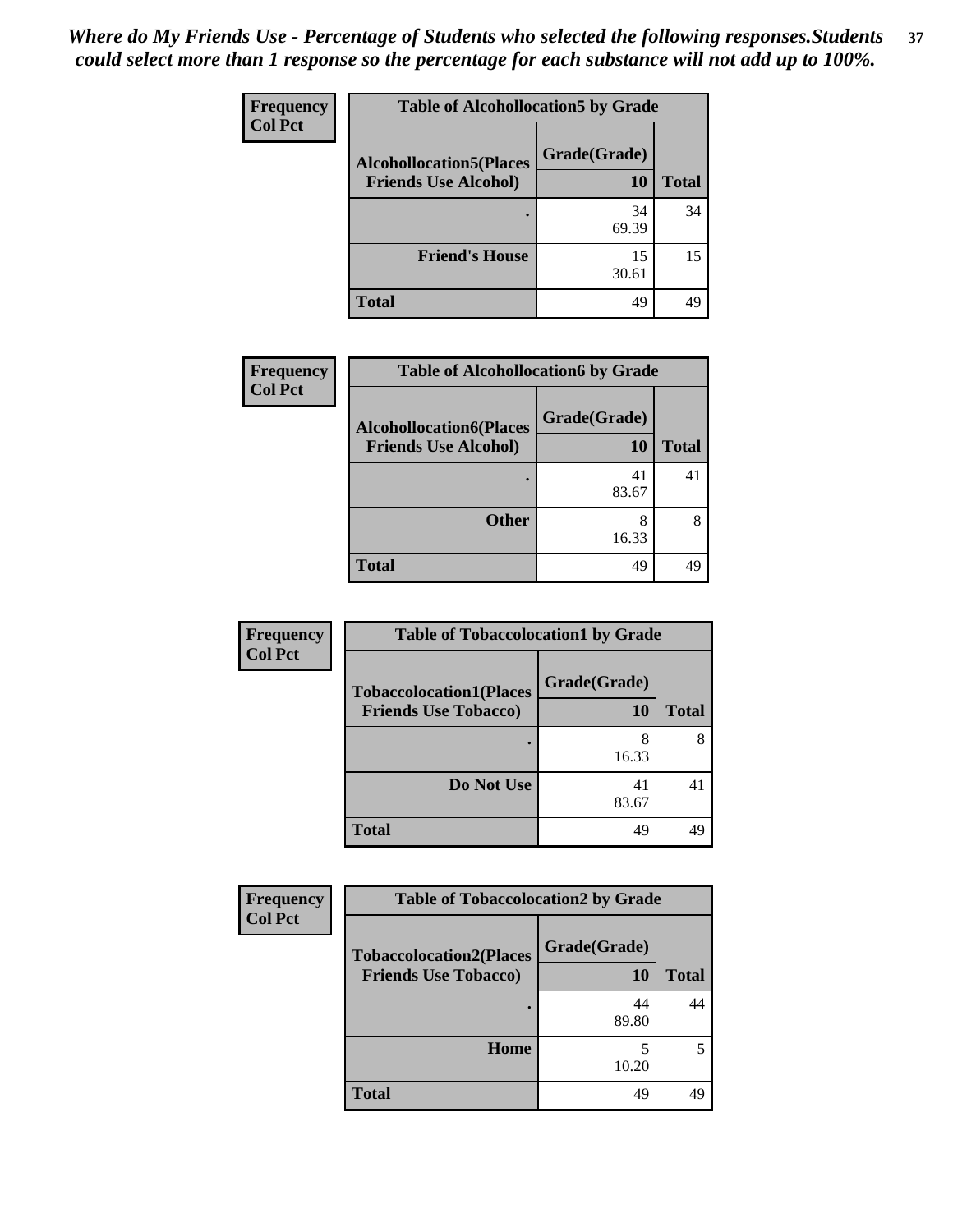*Where do My Friends Use - Percentage of Students who selected the following responses.Students could select more than 1 response so the percentage for each substance will not add up to 100%.*

**Frequency**
**Col Pct**

| Table of Alcohollocation5 by Grade | | |
|---|---|---|
| **Alcohollocation5(Places Friends Use Alcohol)** | **Grade(Grade)** | |
| | **10** | **Total** |
| **.** | 34<br>69.39 | 34 |
| **Friend's House** | 15<br>30.61 | 15 |
| **Total** | 49 | 49 |

**Frequency**
**Col Pct**

| Table of Alcohollocation6 by Grade | | |
|---|---|---|
| **Alcohollocation6(Places Friends Use Alcohol)** | **Grade(Grade)** | |
| | **10** | **Total** |
| **.** | 41<br>83.67 | 41 |
| **Other** | 8<br>16.33 | 8 |
| **Total** | 49 | 49 |

**Frequency**
**Col Pct**

| Table of Tobaccolocation1 by Grade | | |
|---|---|---|
| **Tobaccolocation1(Places Friends Use Tobacco)** | **Grade(Grade)** | |
| | **10** | **Total** |
| **.** | 8<br>16.33 | 8 |
| **Do Not Use** | 41<br>83.67 | 41 |
| **Total** | 49 | 49 |

**Frequency**
**Col Pct**

| Table of Tobaccolocation2 by Grade | | |
|---|---|---|
| **Tobaccolocation2(Places Friends Use Tobacco)** | **Grade(Grade)** | |
| | **10** | **Total** |
| **.** | 44<br>89.80 | 44 |
| **Home** | 5<br>10.20 | 5 |
| **Total** | 49 | 49 |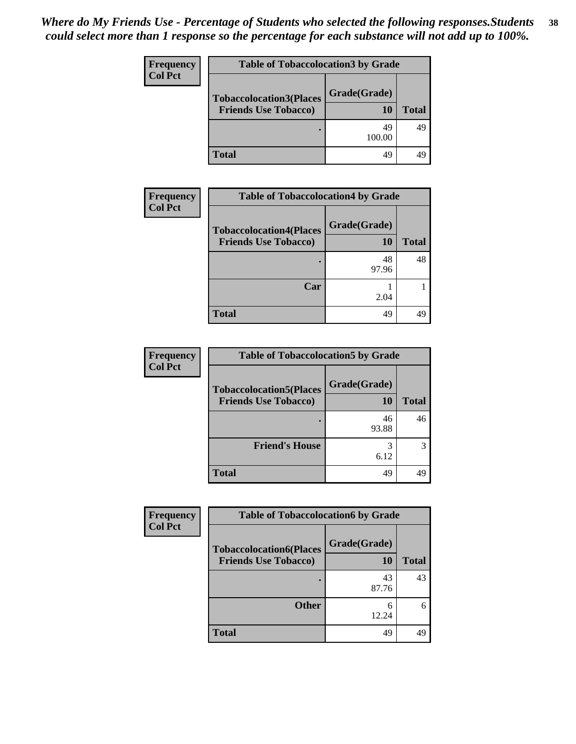*Where do My Friends Use - Percentage of Students who selected the following responses.Students could select more than 1 response so the percentage for each substance will not add up to 100%.*

**Frequency**
**Col Pct**

| Table of Tobaccolocation3 by Grade | | |
|---|---|---|
| **Tobaccolocation3(Places Friends Use Tobacco)** | **Grade(Grade)** | |
| | **10** | **Total** |
| . | 49<br>100.00 | 49 |
| **Total** | 49 | 49 |

**Frequency**
**Col Pct**

| Table of Tobaccolocation4 by Grade | | |
|---|---|---|
| **Tobaccolocation4(Places Friends Use Tobacco)** | **Grade(Grade)** | |
| | **10** | **Total** |
| . | 48<br>97.96 | 48 |
| **Car** | 1<br>2.04 | 1 |
| **Total** | 49 | 49 |

**Frequency**
**Col Pct**

| Table of Tobaccolocation5 by Grade | | |
|---|---|---|
| **Tobaccolocation5(Places Friends Use Tobacco)** | **Grade(Grade)** | |
| | **10** | **Total** |
| . | 46<br>93.88 | 46 |
| **Friend's House** | 3<br>6.12 | 3 |
| **Total** | 49 | 49 |

**Frequency**
**Col Pct**

| Table of Tobaccolocation6 by Grade | | |
|---|---|---|
| **Tobaccolocation6(Places Friends Use Tobacco)** | **Grade(Grade)** | |
| | **10** | **Total** |
| . | 43<br>87.76 | 43 |
| **Other** | 6<br>12.24 | 6 |
| **Total** | 49 | 49 |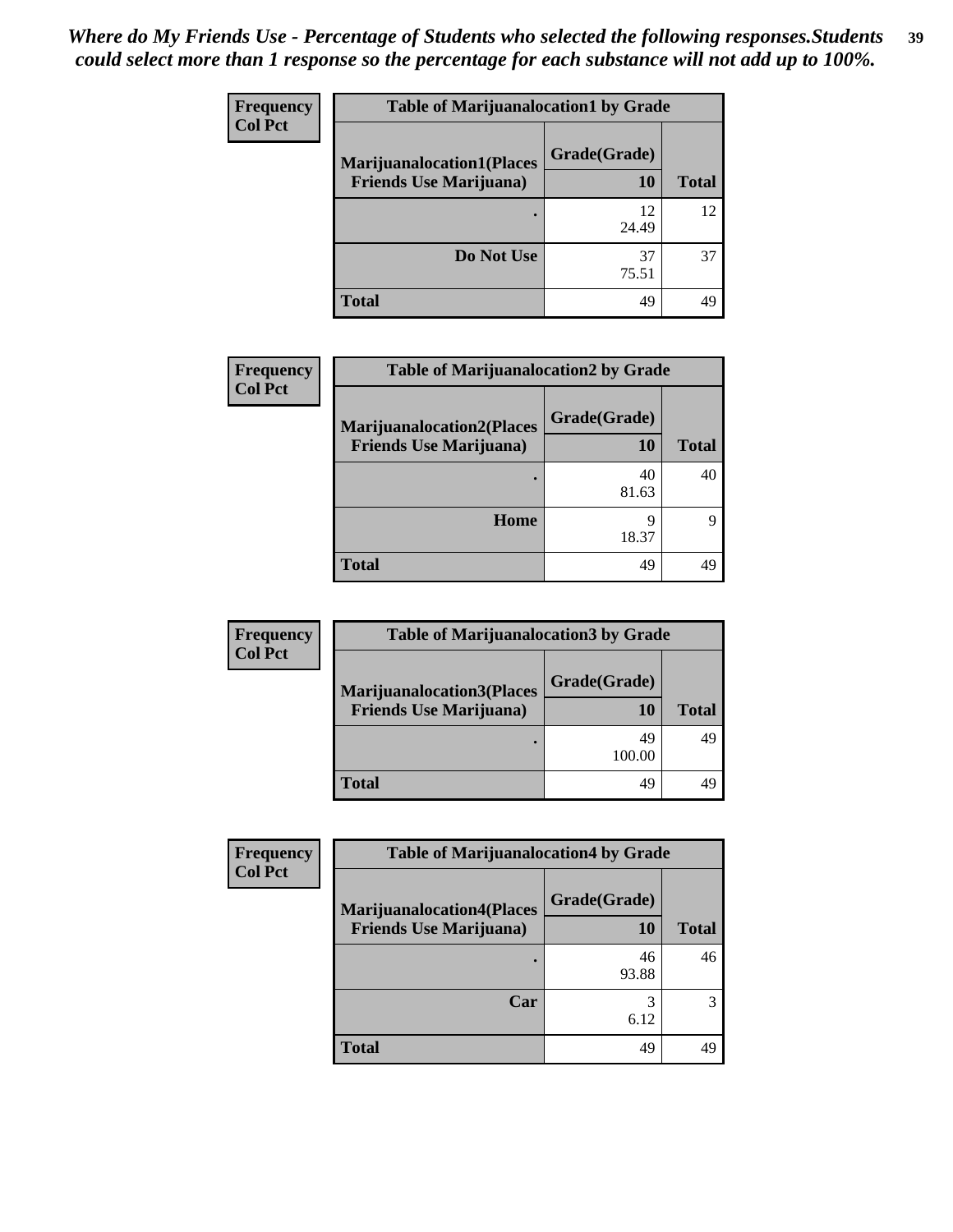*Where do My Friends Use - Percentage of Students who selected the following responses.Students could select more than 1 response so the percentage for each substance will not add up to 100%.*

**Frequency**
**Col Pct**

| Table of Marijuanalocation1 by Grade | | |
|---|---|---|
| **Marijuanalocation1(Places Friends Use Marijuana)** | **Grade(Grade) 10** | **Total** |
| **.** | 12<br>24.49 | 12 |
| **Do Not Use** | 37<br>75.51 | 37 |
| **Total** | 49 | 49 |

**Frequency**
**Col Pct**

| Table of Marijuanalocation2 by Grade | | |
|---|---|---|
| **Marijuanalocation2(Places Friends Use Marijuana)** | **Grade(Grade) 10** | **Total** |
| **.** | 40<br>81.63 | 40 |
| **Home** | 9<br>18.37 | 9 |
| **Total** | 49 | 49 |

**Frequency**
**Col Pct**

| Table of Marijuanalocation3 by Grade | | |
|---|---|---|
| **Marijuanalocation3(Places Friends Use Marijuana)** | **Grade(Grade) 10** | **Total** |
| **.** | 49<br>100.00 | 49 |
| **Total** | 49 | 49 |

**Frequency**
**Col Pct**

| Table of Marijuanalocation4 by Grade | | |
|---|---|---|
| **Marijuanalocation4(Places Friends Use Marijuana)** | **Grade(Grade) 10** | **Total** |
| **.** | 46<br>93.88 | 46 |
| **Car** | 3<br>6.12 | 3 |
| **Total** | 49 | 49 |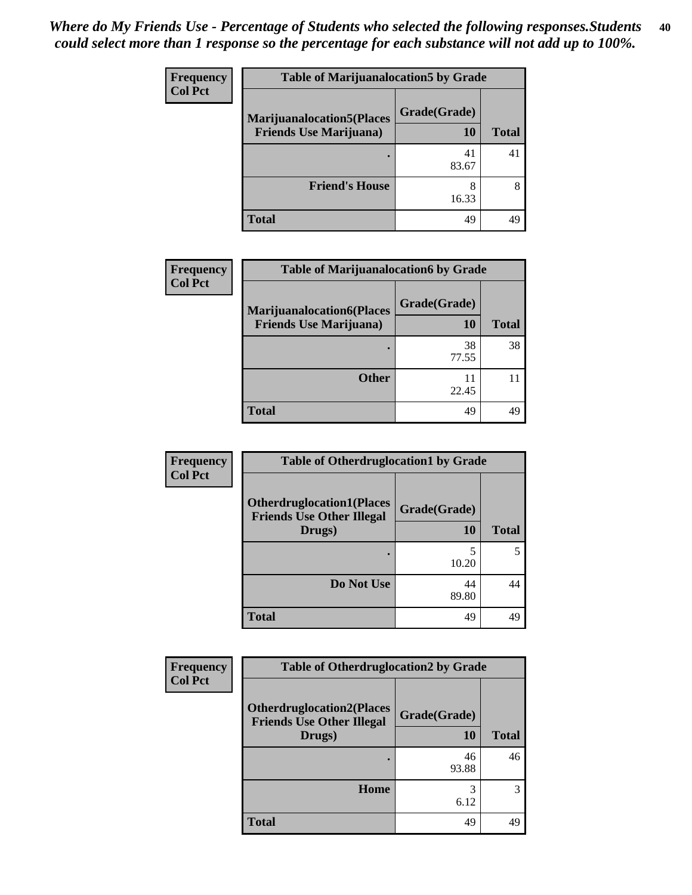*Where do My Friends Use - Percentage of Students who selected the following responses.Students could select more than 1 response so the percentage for each substance will not add up to 100%.*

**Frequency**
**Col Pct**

| Table of Marijuanalocation5 by Grade | | |
|---|---|---|
| **Marijuanalocation5(Places Friends Use Marijuana)** | **Grade(Grade)** **10** | **Total** |
| **.** | 41<br>83.67 | 41 |
| **Friend's House** | 8<br>16.33 | 8 |
| **Total** | 49 | 49 |

**Frequency**
**Col Pct**

| Table of Marijuanalocation6 by Grade | | |
|---|---|---|
| **Marijuanalocation6(Places Friends Use Marijuana)** | **Grade(Grade)** **10** | **Total** |
| **.** | 38<br>77.55 | 38 |
| **Other** | 11<br>22.45 | 11 |
| **Total** | 49 | 49 |

**Frequency**
**Col Pct**

| Table of Otherdruglocation1 by Grade | | |
|---|---|---|
| **Otherdruglocation1(Places Friends Use Other Illegal Drugs)** | **Grade(Grade)** **10** | **Total** |
| **.** | 5<br>10.20 | 5 |
| **Do Not Use** | 44<br>89.80 | 44 |
| **Total** | 49 | 49 |

**Frequency**
**Col Pct**

| Table of Otherdruglocation2 by Grade | | |
|---|---|---|
| **Otherdruglocation2(Places Friends Use Other Illegal Drugs)** | **Grade(Grade)** **10** | **Total** |
| **.** | 46<br>93.88 | 46 |
| **Home** | 3<br>6.12 | 3 |
| **Total** | 49 | 49 |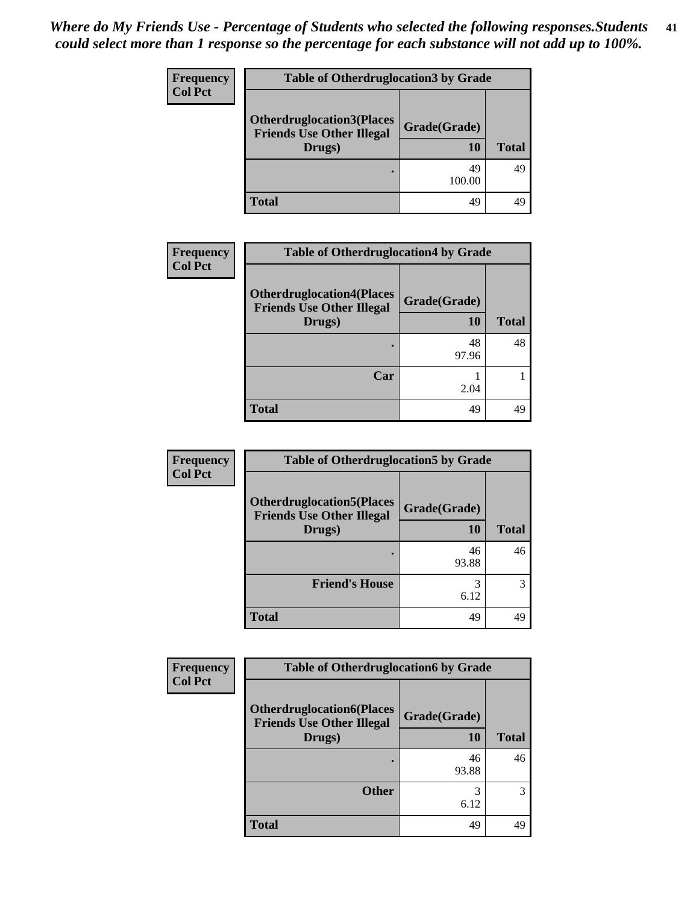*Where do My Friends Use - Percentage of Students who selected the following responses.Students could select more than 1 response so the percentage for each substance will not add up to 100%.*

**Frequency**
**Col Pct**

| Table of Otherdruglocation3 by Grade | | |
|---|---|---|
| **Otherdruglocation3(Places Friends Use Other Illegal Drugs)** | **Grade(Grade)** 10 | **Total** |
| . | 49<br>100.00 | 49 |
| **Total** | 49 | 49 |

**Frequency**
**Col Pct**

| Table of Otherdruglocation4 by Grade | | |
|---|---|---|
| **Otherdruglocation4(Places Friends Use Other Illegal Drugs)** | **Grade(Grade)** 10 | **Total** |
| . | 48<br>97.96 | 48 |
| **Car** | 1<br>2.04 | 1 |
| **Total** | 49 | 49 |

**Frequency**
**Col Pct**

| Table of Otherdruglocation5 by Grade | | |
|---|---|---|
| **Otherdruglocation5(Places Friends Use Other Illegal Drugs)** | **Grade(Grade)** 10 | **Total** |
| . | 46<br>93.88 | 46 |
| **Friend's House** | 3<br>6.12 | 3 |
| **Total** | 49 | 49 |

**Frequency**
**Col Pct**

| Table of Otherdruglocation6 by Grade | | |
|---|---|---|
| **Otherdruglocation6(Places Friends Use Other Illegal Drugs)** | **Grade(Grade)** 10 | **Total** |
| . | 46<br>93.88 | 46 |
| **Other** | 3<br>6.12 | 3 |
| **Total** | 49 | 49 |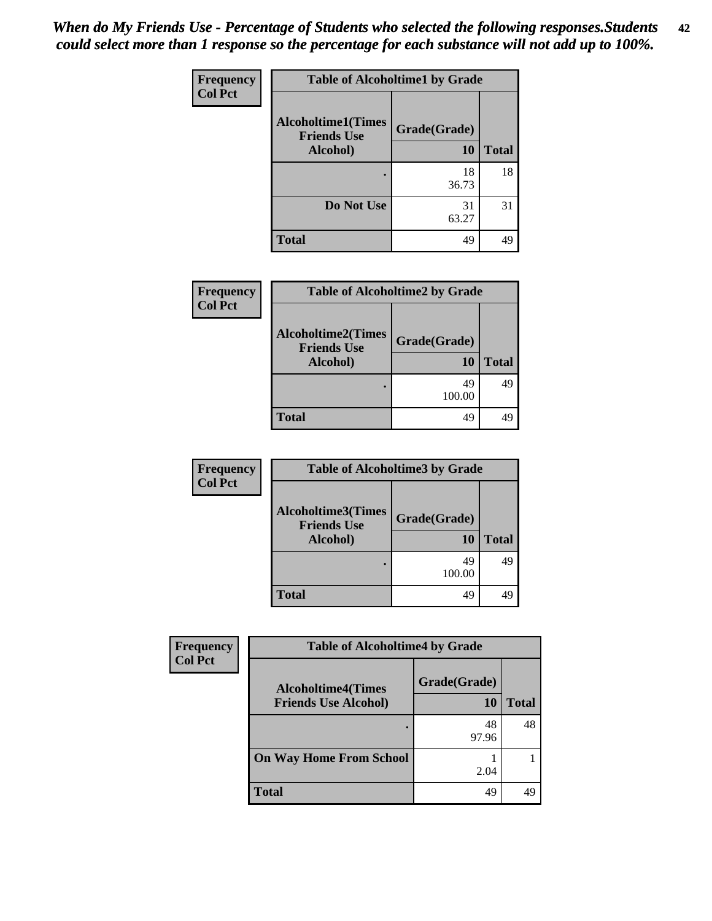*When do My Friends Use - Percentage of Students who selected the following responses.Students could select more than 1 response so the percentage for each substance will not add up to 100%.*

**Frequency**
**Col Pct**

| Table of Alcoholtime1 by Grade | | |
|---|---|---|
| **Alcoholtime1(Times Friends Use Alcohol)** | **Grade(Grade)** | |
| | **10** | **Total** |
| **.** | 18<br>36.73 | 18 |
| **Do Not Use** | 31<br>63.27 | 31 |
| **Total** | 49 | 49 |

**Frequency**
**Col Pct**

| Table of Alcoholtime2 by Grade | | |
|---|---|---|
| **Alcoholtime2(Times Friends Use Alcohol)** | **Grade(Grade)** | |
| | **10** | **Total** |
| **.** | 49<br>100.00 | 49 |
| **Total** | 49 | 49 |

**Frequency**
**Col Pct**

| Table of Alcoholtime3 by Grade | | |
|---|---|---|
| **Alcoholtime3(Times Friends Use Alcohol)** | **Grade(Grade)** | |
| | **10** | **Total** |
| **.** | 49<br>100.00 | 49 |
| **Total** | 49 | 49 |

**Frequency**
**Col Pct**

| Table of Alcoholtime4 by Grade | | |
|---|---|---|
| **Alcoholtime4(Times Friends Use Alcohol)** | **Grade(Grade)** | |
| | **10** | **Total** |
| **.** | 48<br>97.96 | 48 |
| **On Way Home From School** | 1<br>2.04 | 1 |
| **Total** | 49 | 49 |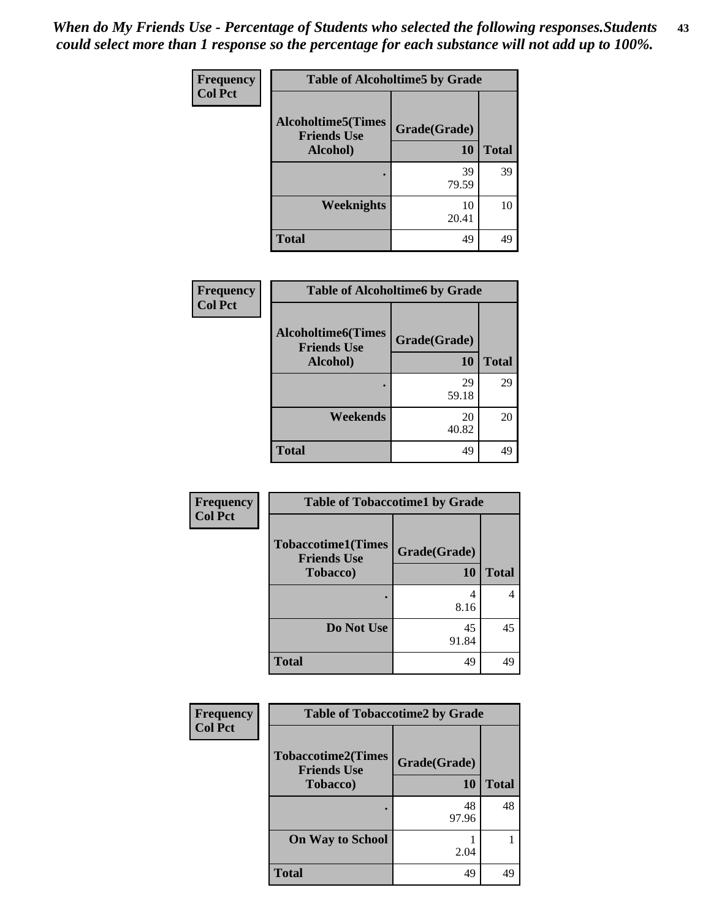*When do My Friends Use - Percentage of Students who selected the following responses.Students could select more than 1 response so the percentage for each substance will not add up to 100%.*

| Frequency Col Pct | Table of Alcoholtime5 by Grade | |
|---|---|---|
| Alcoholtime5(Times Friends Use Alcohol) | Grade(Grade) 10 | Total |
| . | 39 79.59 | 39 |
| Weeknights | 10 20.41 | 10 |
| Total | 49 | 49 |

| Frequency Col Pct | Table of Alcoholtime6 by Grade | |
|---|---|---|
| Alcoholtime6(Times Friends Use Alcohol) | Grade(Grade) 10 | Total |
| . | 29 59.18 | 29 |
| Weekends | 20 40.82 | 20 |
| Total | 49 | 49 |

| Frequency Col Pct | Table of Tobaccotime1 by Grade | |
|---|---|---|
| Tobaccotime1(Times Friends Use Tobacco) | Grade(Grade) 10 | Total |
| . | 4 8.16 | 4 |
| Do Not Use | 45 91.84 | 45 |
| Total | 49 | 49 |

| Frequency Col Pct | Table of Tobaccotime2 by Grade | |
|---|---|---|
| Tobaccotime2(Times Friends Use Tobacco) | Grade(Grade) 10 | Total |
| . | 48 97.96 | 48 |
| On Way to School | 1 2.04 | 1 |
| Total | 49 | 49 |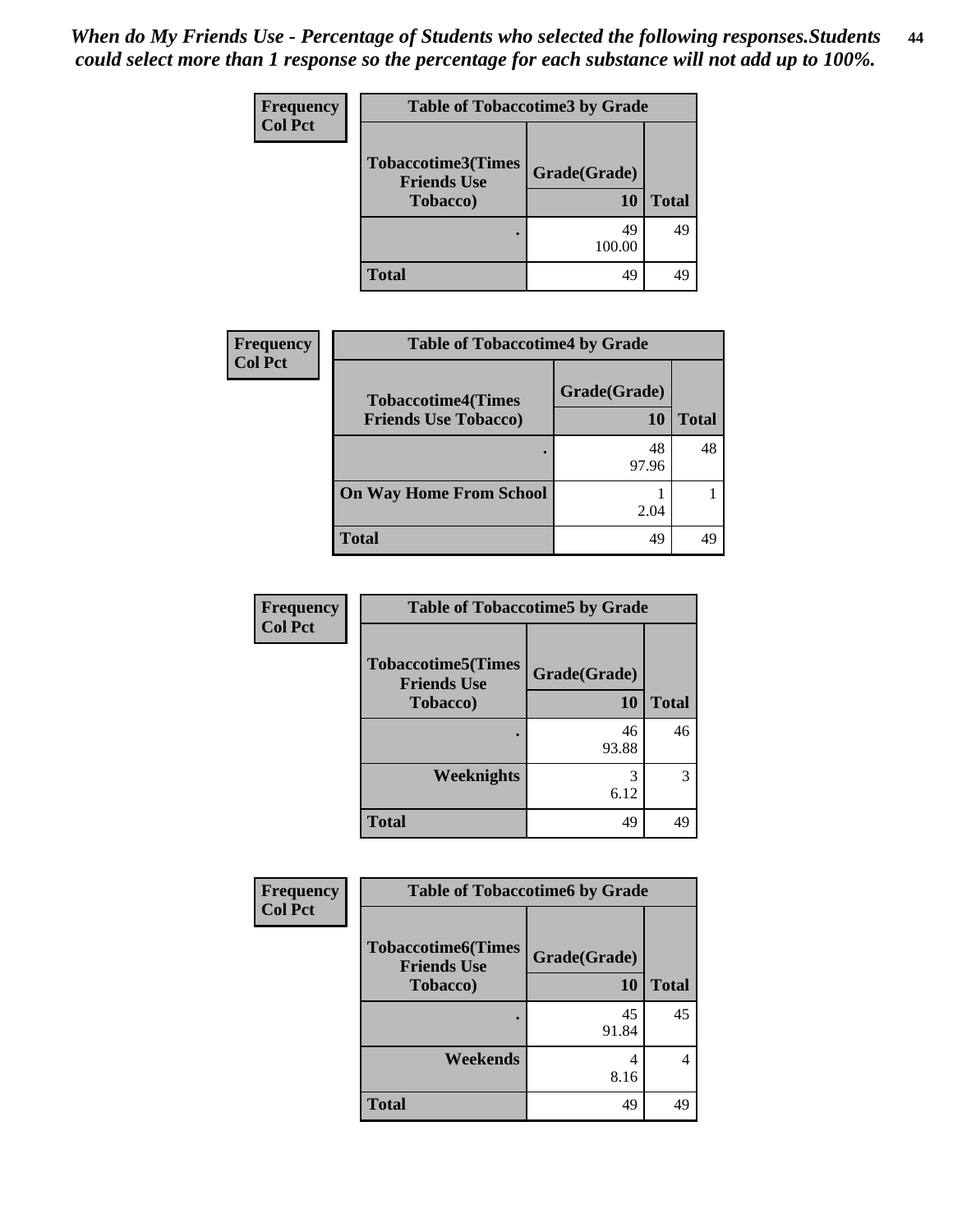*When do My Friends Use - Percentage of Students who selected the following responses.Students could select more than 1 response so the percentage for each substance will not add up to 100%.*

**Frequency**
**Col Pct**

**Table of Tobaccotime3 by Grade**

| Tobaccotime3(Times Friends Use Tobacco) | Grade(Grade) 10 | Total |
|---|---|---|
| . | 49<br>100.00 | 49 |
| **Total** | 49 | 49 |

**Frequency**
**Col Pct**

**Table of Tobaccotime4 by Grade**

| Tobaccotime4(Times Friends Use Tobacco) | Grade(Grade) 10 | Total |
|---|---|---|
| . | 48<br>97.96 | 48 |
| On Way Home From School | 1<br>2.04 | 1 |
| **Total** | 49 | 49 |

**Frequency**
**Col Pct**

**Table of Tobaccotime5 by Grade**

| Tobaccotime5(Times Friends Use Tobacco) | Grade(Grade) 10 | Total |
|---|---|---|
| . | 46<br>93.88 | 46 |
| Weeknights | 3<br>6.12 | 3 |
| **Total** | 49 | 49 |

**Frequency**
**Col Pct**

**Table of Tobaccotime6 by Grade**

| Tobaccotime6(Times Friends Use Tobacco) | Grade(Grade) 10 | Total |
|---|---|---|
| . | 45<br>91.84 | 45 |
| Weekends | 4<br>8.16 | 4 |
| **Total** | 49 | 49 |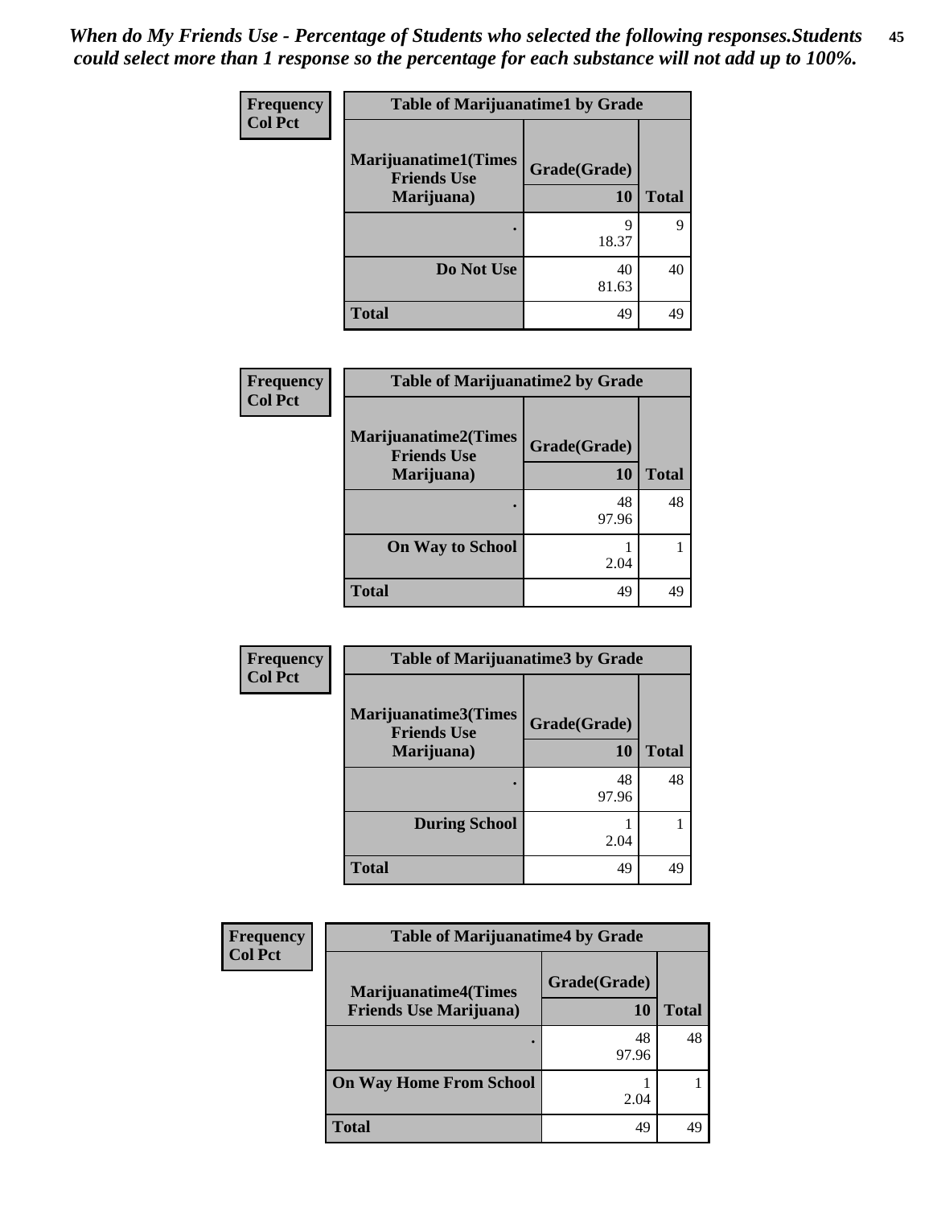*When do My Friends Use - Percentage of Students who selected the following responses.Students could select more than 1 response so the percentage for each substance will not add up to 100%.*

| Frequency Col Pct | Table of Marijuanatime1 by Grade | |
|---|---|---|
| Marijuanatime1(Times Friends Use Marijuana) | Grade(Grade) 10 | Total |
| . | 9<br>18.37 | 9 |
| Do Not Use | 40<br>81.63 | 40 |
| Total | 49 | 49 |

| Frequency Col Pct | Table of Marijuanatime2 by Grade | |
|---|---|---|
| Marijuanatime2(Times Friends Use Marijuana) | Grade(Grade) 10 | Total |
| . | 48<br>97.96 | 48 |
| On Way to School | 1<br>2.04 | 1 |
| Total | 49 | 49 |

| Frequency Col Pct | Table of Marijuanatime3 by Grade | |
|---|---|---|
| Marijuanatime3(Times Friends Use Marijuana) | Grade(Grade) 10 | Total |
| . | 48<br>97.96 | 48 |
| During School | 1<br>2.04 | 1 |
| Total | 49 | 49 |

| Frequency Col Pct | Table of Marijuanatime4 by Grade | |
|---|---|---|
| Marijuanatime4(Times Friends Use Marijuana) | Grade(Grade) 10 | Total |
| . | 48<br>97.96 | 48 |
| On Way Home From School | 1<br>2.04 | 1 |
| Total | 49 | 49 |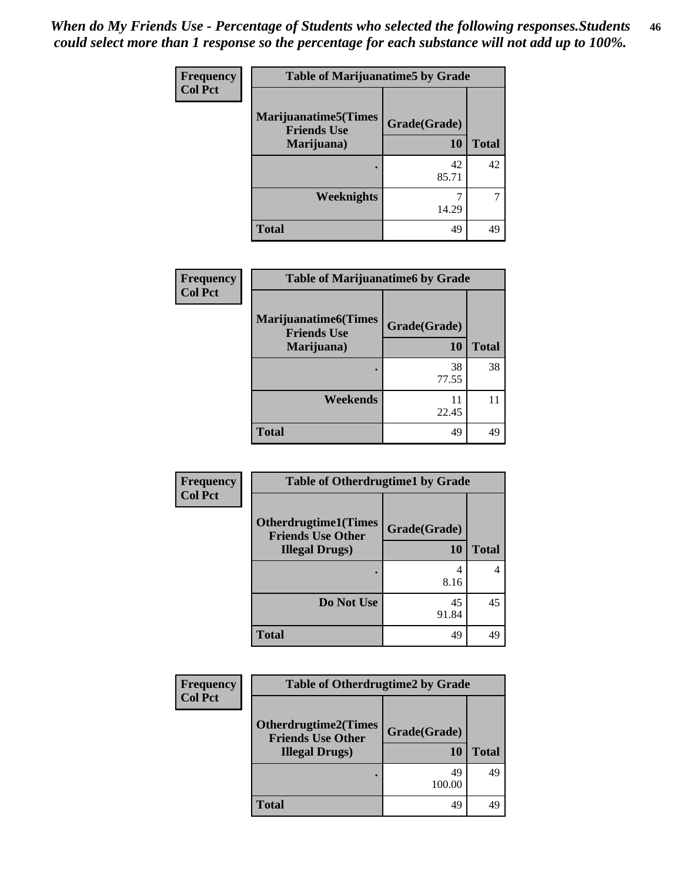*When do My Friends Use - Percentage of Students who selected the following responses.Students could select more than 1 response so the percentage for each substance will not add up to 100%.*

**Frequency**
**Col Pct**

| Table of Marijuanatime5 by Grade | | |
|---|---|---|
| **Marijuanatime5(Times Friends Use Marijuana)** | **Grade(Grade)** | |
| | **10** | **Total** |
| **.** | 42<br>85.71 | 42 |
| **Weeknights** | 7<br>14.29 | 7 |
| **Total** | 49 | 49 |

**Frequency**
**Col Pct**

| Table of Marijuanatime6 by Grade | | |
|---|---|---|
| **Marijuanatime6(Times Friends Use Marijuana)** | **Grade(Grade)** | |
| | **10** | **Total** |
| **.** | 38<br>77.55 | 38 |
| **Weekends** | 11<br>22.45 | 11 |
| **Total** | 49 | 49 |

**Frequency**
**Col Pct**

| Table of Otherdrugtime1 by Grade | | |
|---|---|---|
| **Otherdrugtime1(Times Friends Use Other Illegal Drugs)** | **Grade(Grade)** | |
| | **10** | **Total** |
| **.** | 4<br>8.16 | 4 |
| **Do Not Use** | 45<br>91.84 | 45 |
| **Total** | 49 | 49 |

**Frequency**
**Col Pct**

| Table of Otherdrugtime2 by Grade | | |
|---|---|---|
| **Otherdrugtime2(Times Friends Use Other Illegal Drugs)** | **Grade(Grade)** | |
| | **10** | **Total** |
| **.** | 49<br>100.00 | 49 |
| **Total** | 49 | 49 |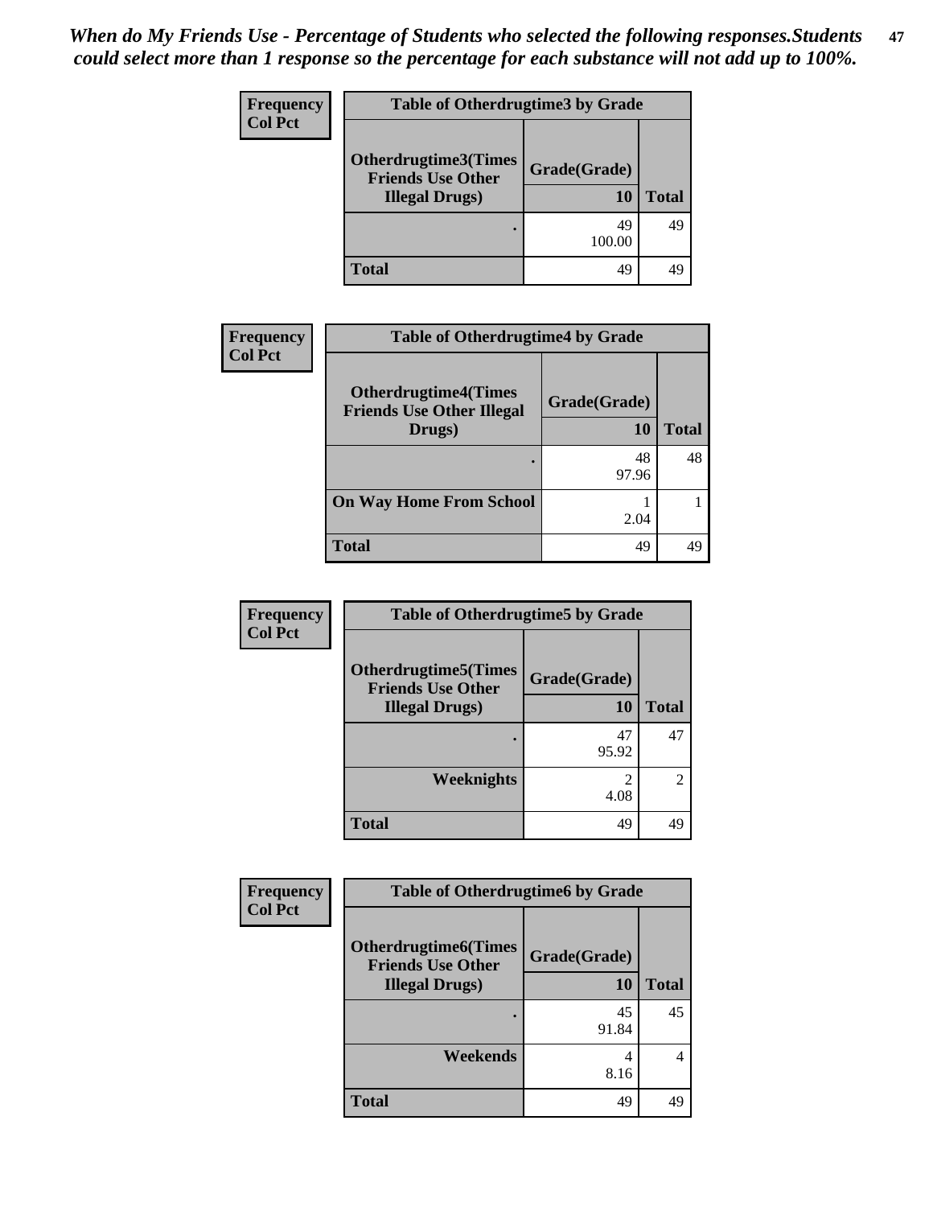*When do My Friends Use - Percentage of Students who selected the following responses.Students could select more than 1 response so the percentage for each substance will not add up to 100%.*

**Table of Otherdrugtime3 by Grade**

| Otherdrugtime3(Times Friends Use Other Illegal Drugs) | Grade(Grade) 10 | Total |
|---|---|---|
| . | 49<br>100.00 | 49 |
| Total | 49 | 49 |

Frequency / Col Pct

**Table of Otherdrugtime4 by Grade**

| Otherdrugtime4(Times Friends Use Other Illegal Drugs) | Grade(Grade) 10 | Total |
|---|---|---|
| . | 48<br>97.96 | 48 |
| On Way Home From School | 1<br>2.04 | 1 |
| Total | 49 | 49 |

Frequency / Col Pct

**Table of Otherdrugtime5 by Grade**

| Otherdrugtime5(Times Friends Use Other Illegal Drugs) | Grade(Grade) 10 | Total |
|---|---|---|
| . | 47<br>95.92 | 47 |
| Weeknights | 2<br>4.08 | 2 |
| Total | 49 | 49 |

Frequency / Col Pct

**Table of Otherdrugtime6 by Grade**

| Otherdrugtime6(Times Friends Use Other Illegal Drugs) | Grade(Grade) 10 | Total |
|---|---|---|
| . | 45<br>91.84 | 45 |
| Weekends | 4<br>8.16 | 4 |
| Total | 49 | 49 |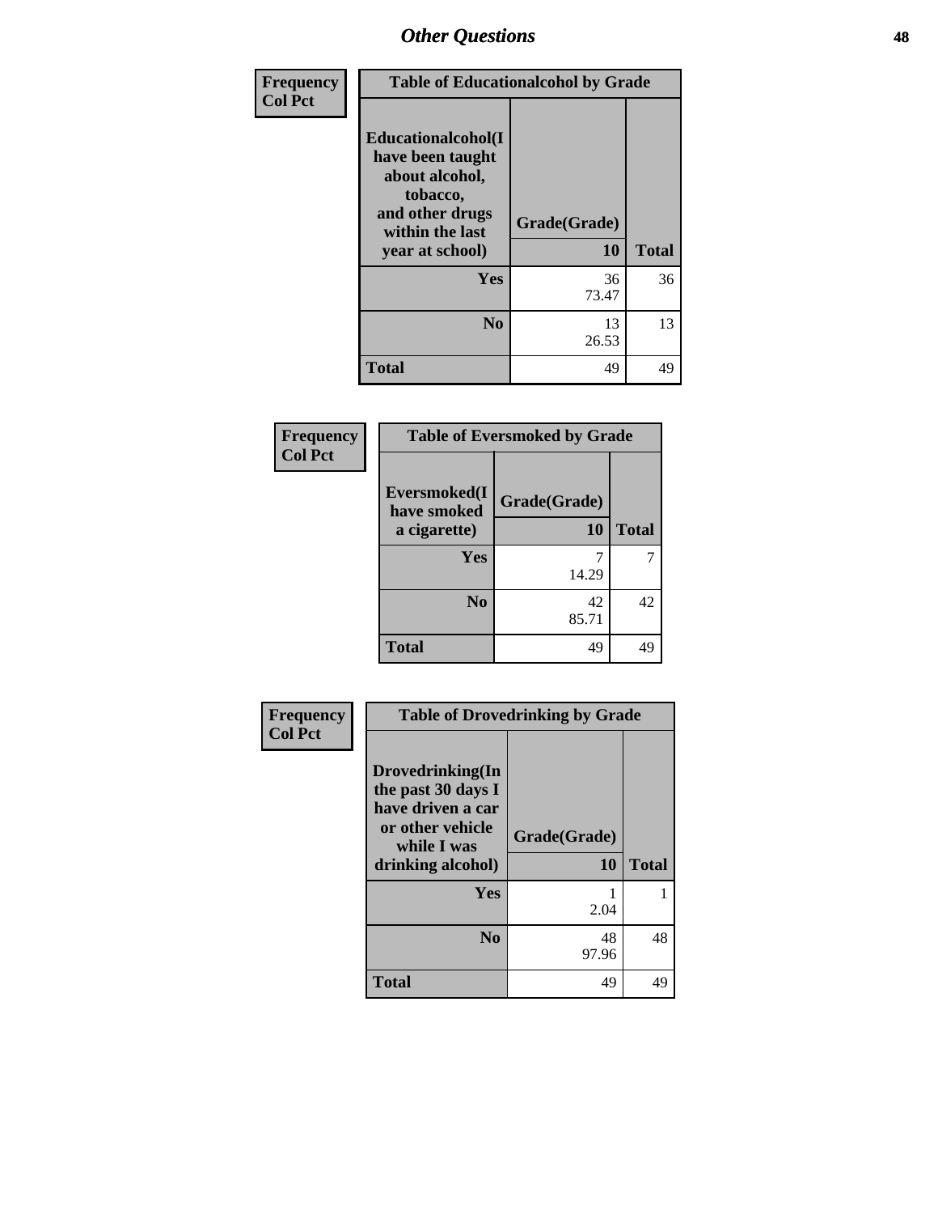## Other Questions

Frequency
Col Pct

| Table of Educationalcohol by Grade | | |
|---|---|---|
| Educationalcohol(I have been taught about alcohol, tobacco, and other drugs within the last year at school) | Grade(Grade) 10 | Total |
| Yes | 36<br>73.47 | 36 |
| No | 13<br>26.53 | 13 |
| Total | 49 | 49 |

Frequency
Col Pct

| Table of Eversmoked by Grade | | |
|---|---|---|
| Eversmoked(I have smoked a cigarette) | Grade(Grade) 10 | Total |
| Yes | 7<br>14.29 | 7 |
| No | 42<br>85.71 | 42 |
| Total | 49 | 49 |

Frequency
Col Pct

| Table of Drovedrinking by Grade | | |
|---|---|---|
| Drovedrinking(In the past 30 days I have driven a car or other vehicle while I was drinking alcohol) | Grade(Grade) 10 | Total |
| Yes | 1<br>2.04 | 1 |
| No | 48<br>97.96 | 48 |
| Total | 49 | 49 |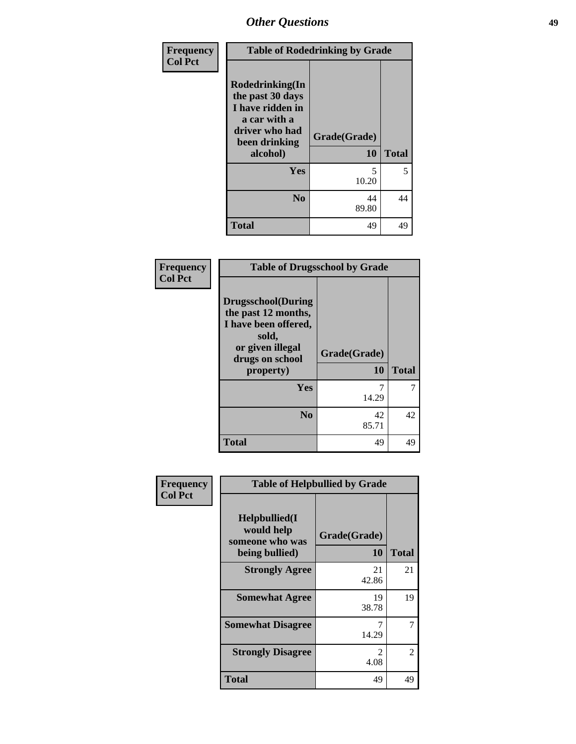## Other Questions

**Frequency**
**Col Pct**

| Table of Rodedrinking by Grade | | |
|---|---|---|
| **Rodedrinking(In the past 30 days I have ridden in a car with a driver who had been drinking alcohol)** | **Grade(Grade)** | |
| | **10** | **Total** |
| **Yes** | 5<br>10.20 | 5 |
| **No** | 44<br>89.80 | 44 |
| **Total** | 49 | 49 |

**Frequency**
**Col Pct**

| Table of Drugsschool by Grade | | |
|---|---|---|
| **Drugsschool(During the past 12 months, I have been offered, sold, or given illegal drugs on school property)** | **Grade(Grade)** | |
| | **10** | **Total** |
| **Yes** | 7<br>14.29 | 7 |
| **No** | 42<br>85.71 | 42 |
| **Total** | 49 | 49 |

**Frequency**
**Col Pct**

| Table of Helpbullied by Grade | | |
|---|---|---|
| **Helpbullied(I would help someone who was being bullied)** | **Grade(Grade)** | |
| | **10** | **Total** |
| **Strongly Agree** | 21<br>42.86 | 21 |
| **Somewhat Agree** | 19<br>38.78 | 19 |
| **Somewhat Disagree** | 7<br>14.29 | 7 |
| **Strongly Disagree** | 2<br>4.08 | 2 |
| **Total** | 49 | 49 |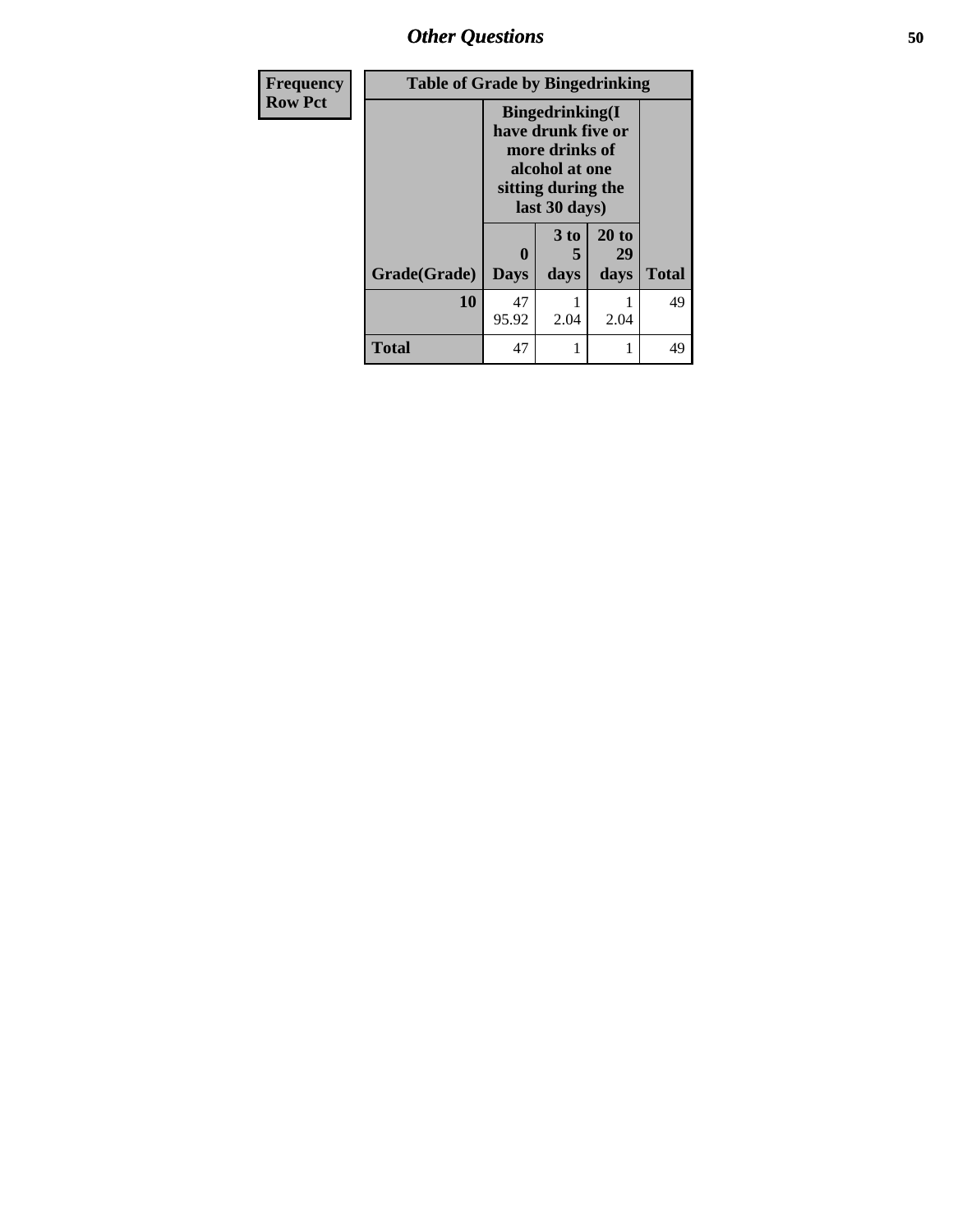| Frequency<br>Row Pct |
|---|

**Table of Grade by Bingedrinking**

| | Bingedrinking(I have drunk five or more drinks of alcohol at one sitting during the last 30 days) | | | |
|---|---|---|---|---|
| Grade(Grade) | 0 Days | 3 to 5 days | 20 to 29 days | Total |
| 10 | 47<br>95.92 | 1<br>2.04 | 1<br>2.04 | 49 |
| Total | 47 | 1 | 1 | 49 |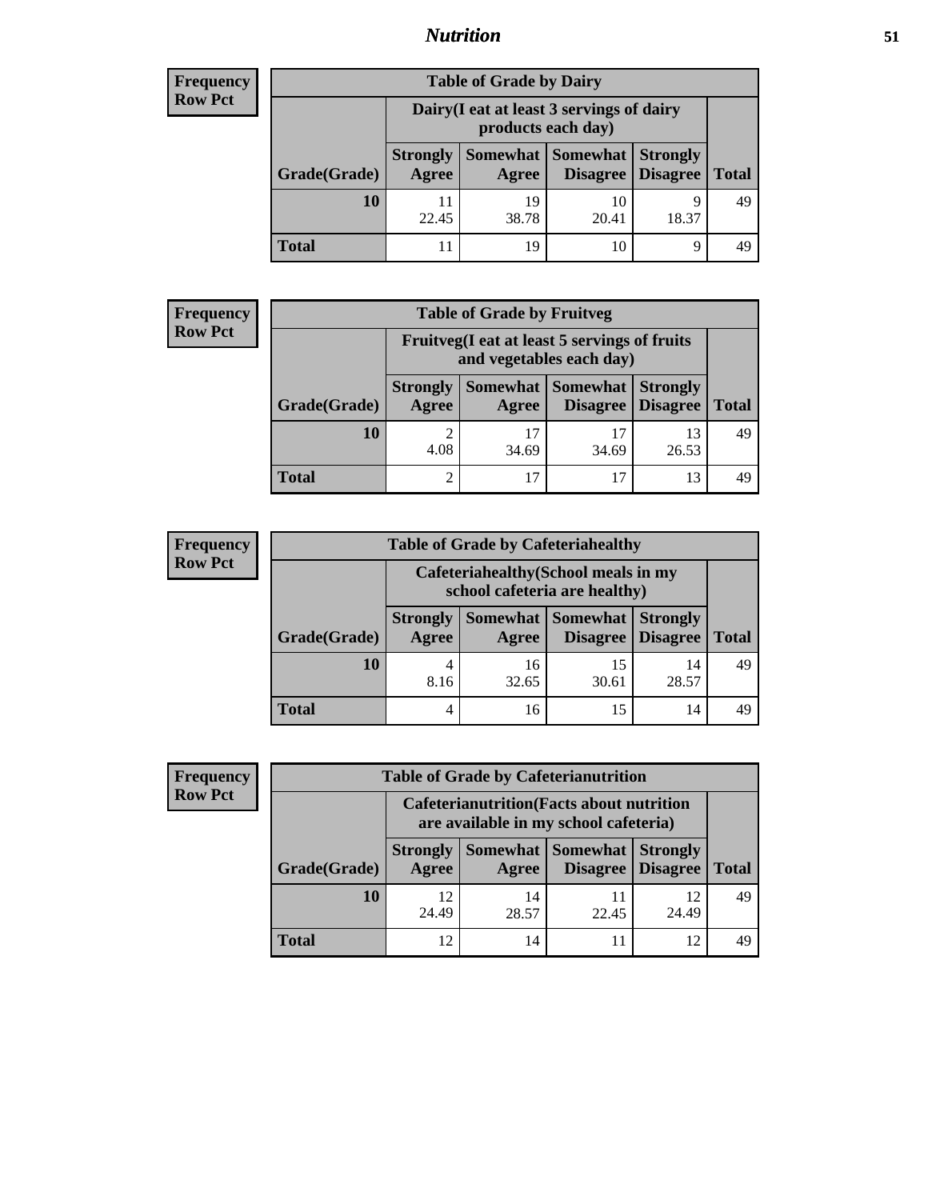## Nutrition

**Frequency**
**Row Pct**

| Table of Grade by Dairy | | | | | |
|---|---|---|---|---|---|
| | Dairy(I eat at least 3 servings of dairy products each day) | | | | |
| Grade(Grade) | Strongly Agree | Somewhat Agree | Somewhat Disagree | Strongly Disagree | Total |
| 10 | 11<br>22.45 | 19<br>38.78 | 10<br>20.41 | 9<br>18.37 | 49 |
| Total | 11 | 19 | 10 | 9 | 49 |

**Frequency**
**Row Pct**

| Table of Grade by Fruitveg | | | | | |
|---|---|---|---|---|---|
| | Fruitveg(I eat at least 5 servings of fruits and vegetables each day) | | | | |
| Grade(Grade) | Strongly Agree | Somewhat Agree | Somewhat Disagree | Strongly Disagree | Total |
| 10 | 2<br>4.08 | 17<br>34.69 | 17<br>34.69 | 13<br>26.53 | 49 |
| Total | 2 | 17 | 17 | 13 | 49 |

**Frequency**
**Row Pct**

| Table of Grade by Cafeteriahealthy | | | | | |
|---|---|---|---|---|---|
| | Cafeteriahealthy(School meals in my school cafeteria are healthy) | | | | |
| Grade(Grade) | Strongly Agree | Somewhat Agree | Somewhat Disagree | Strongly Disagree | Total |
| 10 | 4<br>8.16 | 16<br>32.65 | 15<br>30.61 | 14<br>28.57 | 49 |
| Total | 4 | 16 | 15 | 14 | 49 |

**Frequency**
**Row Pct**

| Table of Grade by Cafeterianutrition | | | | | |
|---|---|---|---|---|---|
| | Cafeterianutrition(Facts about nutrition are available in my school cafeteria) | | | | |
| Grade(Grade) | Strongly Agree | Somewhat Agree | Somewhat Disagree | Strongly Disagree | Total |
| 10 | 12<br>24.49 | 14<br>28.57 | 11<br>22.45 | 12<br>24.49 | 49 |
| Total | 12 | 14 | 11 | 12 | 49 |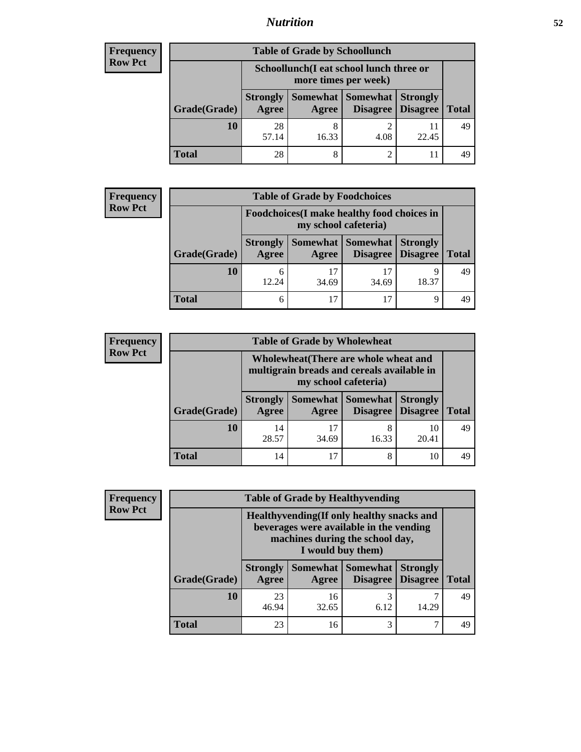| Frequency<br>Row Pct | Table of Grade by Schoollunch | | | | |
|---|---|---|---|---|---|
| | Schoollunch(I eat school lunch three or more times per week) | | | | |
| Grade(Grade) | Strongly Agree | Somewhat Agree | Somewhat Disagree | Strongly Disagree | Total |
| 10 | 28<br>57.14 | 8<br>16.33 | 2<br>4.08 | 11<br>22.45 | 49 |
| Total | 28 | 8 | 2 | 11 | 49 |

| Frequency<br>Row Pct | Table of Grade by Foodchoices | | | | |
|---|---|---|---|---|---|
| | Foodchoices(I make healthy food choices in my school cafeteria) | | | | |
| Grade(Grade) | Strongly Agree | Somewhat Agree | Somewhat Disagree | Strongly Disagree | Total |
| 10 | 6<br>12.24 | 17<br>34.69 | 17<br>34.69 | 9<br>18.37 | 49 |
| Total | 6 | 17 | 17 | 9 | 49 |

| Frequency<br>Row Pct | Table of Grade by Wholewheat | | | | |
|---|---|---|---|---|---|
| | Wholewheat(There are whole wheat and multigrain breads and cereals available in my school cafeteria) | | | | |
| Grade(Grade) | Strongly Agree | Somewhat Agree | Somewhat Disagree | Strongly Disagree | Total |
| 10 | 14<br>28.57 | 17<br>34.69 | 8<br>16.33 | 10<br>20.41 | 49 |
| Total | 14 | 17 | 8 | 10 | 49 |

| Frequency<br>Row Pct | Table of Grade by Healthyvending | | | | |
|---|---|---|---|---|---|
| | Healthyvending(If only healthy snacks and beverages were available in the vending machines during the school day, I would buy them) | | | | |
| Grade(Grade) | Strongly Agree | Somewhat Agree | Somewhat Disagree | Strongly Disagree | Total |
| 10 | 23<br>46.94 | 16<br>32.65 | 3<br>6.12 | 7<br>14.29 | 49 |
| Total | 23 | 16 | 3 | 7 | 49 |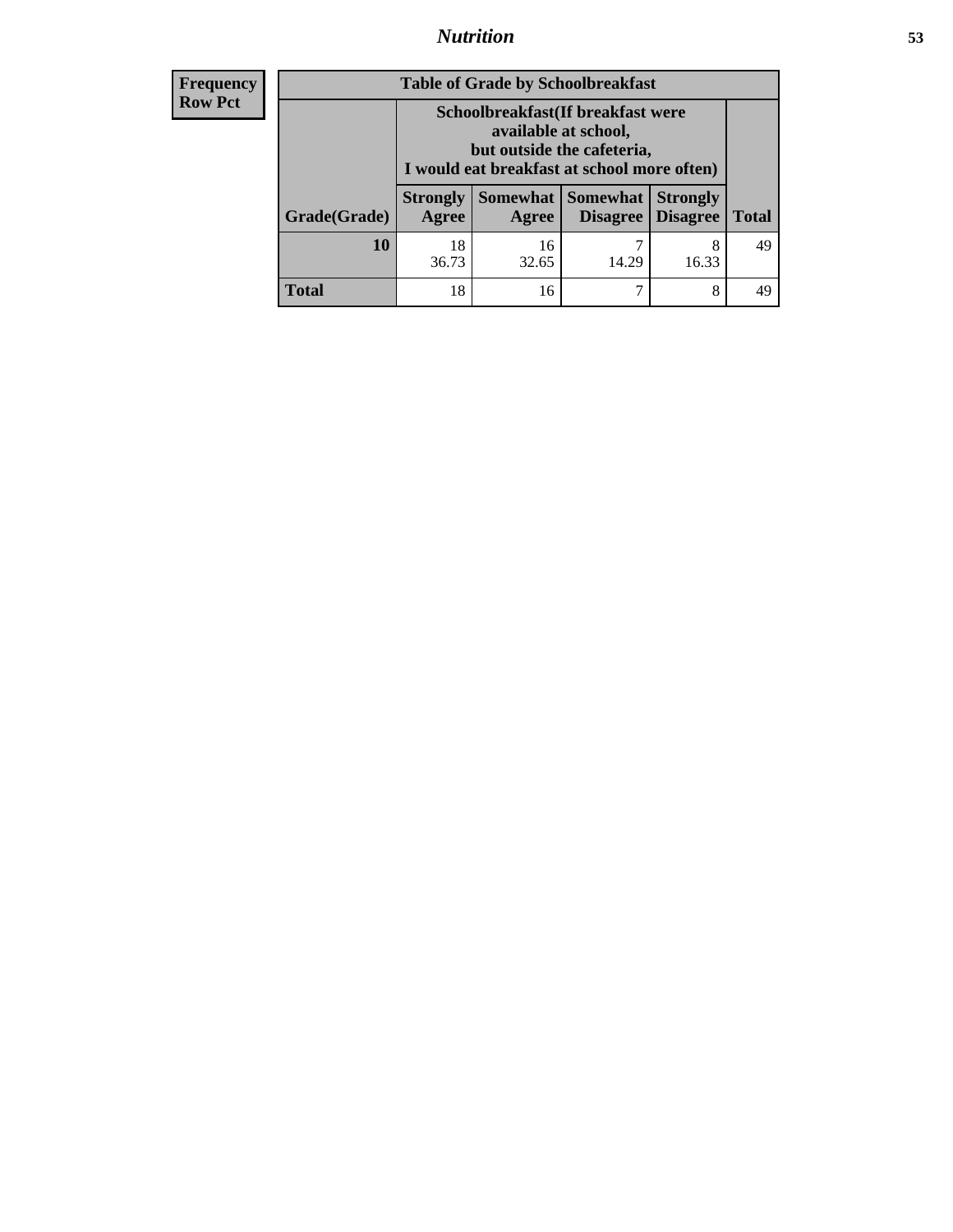| Frequency Row Pct |
|---|

| Table of Grade by Schoolbreakfast | | | | | |
|---|---|---|---|---|---|
| | Schoolbreakfast(If breakfast were available at school, but outside the cafeteria, I would eat breakfast at school more often) | | | | |
| Grade(Grade) | Strongly Agree | Somewhat Agree | Somewhat Disagree | Strongly Disagree | Total |
| **10** | 18<br>36.73 | 16<br>32.65 | 7<br>14.29 | 8<br>16.33 | 49 |
| **Total** | 18 | 16 | 7 | 8 | 49 |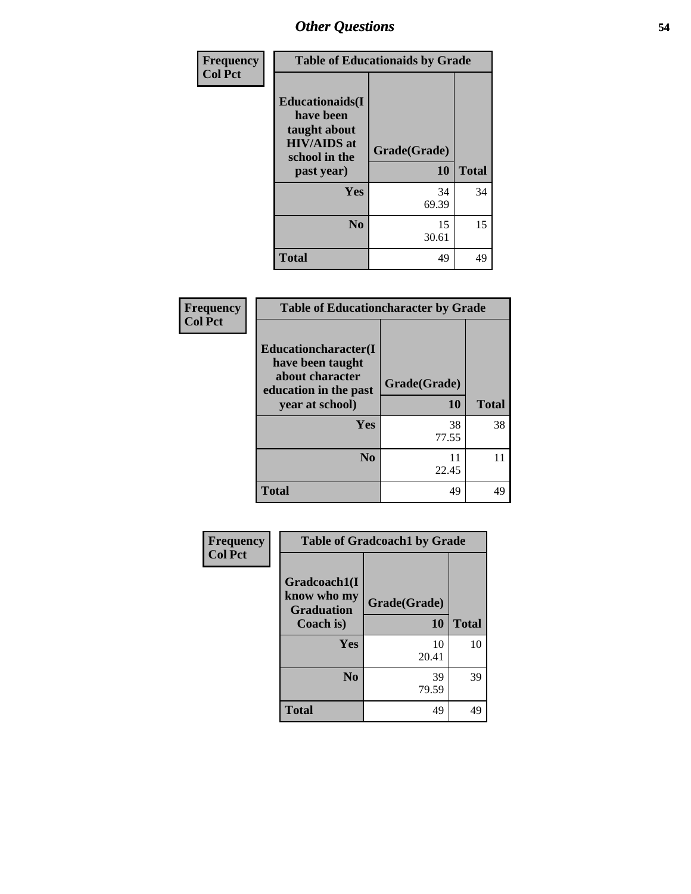## Other Questions

| Frequency Col Pct | Table of Educationaids by Grade | |
|---|---|---|
| Educationaids(I have been taught about HIV/AIDS at school in the past year) | Grade(Grade) 10 | Total |
| Yes | 34<br>69.39 | 34 |
| No | 15<br>30.61 | 15 |
| Total | 49 | 49 |

| Frequency Col Pct | Table of Educationcharacter by Grade | |
|---|---|---|
| Educationcharacter(I have been taught about character education in the past year at school) | Grade(Grade) 10 | Total |
| Yes | 38<br>77.55 | 38 |
| No | 11<br>22.45 | 11 |
| Total | 49 | 49 |

| Frequency Col Pct | Table of Gradcoach1 by Grade | |
|---|---|---|
| Gradcoach1(I know who my Graduation Coach is) | Grade(Grade) 10 | Total |
| Yes | 10<br>20.41 | 10 |
| No | 39<br>79.59 | 39 |
| Total | 49 | 49 |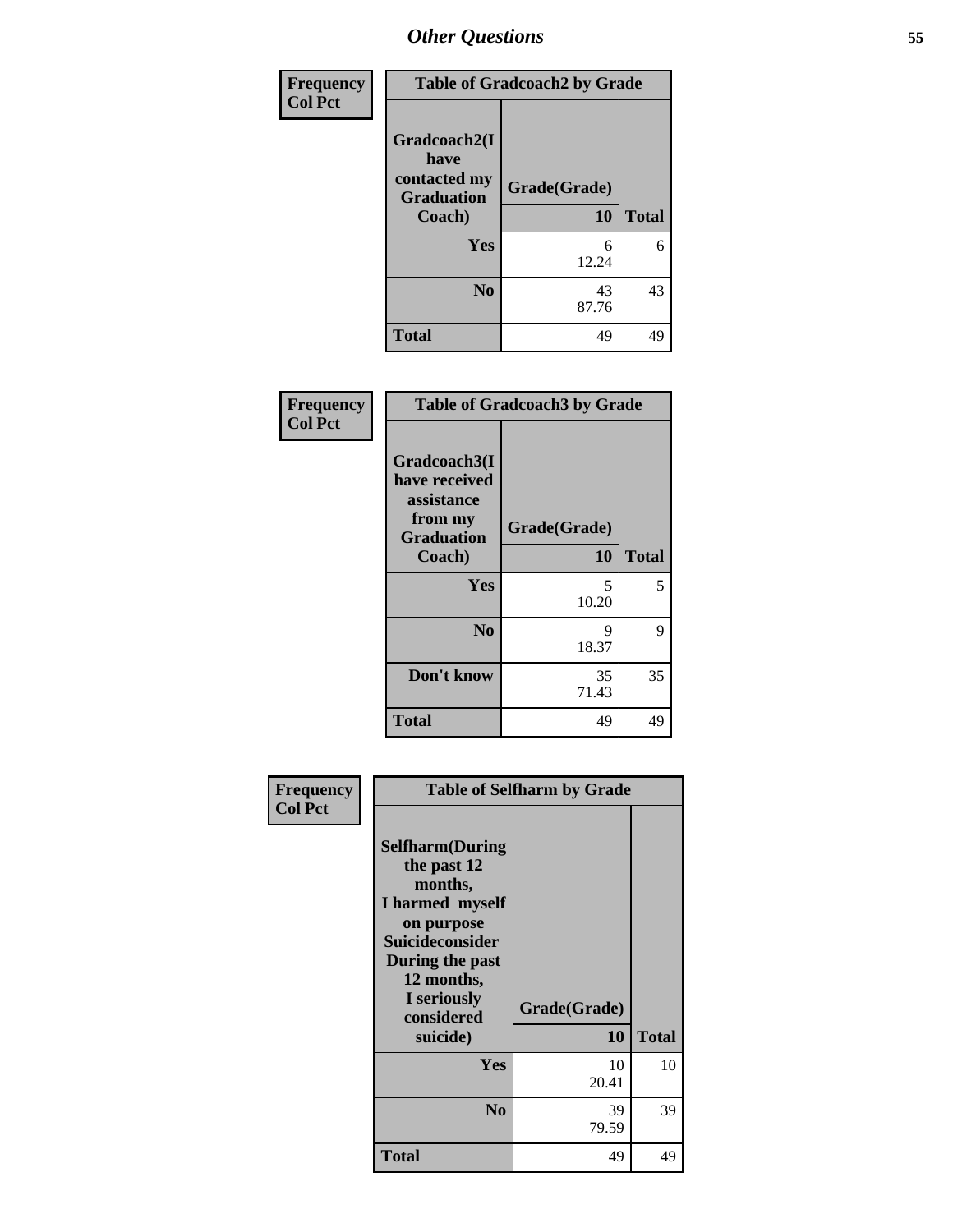# Other Questions

**Frequency**
**Col Pct**

| Table of Gradcoach2 by Grade | | |
|---|---|---|
| Gradcoach2(I have contacted my Graduation Coach) | Grade(Grade) 10 | Total |
| **Yes** | 6<br>12.24 | 6 |
| **No** | 43<br>87.76 | 43 |
| **Total** | 49 | 49 |

**Frequency**
**Col Pct**

| Table of Gradcoach3 by Grade | | |
|---|---|---|
| Gradcoach3(I have received assistance from my Graduation Coach) | Grade(Grade) 10 | Total |
| **Yes** | 5<br>10.20 | 5 |
| **No** | 9<br>18.37 | 9 |
| **Don't know** | 35<br>71.43 | 35 |
| **Total** | 49 | 49 |

**Frequency**
**Col Pct**

| Table of Selfharm by Grade | | |
|---|---|---|
| Selfharm(During the past 12 months, I harmed myself on purpose Suicideconsider During the past 12 months, I seriously considered suicide) | Grade(Grade) 10 | Total |
| **Yes** | 10<br>20.41 | 10 |
| **No** | 39<br>79.59 | 39 |
| **Total** | 49 | 49 |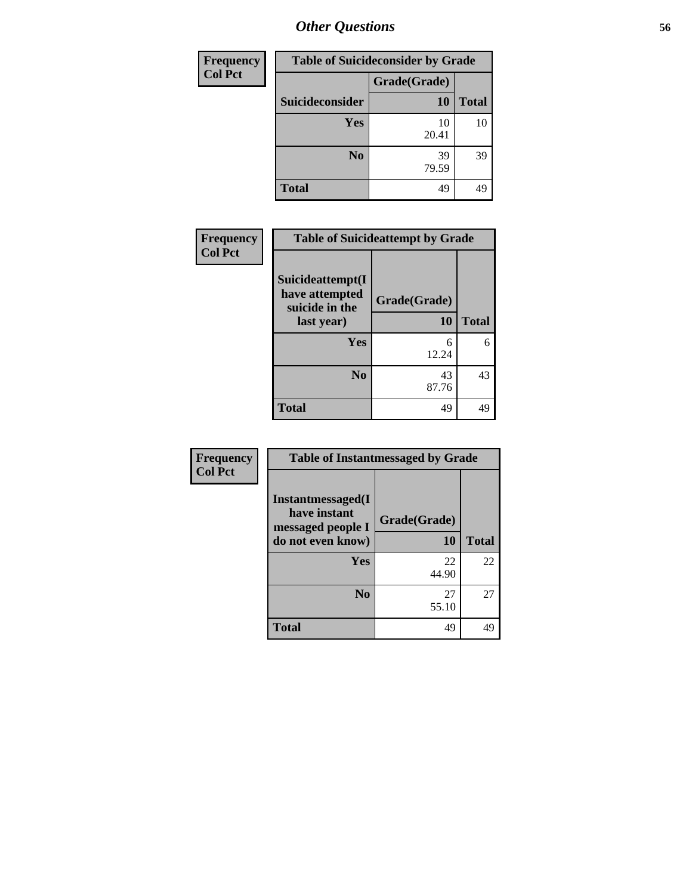## Other Questions

**Frequency**
**Col Pct**

| Table of Suicideconsider by Grade | | |
|---|---|---|
| | Grade(Grade) | |
| Suicideconsider | 10 | Total |
| Yes | 10<br>20.41 | 10 |
| No | 39<br>79.59 | 39 |
| Total | 49 | 49 |

**Frequency**
**Col Pct**

| Table of Suicideattempt by Grade | | |
|---|---|---|
| Suicideattempt(I have attempted suicide in the last year) | Grade(Grade)<br>10 | Total |
| Yes | 6<br>12.24 | 6 |
| No | 43<br>87.76 | 43 |
| Total | 49 | 49 |

**Frequency**
**Col Pct**

| Table of Instantmessaged by Grade | | |
|---|---|---|
| Instantmessaged(I have instant messaged people I do not even know) | Grade(Grade)<br>10 | Total |
| Yes | 22<br>44.90 | 22 |
| No | 27<br>55.10 | 27 |
| Total | 49 | 49 |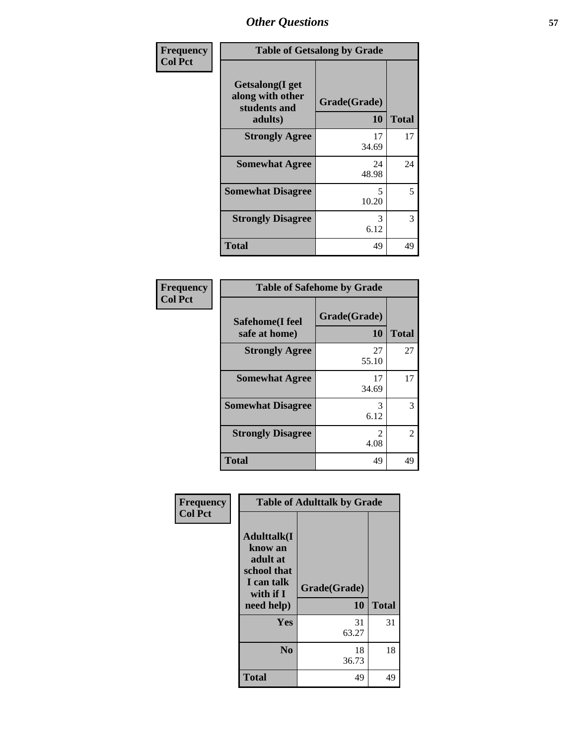# Other Questions

**Frequency**
**Col Pct**

| Table of Getsalong by Grade | | |
|---|---|---|
| Getsalong(I get along with other students and adults) | Grade(Grade) 10 | Total |
| **Strongly Agree** | 17<br>34.69 | 17 |
| **Somewhat Agree** | 24<br>48.98 | 24 |
| **Somewhat Disagree** | 5<br>10.20 | 5 |
| **Strongly Disagree** | 3<br>6.12 | 3 |
| **Total** | 49 | 49 |

**Frequency**
**Col Pct**

| Table of Safehome by Grade | | |
|---|---|---|
| Safehome(I feel safe at home) | Grade(Grade) 10 | Total |
| **Strongly Agree** | 27<br>55.10 | 27 |
| **Somewhat Agree** | 17<br>34.69 | 17 |
| **Somewhat Disagree** | 3<br>6.12 | 3 |
| **Strongly Disagree** | 2<br>4.08 | 2 |
| **Total** | 49 | 49 |

**Frequency**
**Col Pct**

| Table of Adulttalk by Grade | | |
|---|---|---|
| Adulttalk(I know an adult at school that I can talk with if I need help) | Grade(Grade) 10 | Total |
| **Yes** | 31<br>63.27 | 31 |
| **No** | 18<br>36.73 | 18 |
| **Total** | 49 | 49 |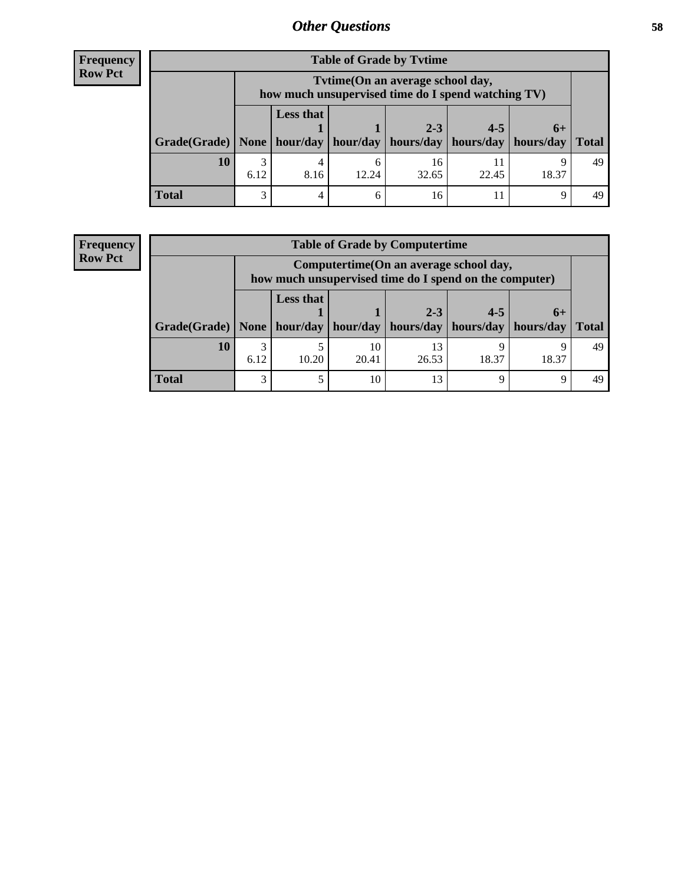## Other Questions

**Frequency**
**Row Pct**

| Table of Grade by Tvtime | | | | | | | |
|---|---|---|---|---|---|---|---|
| | Tvtime(On an average school day, how much unsupervised time do I spend watching TV) | | | | | | |
| Grade(Grade) | None | Less that 1 hour/day | 1 hour/day | 2-3 hours/day | 4-5 hours/day | 6+ hours/day | Total |
| **10** | 3<br>6.12 | 4<br>8.16 | 6<br>12.24 | 16<br>32.65 | 11<br>22.45 | 9<br>18.37 | 49 |
| **Total** | 3 | 4 | 6 | 16 | 11 | 9 | 49 |

**Frequency**
**Row Pct**

| Table of Grade by Computertime | | | | | | | |
|---|---|---|---|---|---|---|---|
| | Computertime(On an average school day, how much unsupervised time do I spend on the computer) | | | | | | |
| Grade(Grade) | None | Less that 1 hour/day | 1 hour/day | 2-3 hours/day | 4-5 hours/day | 6+ hours/day | Total |
| **10** | 3<br>6.12 | 5<br>10.20 | 10<br>20.41 | 13<br>26.53 | 9<br>18.37 | 9<br>18.37 | 49 |
| **Total** | 3 | 5 | 10 | 13 | 9 | 9 | 49 |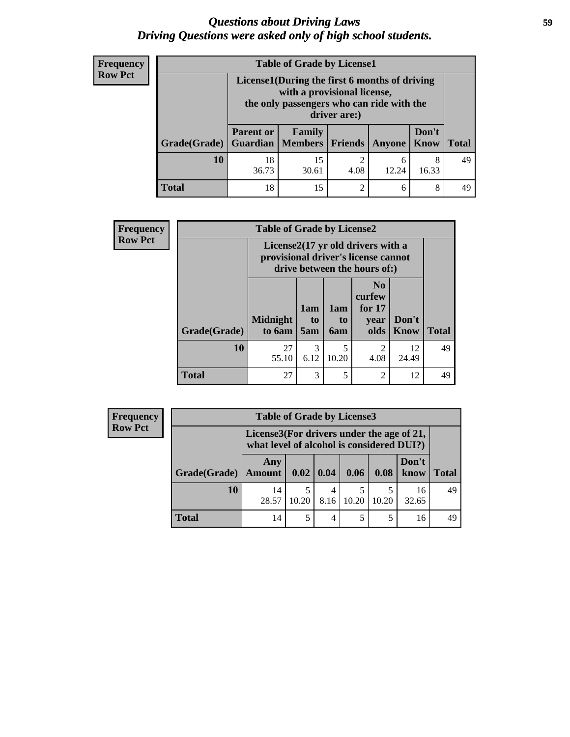# *Questions about Driving Laws*
# *Driving Questions were asked only of high school students.*

**Frequency**
**Row Pct**

**Table of Grade by License1**

| Grade(Grade) | License1(During the first 6 months of driving with a provisional license, the only passengers who can ride with the driver are:) | | | | | Total |
|---|---|---|---|---|---|---|
| | Parent or Guardian | Family Members | Friends | Anyone | Don't Know | |
| 10 | 18<br>36.73 | 15<br>30.61 | 2<br>4.08 | 6<br>12.24 | 8<br>16.33 | 49 |
| Total | 18 | 15 | 2 | 6 | 8 | 49 |

**Frequency**
**Row Pct**

**Table of Grade by License2**

| Grade(Grade) | License2(17 yr old drivers with a provisional driver's license cannot drive between the hours of:) | | | | | Total |
|---|---|---|---|---|---|---|
| | Midnight to 6am | 1am to 5am | 1am to 6am | No curfew for 17 year olds | Don't Know | |
| 10 | 27<br>55.10 | 3<br>6.12 | 5<br>10.20 | 2<br>4.08 | 12<br>24.49 | 49 |
| Total | 27 | 3 | 5 | 2 | 12 | 49 |

**Frequency**
**Row Pct**

**Table of Grade by License3**

| Grade(Grade) | License3(For drivers under the age of 21, what level of alcohol is considered DUI?) | | | | | | Total |
|---|---|---|---|---|---|---|---|
| | Any Amount | 0.02 | 0.04 | 0.06 | 0.08 | Don't know | |
| 10 | 14<br>28.57 | 5<br>10.20 | 4<br>8.16 | 5<br>10.20 | 5<br>10.20 | 16<br>32.65 | 49 |
| Total | 14 | 5 | 4 | 5 | 5 | 16 | 49 |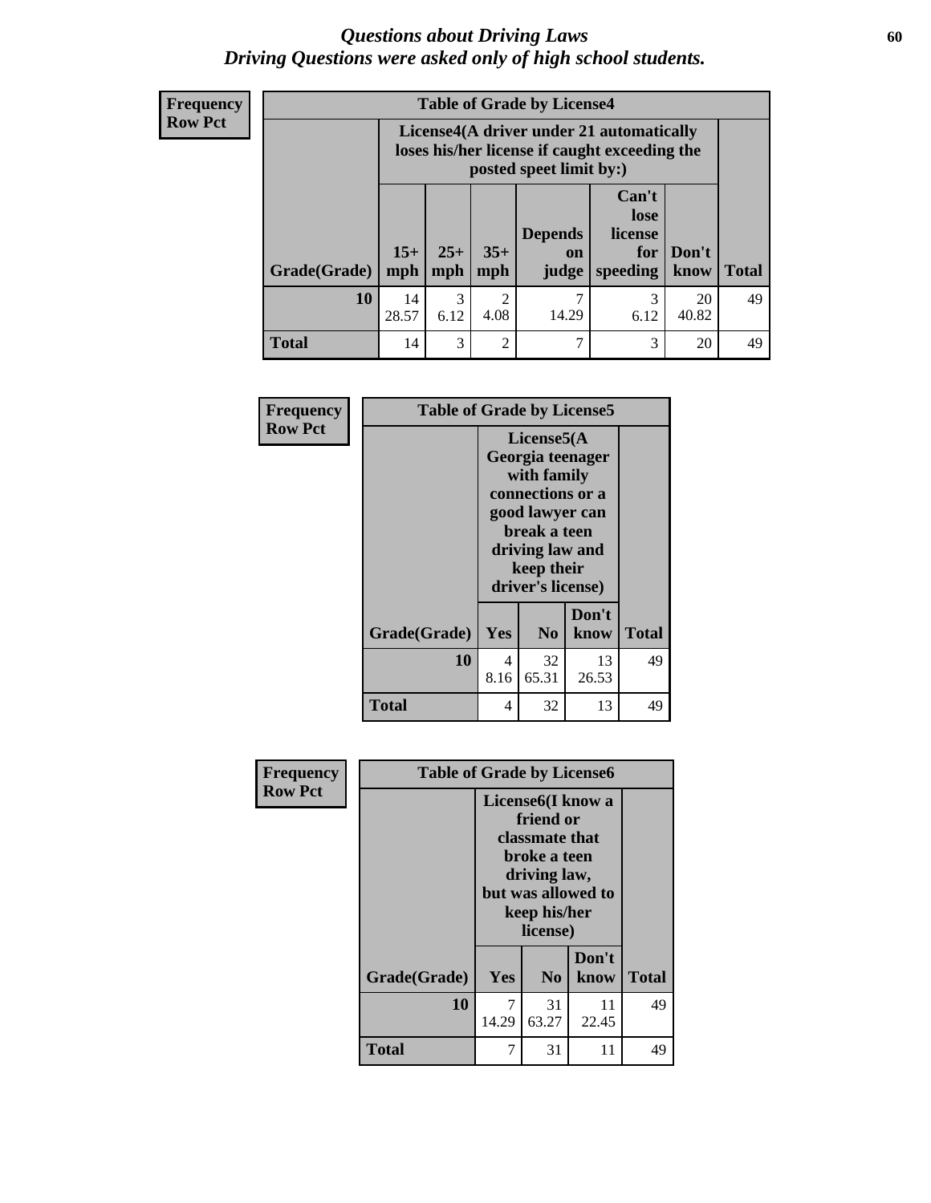# *Questions about Driving Laws*
## *Driving Questions were asked only of high school students.*

**Frequency**
**Row Pct**

| **Table of Grade by License4** | | | | | | | |
|---|---|---|---|---|---|---|---|
| | **License4(A driver under 21 automatically loses his/her license if caught exceeding the posted speet limit by:)** | | | | | | |
| **Grade(Grade)** | **15+ mph** | **25+ mph** | **35+ mph** | **Depends on judge** | **Can't lose license for speeding** | **Don't know** | **Total** |
| **10** | 14<br>28.57 | 3<br>6.12 | 2<br>4.08 | 7<br>14.29 | 3<br>6.12 | 20<br>40.82 | 49 |
| **Total** | 14 | 3 | 2 | 7 | 3 | 20 | 49 |

**Frequency**
**Row Pct**

| **Table of Grade by License5** | | | | |
|---|---|---|---|---|
| | **License5(A Georgia teenager with family connections or a good lawyer can break a teen driving law and keep their driver's license)** | | | |
| **Grade(Grade)** | **Yes** | **No** | **Don't know** | **Total** |
| **10** | 4<br>8.16 | 32<br>65.31 | 13<br>26.53 | 49 |
| **Total** | 4 | 32 | 13 | 49 |

**Frequency**
**Row Pct**

| **Table of Grade by License6** | | | | |
|---|---|---|---|---|
| | **License6(I know a friend or classmate that broke a teen driving law, but was allowed to keep his/her license)** | | | |
| **Grade(Grade)** | **Yes** | **No** | **Don't know** | **Total** |
| **10** | 7<br>14.29 | 31<br>63.27 | 11<br>22.45 | 49 |
| **Total** | 7 | 31 | 11 | 49 |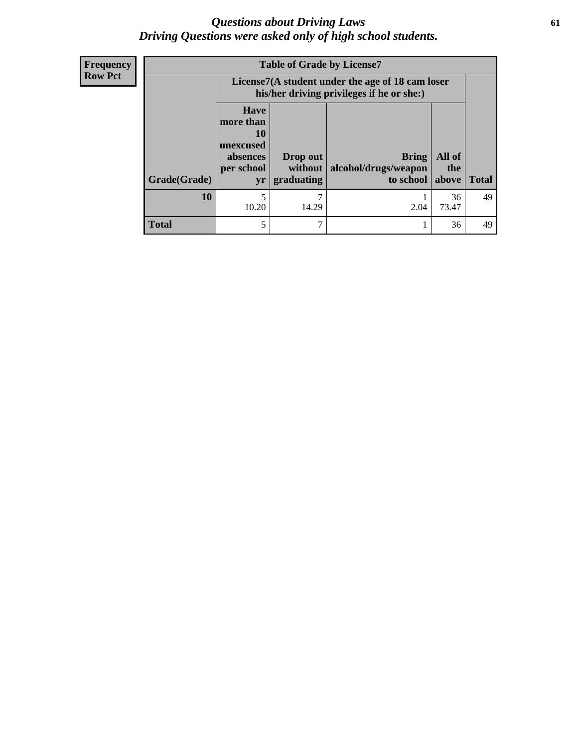# *Questions about Driving Laws*
## *Driving Questions were asked only of high school students.*

**Frequency**
**Row Pct**

| Table of Grade by License7 | | | | | |
|---|---|---|---|---|---|
| | License7(A student under the age of 18 cam loser his/her driving privileges if he or she:) | | | | |
| Grade(Grade) | Have more than 10 unexcused absences per school yr | Drop out without graduating | Bring alcohol/drugs/weapon to school | All of the above | Total |
| 10 | 5<br>10.20 | 7<br>14.29 | 1<br>2.04 | 36<br>73.47 | 49 |
| Total | 5 | 7 | 1 | 36 | 49 |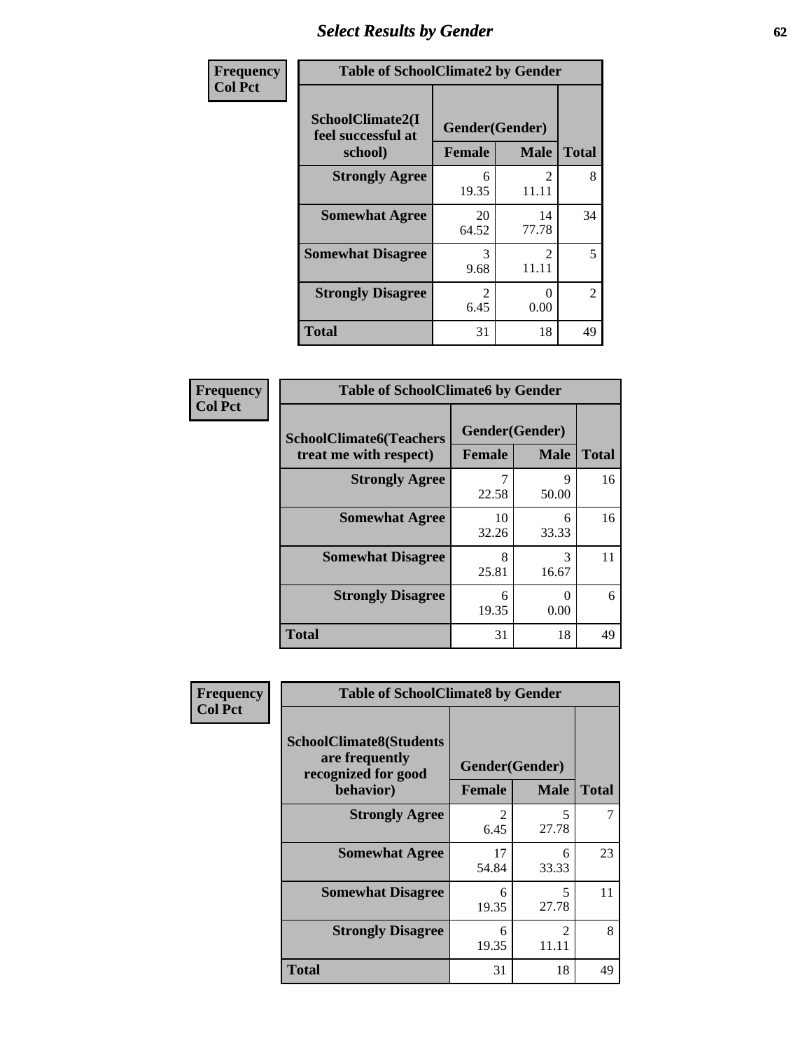# Select Results by Gender

| Frequency<br>Col Pct | Table of SchoolClimate2 by Gender | | |
|---|---|---|---|
| SchoolClimate2(I feel successful at school) | Gender(Gender) | | |
| | Female | Male | Total |
| Strongly Agree | 6<br>19.35 | 2<br>11.11 | 8 |
| Somewhat Agree | 20<br>64.52 | 14<br>77.78 | 34 |
| Somewhat Disagree | 3<br>9.68 | 2<br>11.11 | 5 |
| Strongly Disagree | 2<br>6.45 | 0<br>0.00 | 2 |
| Total | 31 | 18 | 49 |

| Frequency<br>Col Pct | Table of SchoolClimate6 by Gender | | |
|---|---|---|---|
| SchoolClimate6(Teachers treat me with respect) | Gender(Gender) | | |
| | Female | Male | Total |
| Strongly Agree | 7<br>22.58 | 9<br>50.00 | 16 |
| Somewhat Agree | 10<br>32.26 | 6<br>33.33 | 16 |
| Somewhat Disagree | 8<br>25.81 | 3<br>16.67 | 11 |
| Strongly Disagree | 6<br>19.35 | 0<br>0.00 | 6 |
| Total | 31 | 18 | 49 |

| Frequency<br>Col Pct | Table of SchoolClimate8 by Gender | | |
|---|---|---|---|
| SchoolClimate8(Students are frequently recognized for good behavior) | Gender(Gender) | | |
| | Female | Male | Total |
| Strongly Agree | 2<br>6.45 | 5<br>27.78 | 7 |
| Somewhat Agree | 17<br>54.84 | 6<br>33.33 | 23 |
| Somewhat Disagree | 6<br>19.35 | 5<br>27.78 | 11 |
| Strongly Disagree | 6<br>19.35 | 2<br>11.11 | 8 |
| Total | 31 | 18 | 49 |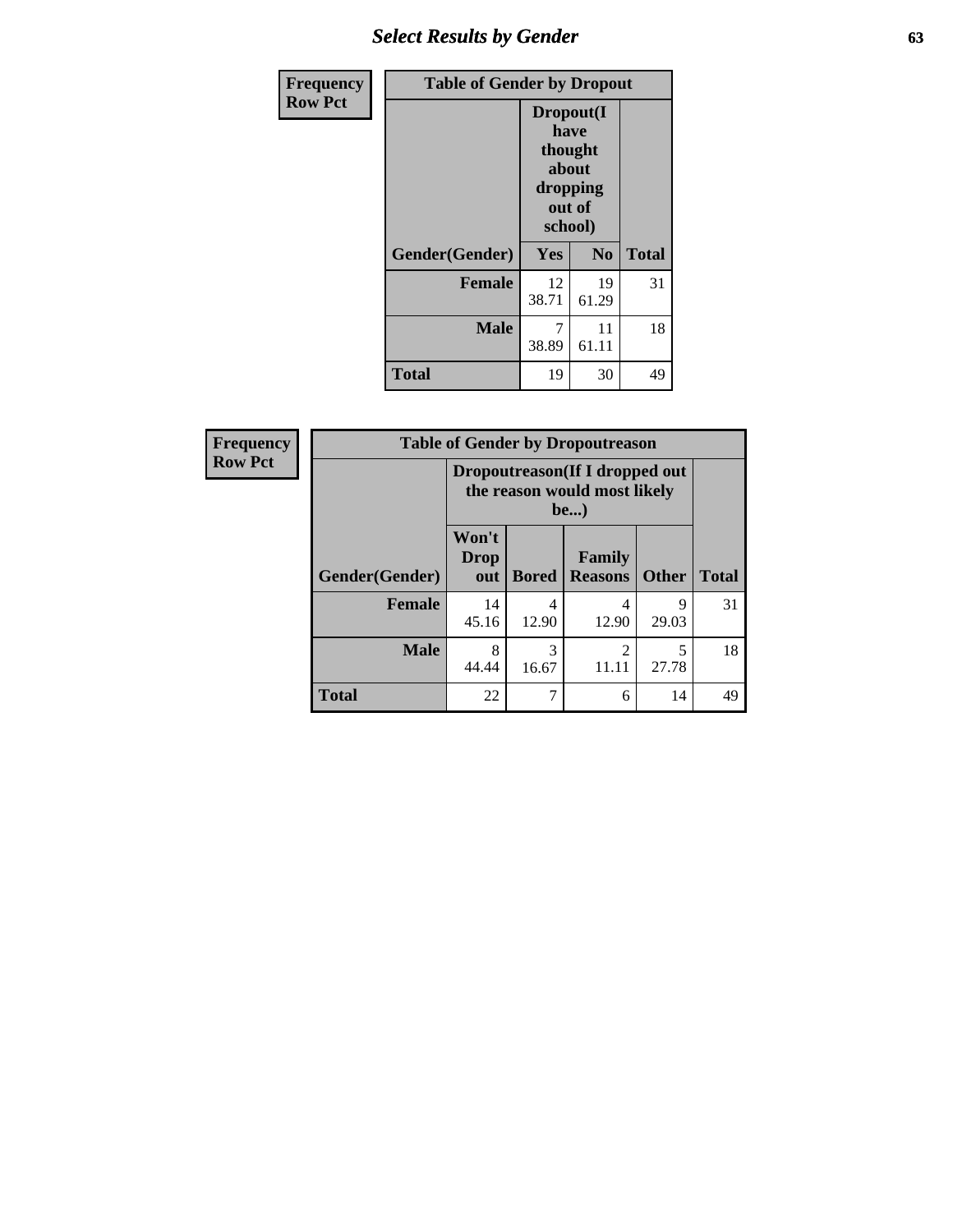| Frequency<br>Row Pct | Table of Gender by Dropout | | |
|---|---|---|---|
| | Dropout(I have thought about dropping out of school) | | |
| Gender(Gender) | Yes | No | Total |
| Female | 12<br>38.71 | 19<br>61.29 | 31 |
| Male | 7<br>38.89 | 11<br>61.11 | 18 |
| Total | 19 | 30 | 49 |

| Frequency<br>Row Pct | Table of Gender by Dropoutreason | | | | |
|---|---|---|---|---|---|
| | Dropoutreason(If I dropped out the reason would most likely be...) | | | | |
| Gender(Gender) | Won't Drop out | Bored | Family Reasons | Other | Total |
| Female | 14<br>45.16 | 4<br>12.90 | 4<br>12.90 | 9<br>29.03 | 31 |
| Male | 8<br>44.44 | 3<br>16.67 | 2<br>11.11 | 5<br>27.78 | 18 |
| Total | 22 | 7 | 6 | 14 | 49 |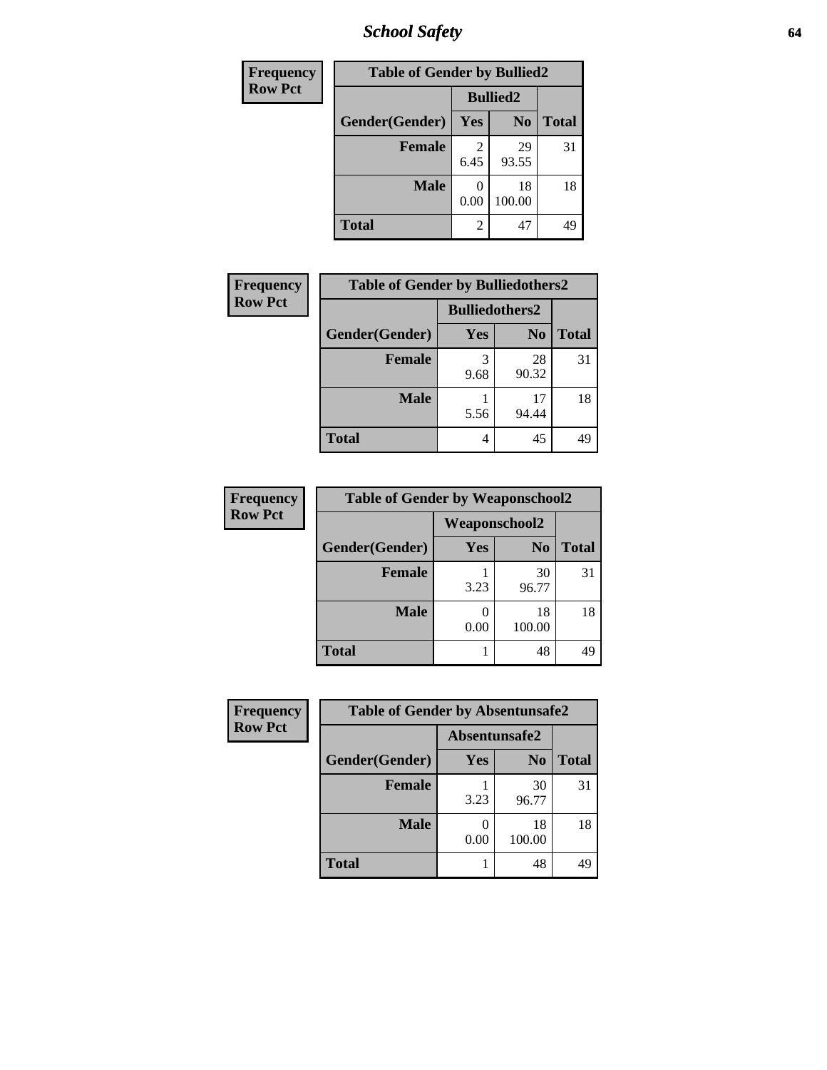| Frequency<br>Row Pct | | | |
|---|---|---|---|

**Table of Gender by Bullied2**

| | Bullied2 | | |
|---|---|---|---|
| Gender(Gender) | Yes | No | Total |
| **Female** | 2<br>6.45 | 29<br>93.55 | 31 |
| **Male** | 0<br>0.00 | 18<br>100.00 | 18 |
| **Total** | 2 | 47 | 49 |

| Frequency<br>Row Pct |
|---|

**Table of Gender by Bulliedothers2**

| | Bulliedothers2 | | |
|---|---|---|---|
| Gender(Gender) | Yes | No | Total |
| **Female** | 3<br>9.68 | 28<br>90.32 | 31 |
| **Male** | 1<br>5.56 | 17<br>94.44 | 18 |
| **Total** | 4 | 45 | 49 |

| Frequency<br>Row Pct |
|---|

**Table of Gender by Weaponschool2**

| | Weaponschool2 | | |
|---|---|---|---|
| Gender(Gender) | Yes | No | Total |
| **Female** | 1<br>3.23 | 30<br>96.77 | 31 |
| **Male** | 0<br>0.00 | 18<br>100.00 | 18 |
| **Total** | 1 | 48 | 49 |

| Frequency<br>Row Pct |
|---|

**Table of Gender by Absentunsafe2**

| | Absentunsafe2 | | |
|---|---|---|---|
| Gender(Gender) | Yes | No | Total |
| **Female** | 1<br>3.23 | 30<br>96.77 | 31 |
| **Male** | 0<br>0.00 | 18<br>100.00 | 18 |
| **Total** | 1 | 48 | 49 |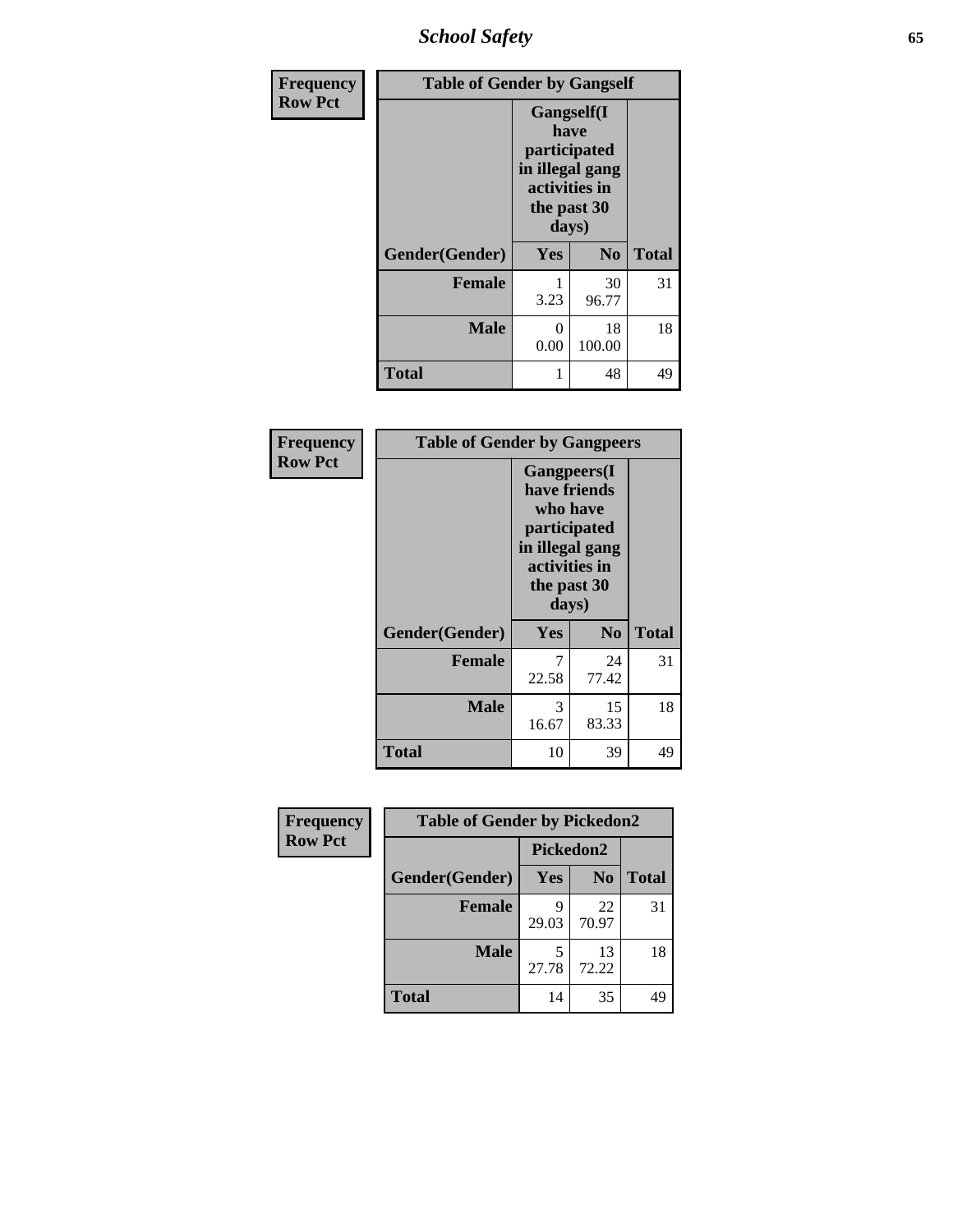| Frequency Row Pct | Table of Gender by Gangself | | |
|---|---|---|---|
| | Gangself(I have participated in illegal gang activities in the past 30 days) | | |
| Gender(Gender) | Yes | No | Total |
| Female | 1<br>3.23 | 30<br>96.77 | 31 |
| Male | 0<br>0.00 | 18<br>100.00 | 18 |
| Total | 1 | 48 | 49 |

| Frequency Row Pct | Table of Gender by Gangpeers | | |
|---|---|---|---|
| | Gangpeers(I have friends who have participated in illegal gang activities in the past 30 days) | | |
| Gender(Gender) | Yes | No | Total |
| Female | 7<br>22.58 | 24<br>77.42 | 31 |
| Male | 3<br>16.67 | 15<br>83.33 | 18 |
| Total | 10 | 39 | 49 |

| Frequency Row Pct | Table of Gender by Pickedon2 | | |
|---|---|---|---|
| | Pickedon2 | | |
| Gender(Gender) | Yes | No | Total |
| Female | 9<br>29.03 | 22<br>70.97 | 31 |
| Male | 5<br>27.78 | 13<br>72.22 | 18 |
| Total | 14 | 35 | 49 |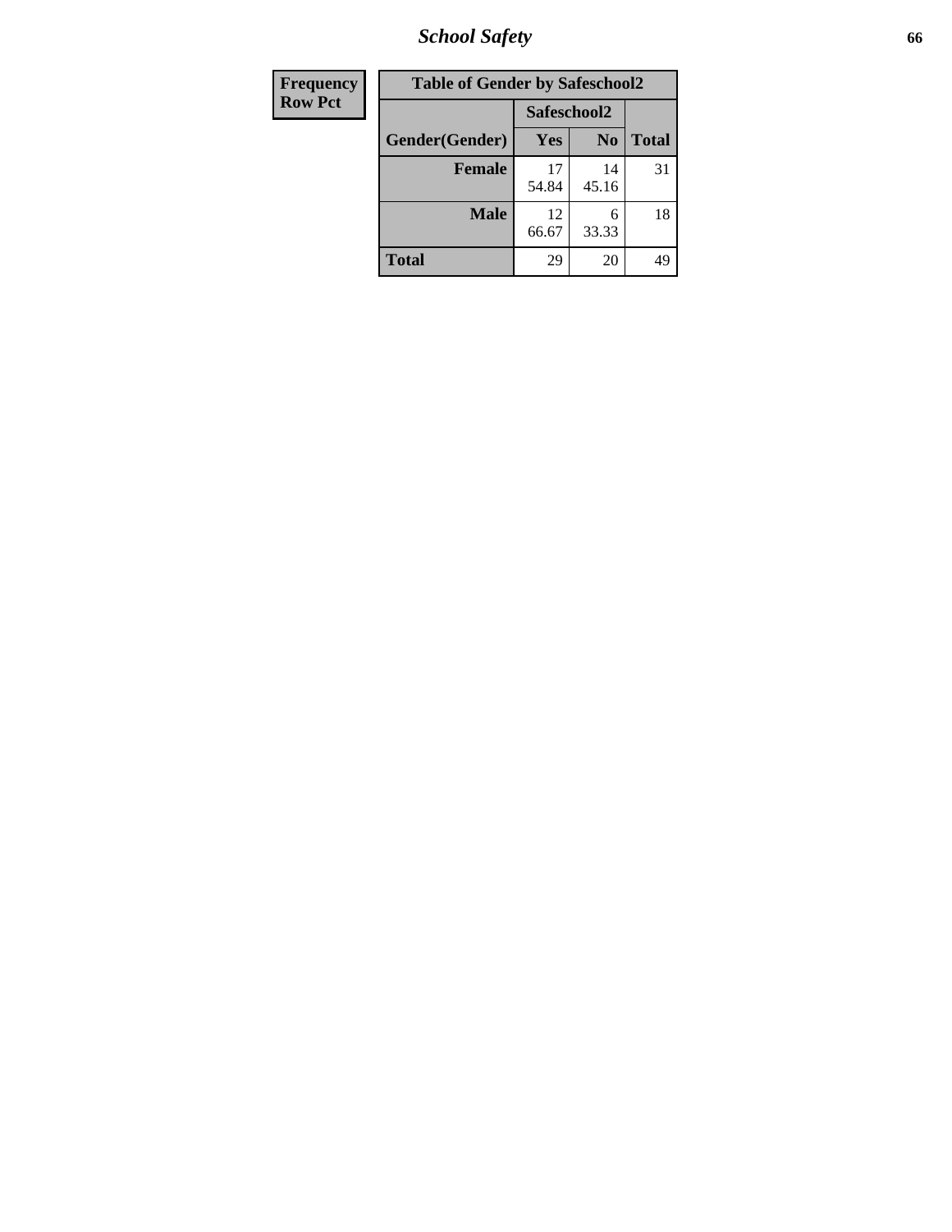# School Safety

| Frequency<br>Row Pct |
|---|

**Table of Gender by Safeschool2**

| Gender(Gender) | Safeschool2 Yes | Safeschool2 No | Total |
|---|---|---|---|
| **Female** | 17<br>54.84 | 14<br>45.16 | 31 |
| **Male** | 12<br>66.67 | 6<br>33.33 | 18 |
| **Total** | 29 | 20 | 49 |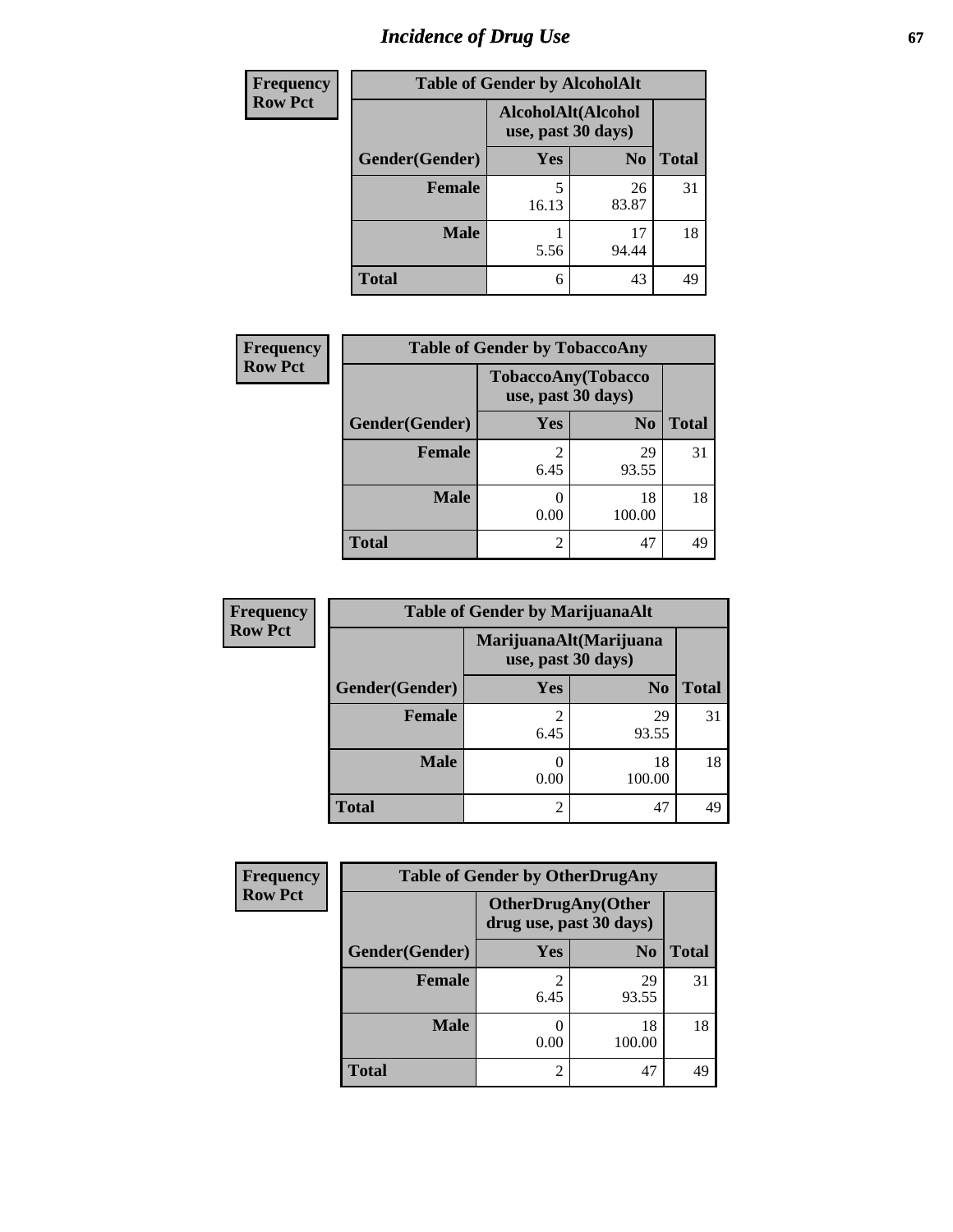# Incidence of Drug Use

**Frequency**
**Row Pct**

| Table of Gender by AlcoholAlt | | | |
|---|---|---|---|
| | AlcoholAlt(Alcohol use, past 30 days) | | |
| Gender(Gender) | Yes | No | Total |
| **Female** | 5<br>16.13 | 26<br>83.87 | 31 |
| **Male** | 1<br>5.56 | 17<br>94.44 | 18 |
| **Total** | 6 | 43 | 49 |

**Frequency**
**Row Pct**

| Table of Gender by TobaccoAny | | | |
|---|---|---|---|
| | TobaccoAny(Tobacco use, past 30 days) | | |
| Gender(Gender) | Yes | No | Total |
| **Female** | 2<br>6.45 | 29<br>93.55 | 31 |
| **Male** | 0<br>0.00 | 18<br>100.00 | 18 |
| **Total** | 2 | 47 | 49 |

**Frequency**
**Row Pct**

| Table of Gender by MarijuanaAlt | | | |
|---|---|---|---|
| | MarijuanaAlt(Marijuana use, past 30 days) | | |
| Gender(Gender) | Yes | No | Total |
| **Female** | 2<br>6.45 | 29<br>93.55 | 31 |
| **Male** | 0<br>0.00 | 18<br>100.00 | 18 |
| **Total** | 2 | 47 | 49 |

**Frequency**
**Row Pct**

| Table of Gender by OtherDrugAny | | | |
|---|---|---|---|
| | OtherDrugAny(Other drug use, past 30 days) | | |
| Gender(Gender) | Yes | No | Total |
| **Female** | 2<br>6.45 | 29<br>93.55 | 31 |
| **Male** | 0<br>0.00 | 18<br>100.00 | 18 |
| **Total** | 2 | 47 | 49 |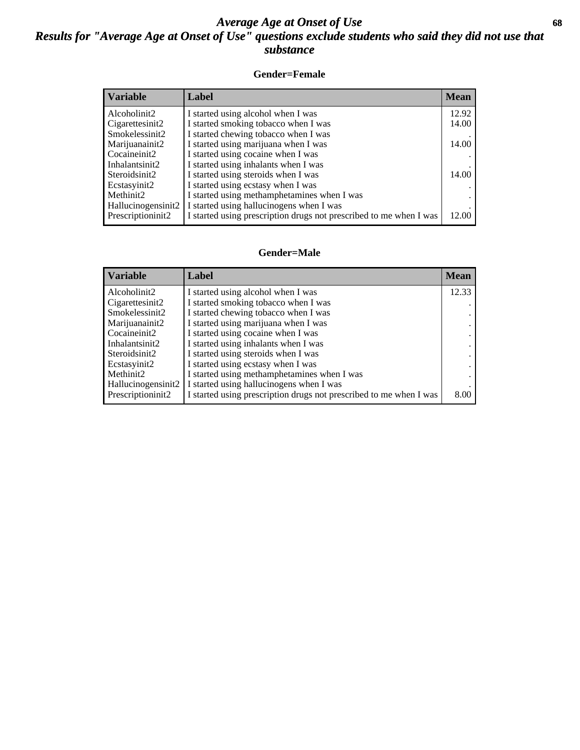# Average Age at Onset of Use

## Results for "Average Age at Onset of Use" questions exclude students who said they did not use that substance

### Gender=Female

| Variable | Label | Mean |
|---|---|---|
| Alcoholinit2 | I started using alcohol when I was | 12.92 |
| Cigarettesinit2 | I started smoking tobacco when I was | 14.00 |
| Smokelessinit2 | I started chewing tobacco when I was | . |
| Marijuanainit2 | I started using marijuana when I was | 14.00 |
| Cocaineinit2 | I started using cocaine when I was | . |
| Inhalantsinit2 | I started using inhalants when I was | . |
| Steroidsinit2 | I started using steroids when I was | 14.00 |
| Ecstasyinit2 | I started using ecstasy when I was | . |
| Methinit2 | I started using methamphetamines when I was | . |
| Hallucinogensinit2 | I started using hallucinogens when I was | . |
| Prescriptioninit2 | I started using prescription drugs not prescribed to me when I was | 12.00 |

### Gender=Male

| Variable | Label | Mean |
|---|---|---|
| Alcoholinit2 | I started using alcohol when I was | 12.33 |
| Cigarettesinit2 | I started smoking tobacco when I was | . |
| Smokelessinit2 | I started chewing tobacco when I was | . |
| Marijuanainit2 | I started using marijuana when I was | . |
| Cocaineinit2 | I started using cocaine when I was | . |
| Inhalantsinit2 | I started using inhalants when I was | . |
| Steroidsinit2 | I started using steroids when I was | . |
| Ecstasyinit2 | I started using ecstasy when I was | . |
| Methinit2 | I started using methamphetamines when I was | . |
| Hallucinogensinit2 | I started using hallucinogens when I was | . |
| Prescriptioninit2 | I started using prescription drugs not prescribed to me when I was | 8.00 |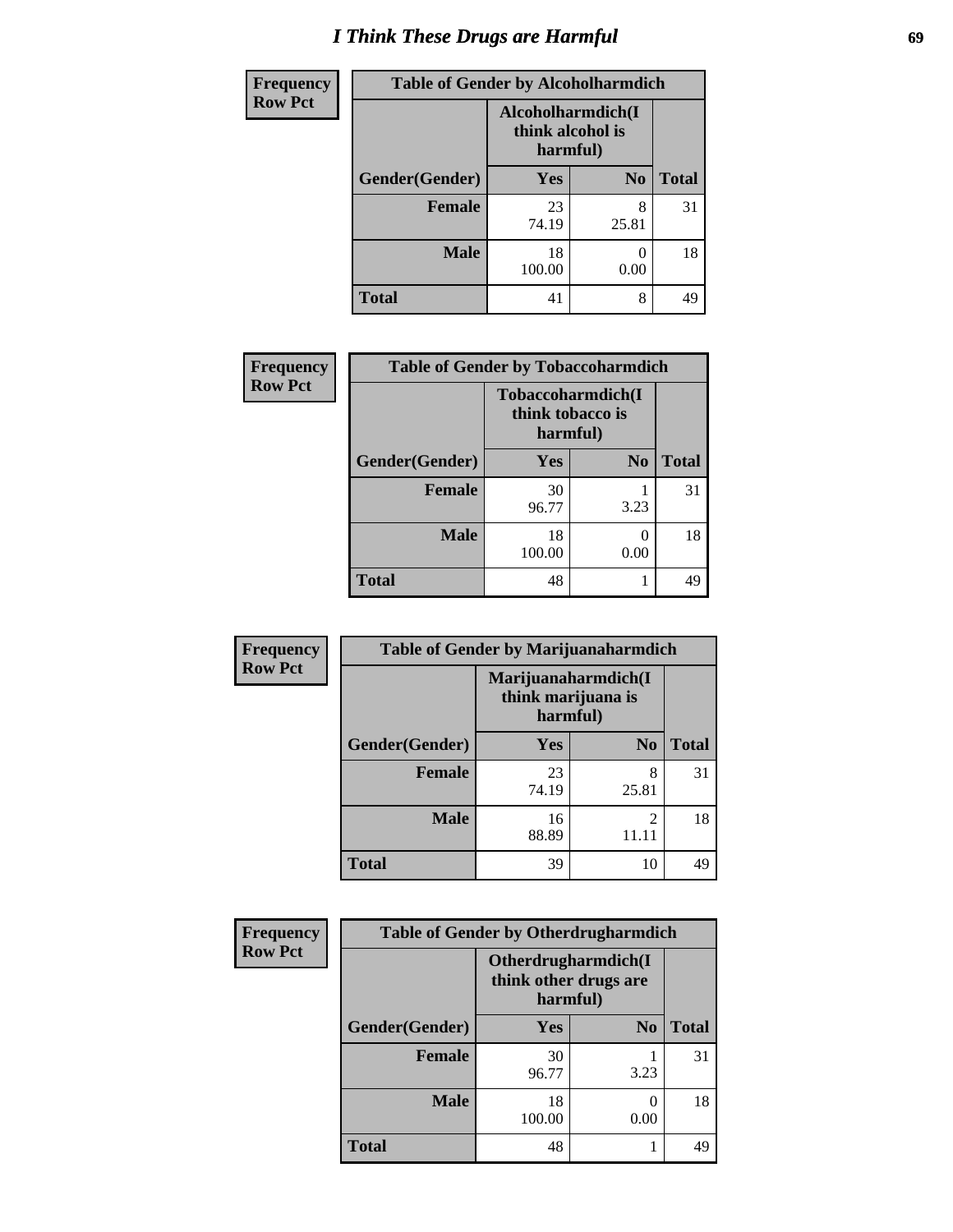# I Think These Drugs are Harmful

| Frequency<br>Row Pct | Table of Gender by Alcoholharmdich | | |
|---|---|---|---|
| | Alcoholharmdich(I think alcohol is harmful) | | |
| Gender(Gender) | Yes | No | Total |
| Female | 23<br>74.19 | 8<br>25.81 | 31 |
| Male | 18<br>100.00 | 0<br>0.00 | 18 |
| Total | 41 | 8 | 49 |

| Frequency<br>Row Pct | Table of Gender by Tobaccoharmdich | | |
|---|---|---|---|
| | Tobaccoharmdich(I think tobacco is harmful) | | |
| Gender(Gender) | Yes | No | Total |
| Female | 30<br>96.77 | 1<br>3.23 | 31 |
| Male | 18<br>100.00 | 0<br>0.00 | 18 |
| Total | 48 | 1 | 49 |

| Frequency<br>Row Pct | Table of Gender by Marijuanaharmdich | | |
|---|---|---|---|
| | Marijuanaharmdich(I think marijuana is harmful) | | |
| Gender(Gender) | Yes | No | Total |
| Female | 23<br>74.19 | 8<br>25.81 | 31 |
| Male | 16<br>88.89 | 2<br>11.11 | 18 |
| Total | 39 | 10 | 49 |

| Frequency<br>Row Pct | Table of Gender by Otherdrugharmdich | | |
|---|---|---|---|
| | Otherdrugharmdich(I think other drugs are harmful) | | |
| Gender(Gender) | Yes | No | Total |
| Female | 30<br>96.77 | 1<br>3.23 | 31 |
| Male | 18<br>100.00 | 0<br>0.00 | 18 |
| Total | 48 | 1 | 49 |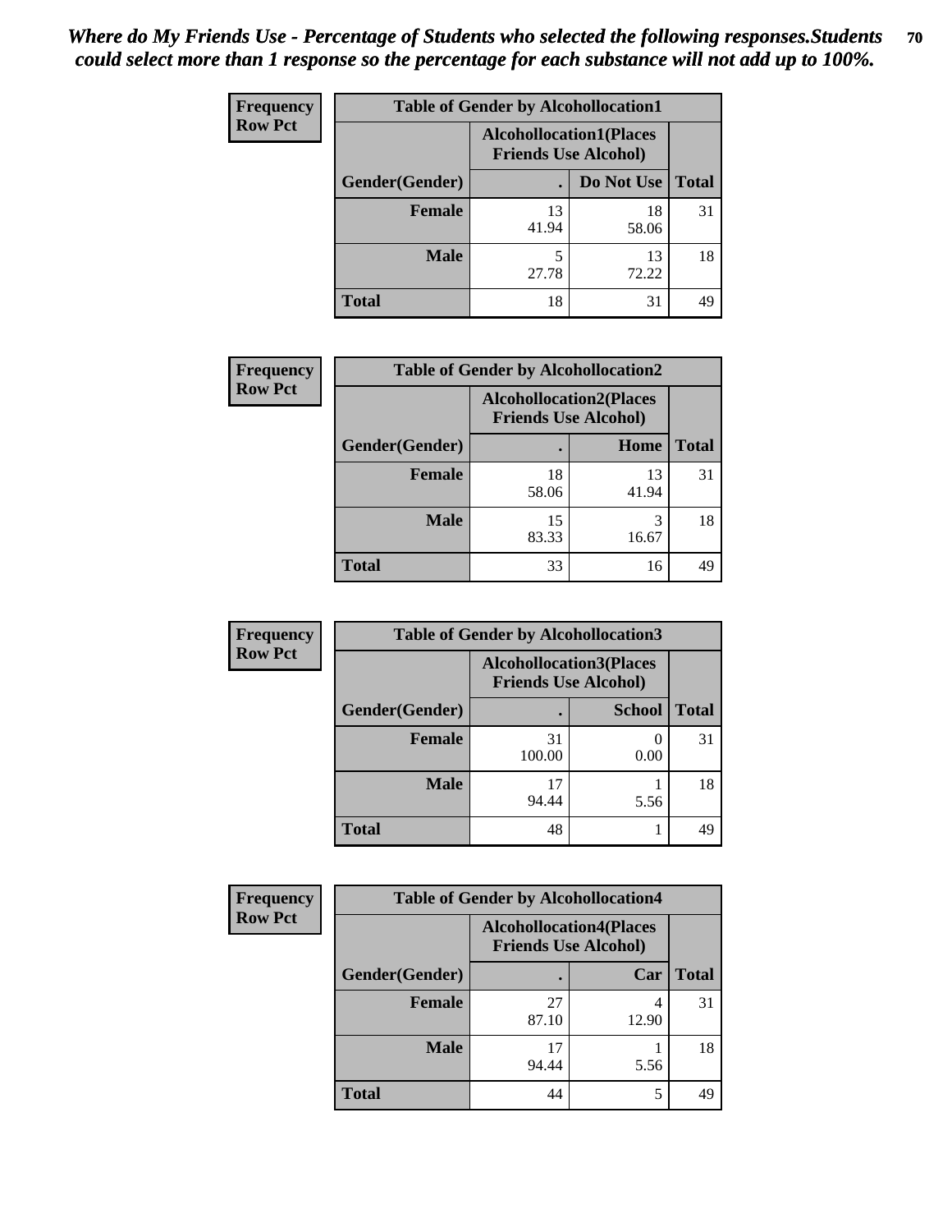*Where do My Friends Use - Percentage of Students who selected the following responses.Students could select more than 1 response so the percentage for each substance will not add up to 100%.*

| Frequency<br>Row Pct | Table of Gender by Alcohollocation1 | | |
|---|---|---|---|
| | Alcohollocation1(Places Friends Use Alcohol) | | |
| Gender(Gender) | . | Do Not Use | Total |
| Female | 13<br>41.94 | 18<br>58.06 | 31 |
| Male | 5<br>27.78 | 13<br>72.22 | 18 |
| Total | 18 | 31 | 49 |

| Frequency<br>Row Pct | Table of Gender by Alcohollocation2 | | |
|---|---|---|---|
| | Alcohollocation2(Places Friends Use Alcohol) | | |
| Gender(Gender) | . | Home | Total |
| Female | 18<br>58.06 | 13<br>41.94 | 31 |
| Male | 15<br>83.33 | 3<br>16.67 | 18 |
| Total | 33 | 16 | 49 |

| Frequency<br>Row Pct | Table of Gender by Alcohollocation3 | | |
|---|---|---|---|
| | Alcohollocation3(Places Friends Use Alcohol) | | |
| Gender(Gender) | . | School | Total |
| Female | 31<br>100.00 | 0<br>0.00 | 31 |
| Male | 17<br>94.44 | 1<br>5.56 | 18 |
| Total | 48 | 1 | 49 |

| Frequency<br>Row Pct | Table of Gender by Alcohollocation4 | | |
|---|---|---|---|
| | Alcohollocation4(Places Friends Use Alcohol) | | |
| Gender(Gender) | . | Car | Total |
| Female | 27<br>87.10 | 4<br>12.90 | 31 |
| Male | 17<br>94.44 | 1<br>5.56 | 18 |
| Total | 44 | 5 | 49 |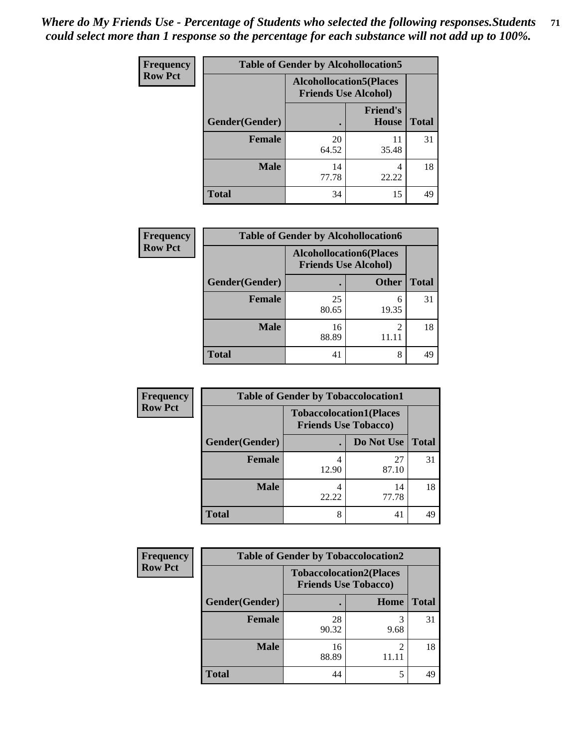*Where do My Friends Use - Percentage of Students who selected the following responses.Students could select more than 1 response so the percentage for each substance will not add up to 100%.*

**Frequency**
**Row Pct**

| Table of Gender by Alcohollocation5 | | | |
|---|---|---|---|
| | Alcohollocation5(Places Friends Use Alcohol) | | |
| Gender(Gender) | . | Friend's House | Total |
| **Female** | 20<br>64.52 | 11<br>35.48 | 31 |
| **Male** | 14<br>77.78 | 4<br>22.22 | 18 |
| **Total** | 34 | 15 | 49 |

**Frequency**
**Row Pct**

| Table of Gender by Alcohollocation6 | | | |
|---|---|---|---|
| | Alcohollocation6(Places Friends Use Alcohol) | | |
| Gender(Gender) | . | Other | Total |
| **Female** | 25<br>80.65 | 6<br>19.35 | 31 |
| **Male** | 16<br>88.89 | 2<br>11.11 | 18 |
| **Total** | 41 | 8 | 49 |

**Frequency**
**Row Pct**

| Table of Gender by Tobaccolocation1 | | | |
|---|---|---|---|
| | Tobaccolocation1(Places Friends Use Tobacco) | | |
| Gender(Gender) | . | Do Not Use | Total |
| **Female** | 4<br>12.90 | 27<br>87.10 | 31 |
| **Male** | 4<br>22.22 | 14<br>77.78 | 18 |
| **Total** | 8 | 41 | 49 |

**Frequency**
**Row Pct**

| Table of Gender by Tobaccolocation2 | | | |
|---|---|---|---|
| | Tobaccolocation2(Places Friends Use Tobacco) | | |
| Gender(Gender) | . | Home | Total |
| **Female** | 28<br>90.32 | 3<br>9.68 | 31 |
| **Male** | 16<br>88.89 | 2<br>11.11 | 18 |
| **Total** | 44 | 5 | 49 |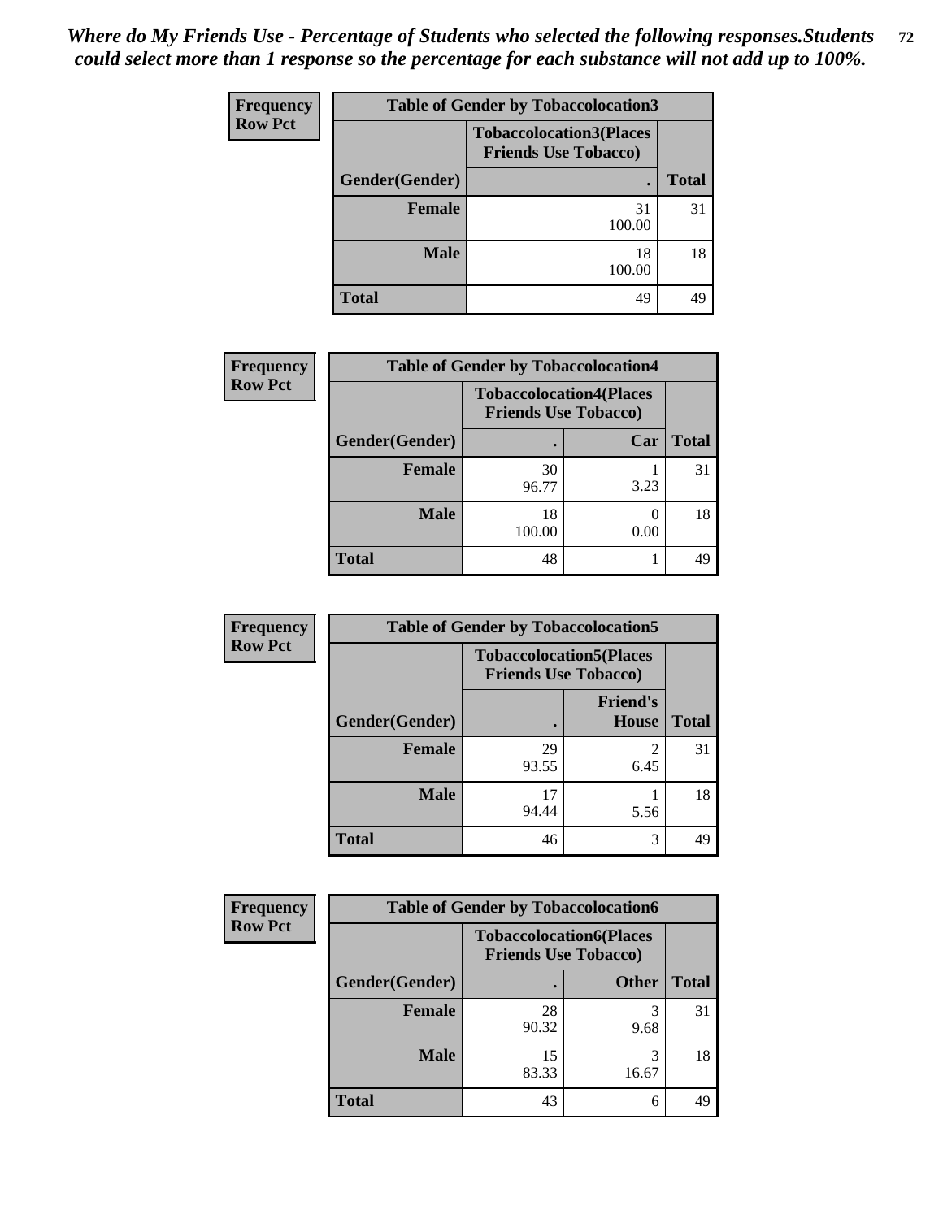*Where do My Friends Use - Percentage of Students who selected the following responses.Students could select more than 1 response so the percentage for each substance will not add up to 100%.*

**Frequency**
**Row Pct**

| Table of Gender by Tobaccolocation3 | | |
|---|---|---|
| | Tobaccolocation3(Places Friends Use Tobacco) | |
| Gender(Gender) | . | Total |
| Female | 31<br>100.00 | 31 |
| Male | 18<br>100.00 | 18 |
| Total | 49 | 49 |

**Frequency**
**Row Pct**

| Table of Gender by Tobaccolocation4 | | | |
|---|---|---|---|
| | Tobaccolocation4(Places Friends Use Tobacco) | | |
| Gender(Gender) | . | Car | Total |
| Female | 30<br>96.77 | 1<br>3.23 | 31 |
| Male | 18<br>100.00 | 0<br>0.00 | 18 |
| Total | 48 | 1 | 49 |

**Frequency**
**Row Pct**

| Table of Gender by Tobaccolocation5 | | | |
|---|---|---|---|
| | Tobaccolocation5(Places Friends Use Tobacco) | | |
| Gender(Gender) | . | Friend's House | Total |
| Female | 29<br>93.55 | 2<br>6.45 | 31 |
| Male | 17<br>94.44 | 1<br>5.56 | 18 |
| Total | 46 | 3 | 49 |

**Frequency**
**Row Pct**

| Table of Gender by Tobaccolocation6 | | | |
|---|---|---|---|
| | Tobaccolocation6(Places Friends Use Tobacco) | | |
| Gender(Gender) | . | Other | Total |
| Female | 28<br>90.32 | 3<br>9.68 | 31 |
| Male | 15<br>83.33 | 3<br>16.67 | 18 |
| Total | 43 | 6 | 49 |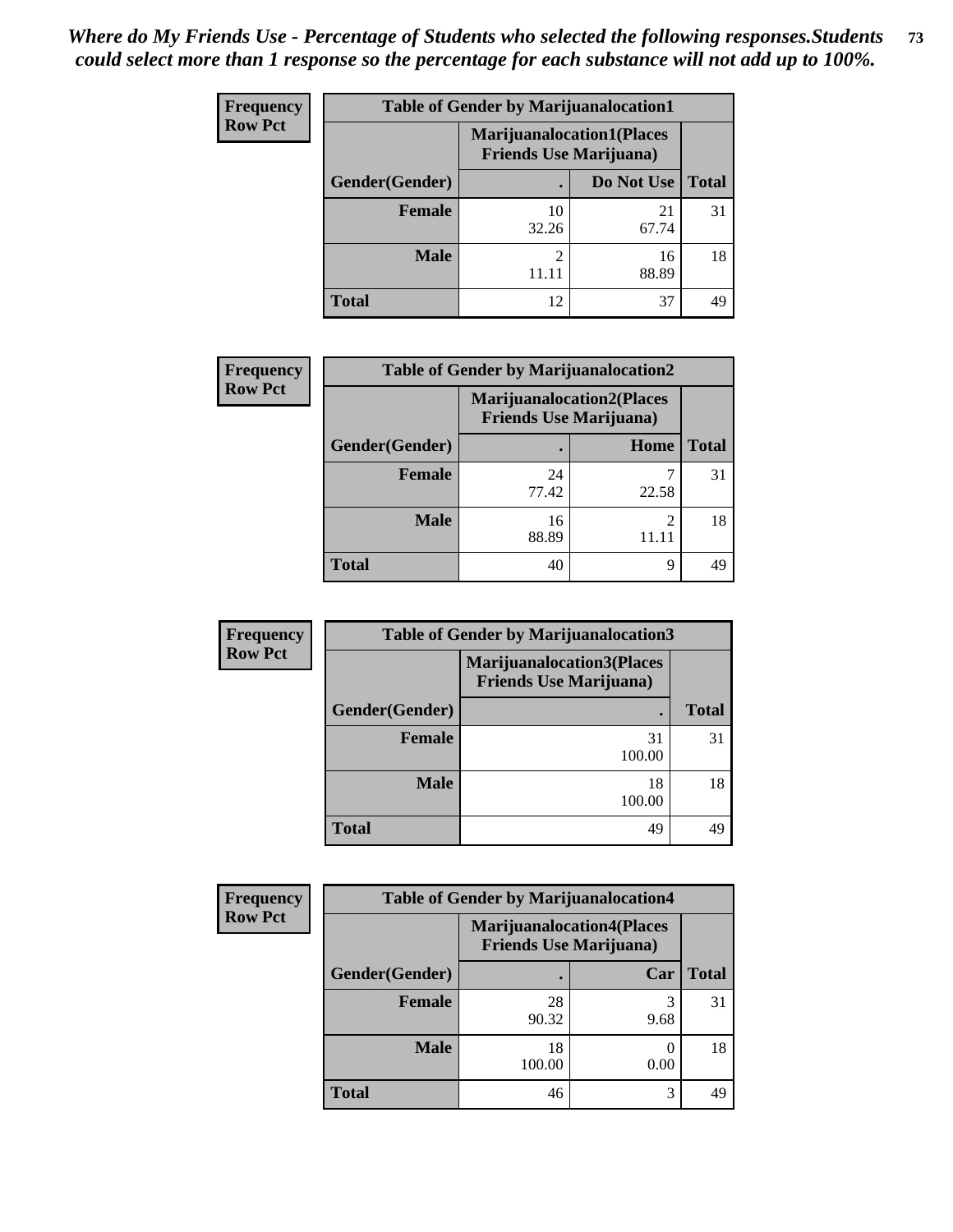*Where do My Friends Use - Percentage of Students who selected the following responses.Students could select more than 1 response so the percentage for each substance will not add up to 100%.*

**Frequency**
**Row Pct**

| Table of Gender by Marijuanalocation1 | | | |
|---|---|---|---|
| | Marijuanalocation1(Places Friends Use Marijuana) | | |
| Gender(Gender) | . | Do Not Use | Total |
| Female | 10<br>32.26 | 21<br>67.74 | 31 |
| Male | 2<br>11.11 | 16<br>88.89 | 18 |
| Total | 12 | 37 | 49 |

**Frequency**
**Row Pct**

| Table of Gender by Marijuanalocation2 | | | |
|---|---|---|---|
| | Marijuanalocation2(Places Friends Use Marijuana) | | |
| Gender(Gender) | . | Home | Total |
| Female | 24<br>77.42 | 7<br>22.58 | 31 |
| Male | 16<br>88.89 | 2<br>11.11 | 18 |
| Total | 40 | 9 | 49 |

**Frequency**
**Row Pct**

| Table of Gender by Marijuanalocation3 | | |
|---|---|---|
| | Marijuanalocation3(Places Friends Use Marijuana) | |
| Gender(Gender) | . | Total |
| Female | 31<br>100.00 | 31 |
| Male | 18<br>100.00 | 18 |
| Total | 49 | 49 |

**Frequency**
**Row Pct**

| Table of Gender by Marijuanalocation4 | | | |
|---|---|---|---|
| | Marijuanalocation4(Places Friends Use Marijuana) | | |
| Gender(Gender) | . | Car | Total |
| Female | 28<br>90.32 | 3<br>9.68 | 31 |
| Male | 18<br>100.00 | 0<br>0.00 | 18 |
| Total | 46 | 3 | 49 |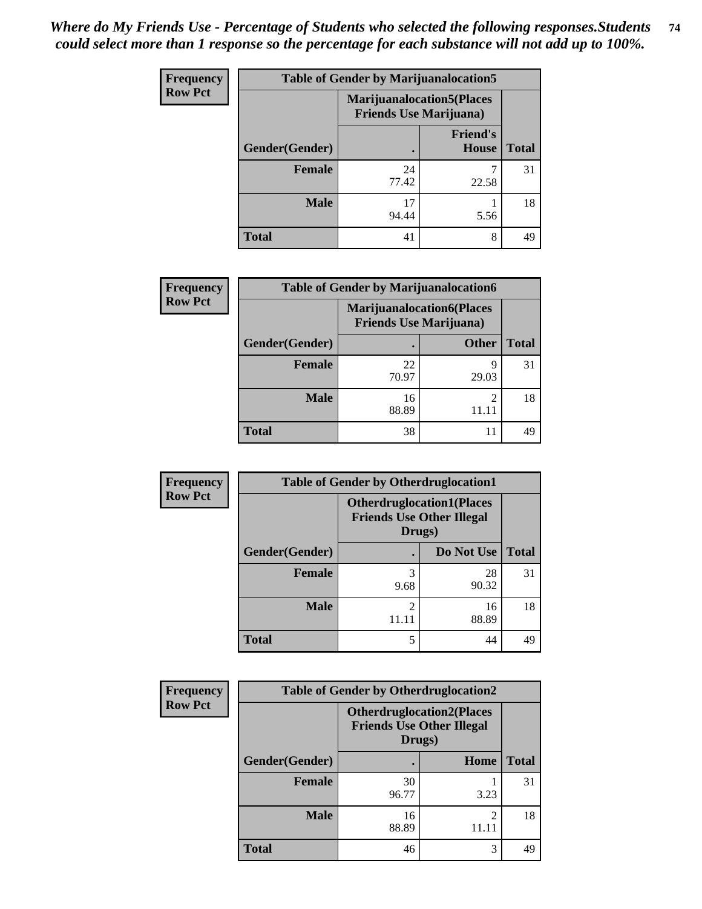*Where do My Friends Use - Percentage of Students who selected the following responses.Students could select more than 1 response so the percentage for each substance will not add up to 100%.*

**Frequency**
**Row Pct**

| Table of Gender by Marijuanalocation5 | | | |
|---|---|---|---|
| | Marijuanalocation5(Places Friends Use Marijuana) | | |
| Gender(Gender) | . | Friend's House | Total |
| Female | 24<br>77.42 | 7<br>22.58 | 31 |
| Male | 17<br>94.44 | 1<br>5.56 | 18 |
| Total | 41 | 8 | 49 |

**Frequency**
**Row Pct**

| Table of Gender by Marijuanalocation6 | | | |
|---|---|---|---|
| | Marijuanalocation6(Places Friends Use Marijuana) | | |
| Gender(Gender) | . | Other | Total |
| Female | 22<br>70.97 | 9<br>29.03 | 31 |
| Male | 16<br>88.89 | 2<br>11.11 | 18 |
| Total | 38 | 11 | 49 |

**Frequency**
**Row Pct**

| Table of Gender by Otherdruglocation1 | | | |
|---|---|---|---|
| | Otherdruglocation1(Places Friends Use Other Illegal Drugs) | | |
| Gender(Gender) | . | Do Not Use | Total |
| Female | 3<br>9.68 | 28<br>90.32 | 31 |
| Male | 2<br>11.11 | 16<br>88.89 | 18 |
| Total | 5 | 44 | 49 |

**Frequency**
**Row Pct**

| Table of Gender by Otherdruglocation2 | | | |
|---|---|---|---|
| | Otherdruglocation2(Places Friends Use Other Illegal Drugs) | | |
| Gender(Gender) | . | Home | Total |
| Female | 30<br>96.77 | 1<br>3.23 | 31 |
| Male | 16<br>88.89 | 2<br>11.11 | 18 |
| Total | 46 | 3 | 49 |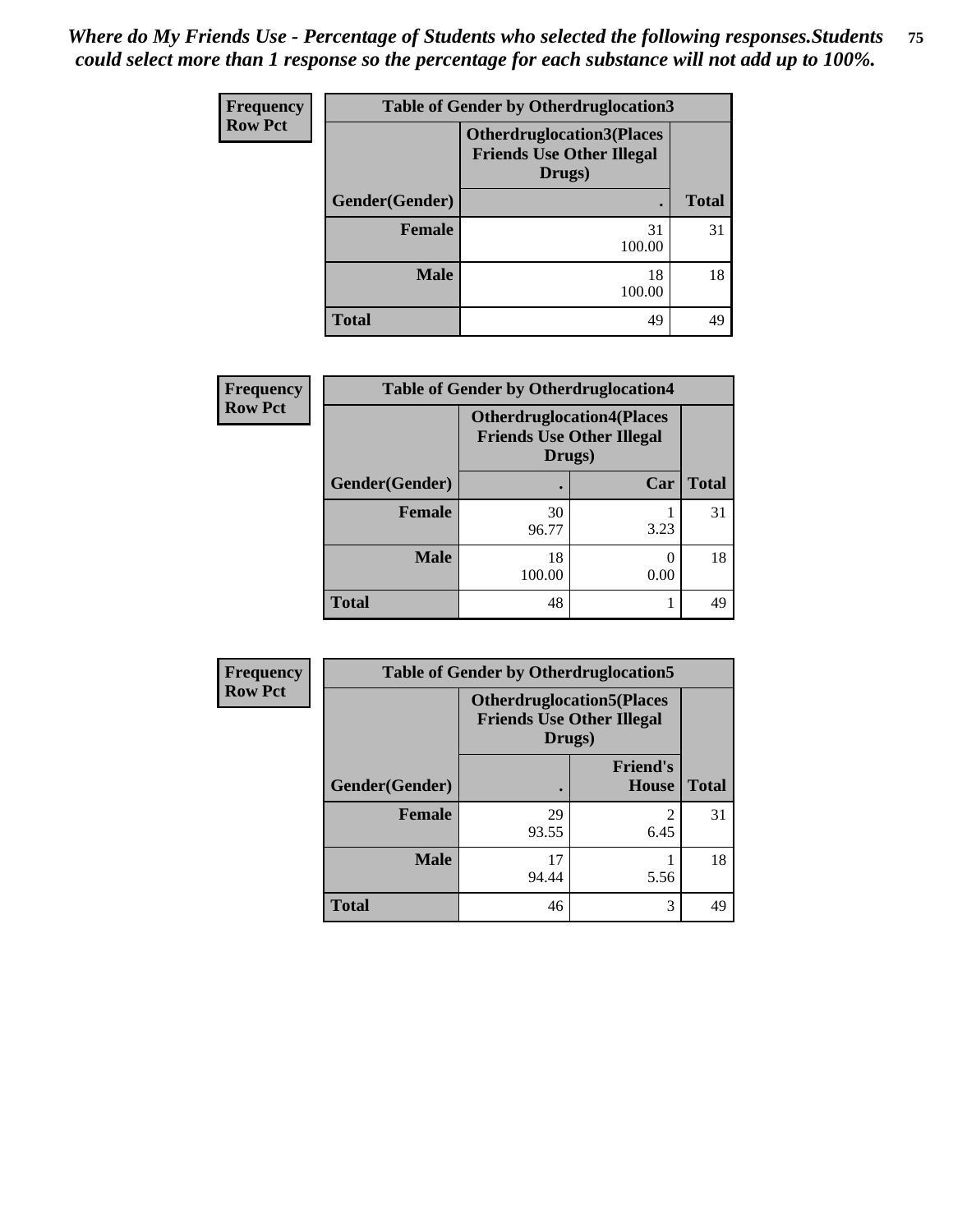*Where do My Friends Use - Percentage of Students who selected the following responses.Students could select more than 1 response so the percentage for each substance will not add up to 100%.*

**Table of Gender by Otherdruglocation3**

| Frequency / Row Pct | Otherdruglocation3(Places Friends Use Other Illegal Drugs) | |
|---|---|---|
| Gender(Gender) | . | Total |
| Female | 31<br>100.00 | 31 |
| Male | 18<br>100.00 | 18 |
| Total | 49 | 49 |

**Table of Gender by Otherdruglocation4**

| Frequency / Row Pct | Otherdruglocation4(Places Friends Use Other Illegal Drugs) | | |
|---|---|---|---|
| Gender(Gender) | . | Car | Total |
| Female | 30<br>96.77 | 1<br>3.23 | 31 |
| Male | 18<br>100.00 | 0<br>0.00 | 18 |
| Total | 48 | 1 | 49 |

**Table of Gender by Otherdruglocation5**

| Frequency / Row Pct | Otherdruglocation5(Places Friends Use Other Illegal Drugs) | | |
|---|---|---|---|
| Gender(Gender) | . | Friend's House | Total |
| Female | 29<br>93.55 | 2<br>6.45 | 31 |
| Male | 17<br>94.44 | 1<br>5.56 | 18 |
| Total | 46 | 3 | 49 |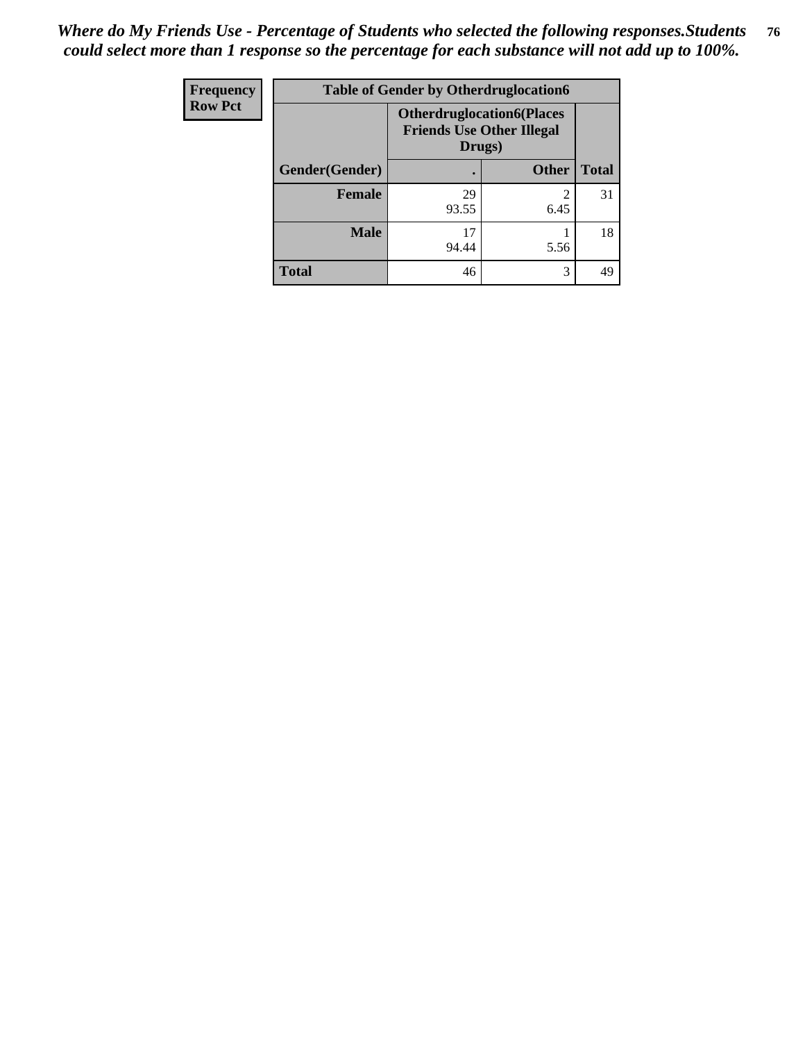*Where do My Friends Use - Percentage of Students who selected the following responses.Students could select more than 1 response so the percentage for each substance will not add up to 100%.*

| Frequency Row Pct | Table of Gender by Otherdruglocation6 | | |
|---|---|---|---|
| | Otherdruglocation6(Places Friends Use Other Illegal Drugs) | | |
| Gender(Gender) | . | Other | Total |
| Female | 29 93.55 | 2 6.45 | 31 |
| Male | 17 94.44 | 1 5.56 | 18 |
| Total | 46 | 3 | 49 |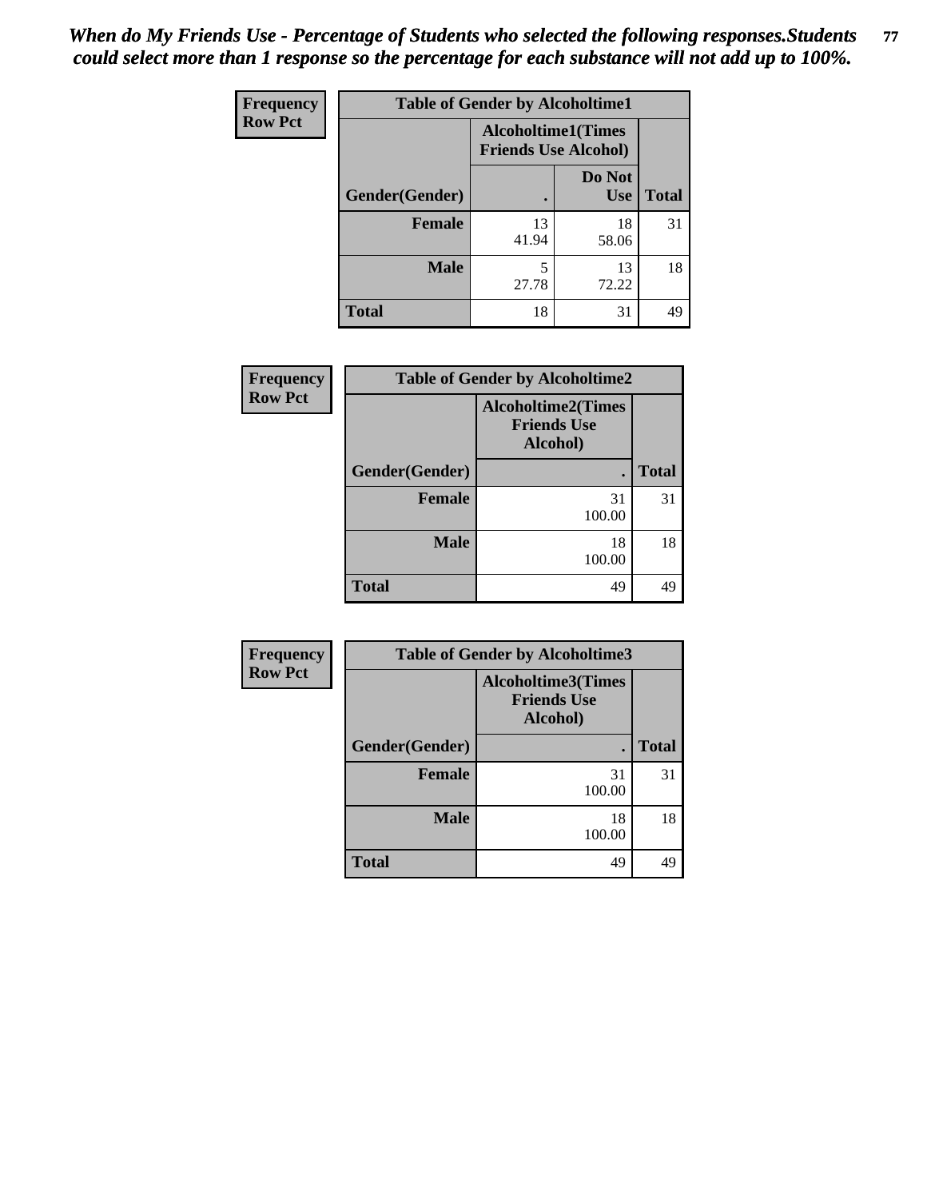*When do My Friends Use - Percentage of Students who selected the following responses.Students could select more than 1 response so the percentage for each substance will not add up to 100%.*

**Frequency**
**Row Pct**

| Table of Gender by Alcoholtime1 | | | |
|---|---|---|---|
| | Alcoholtime1(Times Friends Use Alcohol) | | |
| Gender(Gender) | . | Do Not Use | Total |
| **Female** | 13<br>41.94 | 18<br>58.06 | 31 |
| **Male** | 5<br>27.78 | 13<br>72.22 | 18 |
| **Total** | 18 | 31 | 49 |

**Frequency**
**Row Pct**

| Table of Gender by Alcoholtime2 | | |
|---|---|---|
| | Alcoholtime2(Times Friends Use Alcohol) | |
| Gender(Gender) | . | Total |
| **Female** | 31<br>100.00 | 31 |
| **Male** | 18<br>100.00 | 18 |
| **Total** | 49 | 49 |

**Frequency**
**Row Pct**

| Table of Gender by Alcoholtime3 | | |
|---|---|---|
| | Alcoholtime3(Times Friends Use Alcohol) | |
| Gender(Gender) | . | Total |
| **Female** | 31<br>100.00 | 31 |
| **Male** | 18<br>100.00 | 18 |
| **Total** | 49 | 49 |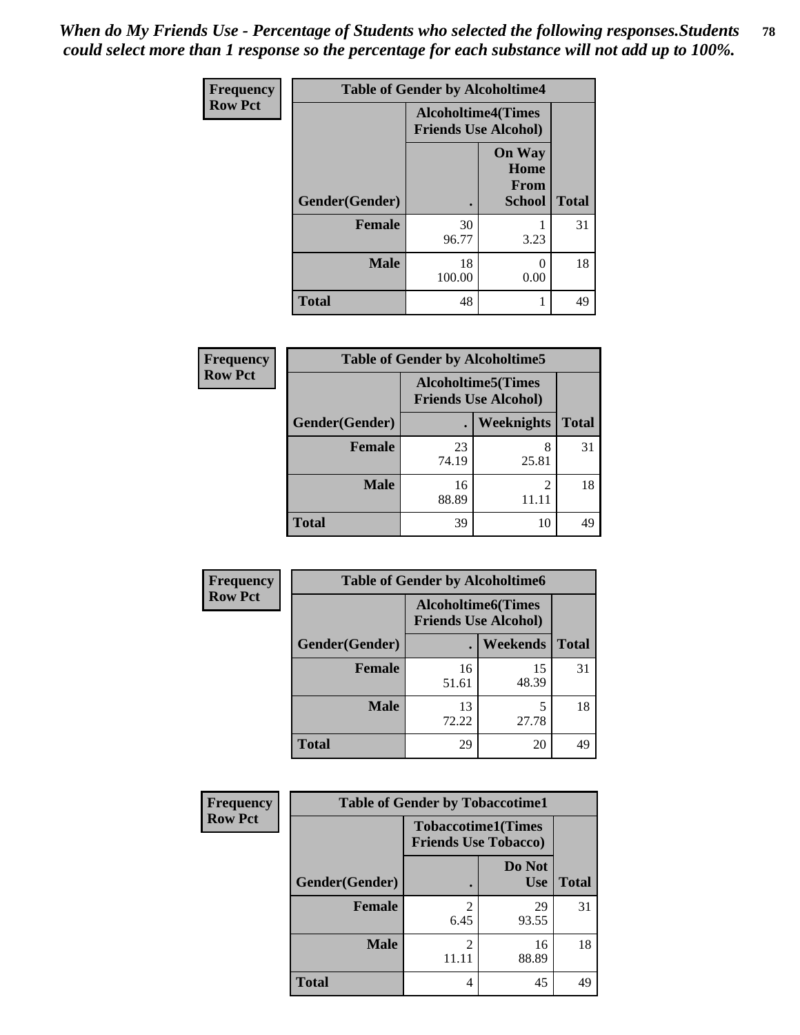*When do My Friends Use - Percentage of Students who selected the following responses.Students could select more than 1 response so the percentage for each substance will not add up to 100%.*

**Frequency**
**Row Pct**

| Table of Gender by Alcoholtime4 | | | |
|---|---|---|---|
| | Alcoholtime4(Times Friends Use Alcohol) | | |
| Gender(Gender) | . | On Way Home From School | Total |
| **Female** | 30<br>96.77 | 1<br>3.23 | 31 |
| **Male** | 18<br>100.00 | 0<br>0.00 | 18 |
| **Total** | 48 | 1 | 49 |

**Frequency**
**Row Pct**

| Table of Gender by Alcoholtime5 | | | |
|---|---|---|---|
| | Alcoholtime5(Times Friends Use Alcohol) | | |
| Gender(Gender) | . | Weeknights | Total |
| **Female** | 23<br>74.19 | 8<br>25.81 | 31 |
| **Male** | 16<br>88.89 | 2<br>11.11 | 18 |
| **Total** | 39 | 10 | 49 |

**Frequency**
**Row Pct**

| Table of Gender by Alcoholtime6 | | | |
|---|---|---|---|
| | Alcoholtime6(Times Friends Use Alcohol) | | |
| Gender(Gender) | . | Weekends | Total |
| **Female** | 16<br>51.61 | 15<br>48.39 | 31 |
| **Male** | 13<br>72.22 | 5<br>27.78 | 18 |
| **Total** | 29 | 20 | 49 |

**Frequency**
**Row Pct**

| Table of Gender by Tobaccotime1 | | | |
|---|---|---|---|
| | Tobaccotime1(Times Friends Use Tobacco) | | |
| Gender(Gender) | . | Do Not Use | Total |
| **Female** | 2<br>6.45 | 29<br>93.55 | 31 |
| **Male** | 2<br>11.11 | 16<br>88.89 | 18 |
| **Total** | 4 | 45 | 49 |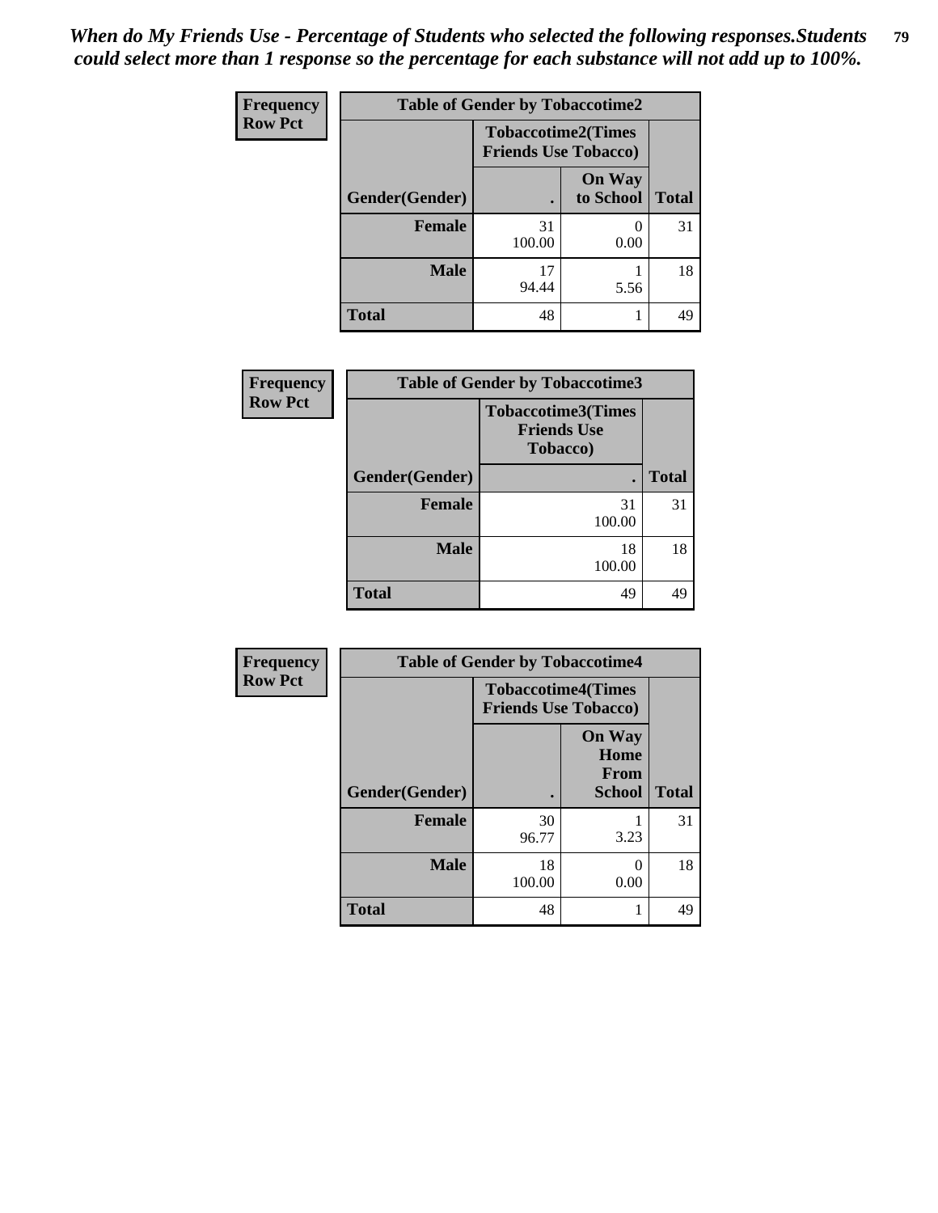*When do My Friends Use - Percentage of Students who selected the following responses.Students could select more than 1 response so the percentage for each substance will not add up to 100%.*

**Frequency**
**Row Pct**

| Table of Gender by Tobaccotime2 | | | |
|---|---|---|---|
| | Tobaccotime2(Times Friends Use Tobacco) | | |
| Gender(Gender) | . | On Way to School | Total |
| **Female** | 31<br>100.00 | 0<br>0.00 | 31 |
| **Male** | 17<br>94.44 | 1<br>5.56 | 18 |
| **Total** | 48 | 1 | 49 |

**Frequency**
**Row Pct**

| Table of Gender by Tobaccotime3 | | |
|---|---|---|
| | Tobaccotime3(Times Friends Use Tobacco) | |
| Gender(Gender) | . | Total |
| **Female** | 31<br>100.00 | 31 |
| **Male** | 18<br>100.00 | 18 |
| **Total** | 49 | 49 |

**Frequency**
**Row Pct**

| Table of Gender by Tobaccotime4 | | | |
|---|---|---|---|
| | Tobaccotime4(Times Friends Use Tobacco) | | |
| Gender(Gender) | . | On Way Home From School | Total |
| **Female** | 30<br>96.77 | 1<br>3.23 | 31 |
| **Male** | 18<br>100.00 | 0<br>0.00 | 18 |
| **Total** | 48 | 1 | 49 |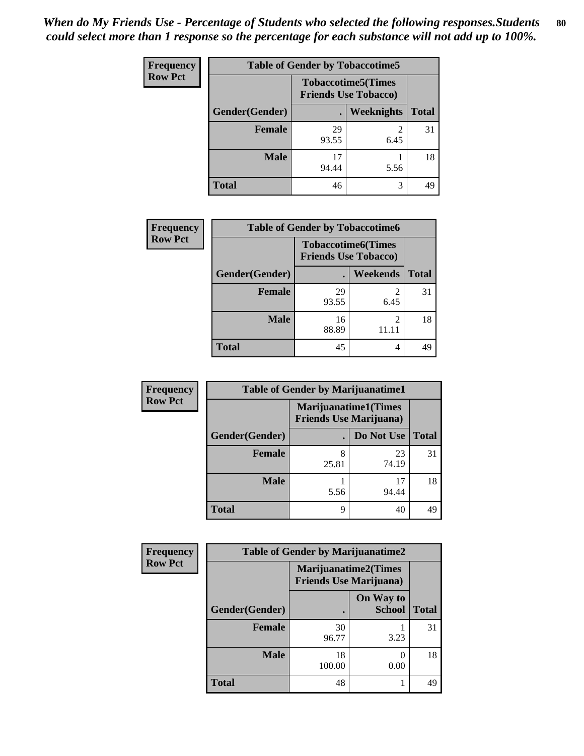*When do My Friends Use - Percentage of Students who selected the following responses.Students could select more than 1 response so the percentage for each substance will not add up to 100%.*

**Frequency**
**Row Pct**

| Table of Gender by Tobaccotime5 | | | |
|---|---|---|---|
| | Tobaccotime5(Times Friends Use Tobacco) | | |
| Gender(Gender) | . | Weeknights | Total |
| **Female** | 29<br>93.55 | 2<br>6.45 | 31 |
| **Male** | 17<br>94.44 | 1<br>5.56 | 18 |
| **Total** | 46 | 3 | 49 |

**Frequency**
**Row Pct**

| Table of Gender by Tobaccotime6 | | | |
|---|---|---|---|
| | Tobaccotime6(Times Friends Use Tobacco) | | |
| Gender(Gender) | . | Weekends | Total |
| **Female** | 29<br>93.55 | 2<br>6.45 | 31 |
| **Male** | 16<br>88.89 | 2<br>11.11 | 18 |
| **Total** | 45 | 4 | 49 |

**Frequency**
**Row Pct**

| Table of Gender by Marijuanatime1 | | | |
|---|---|---|---|
| | Marijuanatime1(Times Friends Use Marijuana) | | |
| Gender(Gender) | . | Do Not Use | Total |
| **Female** | 8<br>25.81 | 23<br>74.19 | 31 |
| **Male** | 1<br>5.56 | 17<br>94.44 | 18 |
| **Total** | 9 | 40 | 49 |

**Frequency**
**Row Pct**

| Table of Gender by Marijuanatime2 | | | |
|---|---|---|---|
| | Marijuanatime2(Times Friends Use Marijuana) | | |
| Gender(Gender) | . | On Way to School | Total |
| **Female** | 30<br>96.77 | 1<br>3.23 | 31 |
| **Male** | 18<br>100.00 | 0<br>0.00 | 18 |
| **Total** | 48 | 1 | 49 |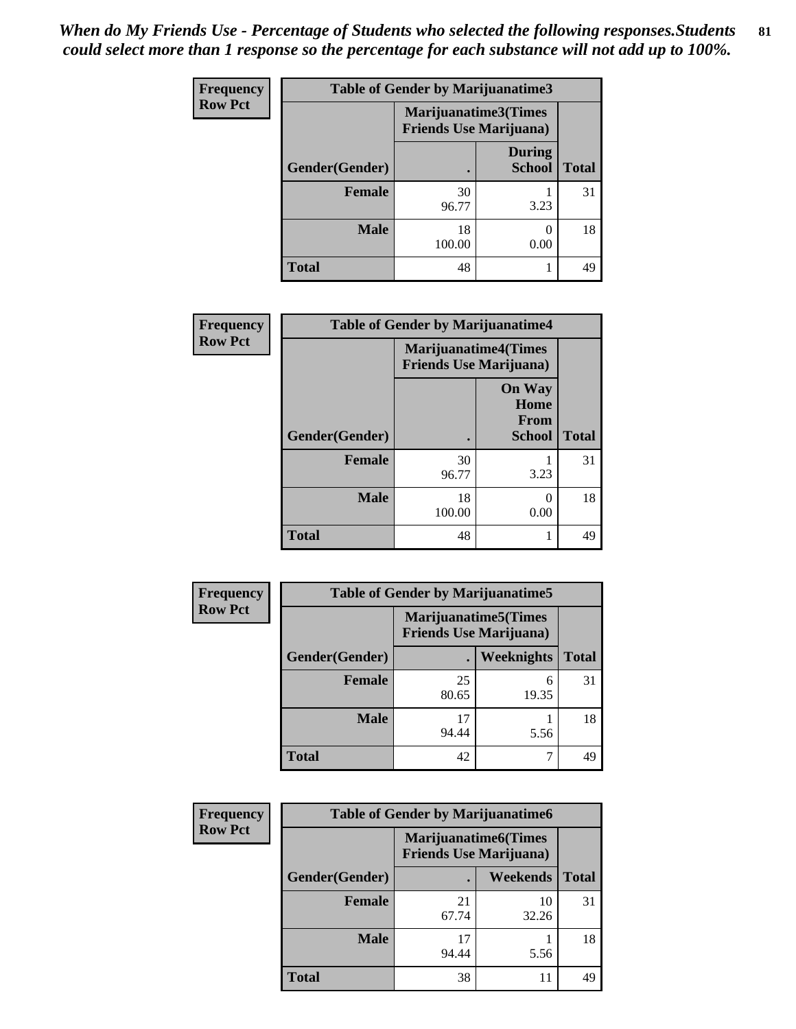*When do My Friends Use - Percentage of Students who selected the following responses.Students could select more than 1 response so the percentage for each substance will not add up to 100%.*

**Frequency**
**Row Pct**

| Table of Gender by Marijuanatime3 | | | |
|---|---|---|---|
| | Marijuanatime3(Times Friends Use Marijuana) | | |
| Gender(Gender) | . | During School | Total |
| **Female** | 30<br>96.77 | 1<br>3.23 | 31 |
| **Male** | 18<br>100.00 | 0<br>0.00 | 18 |
| **Total** | 48 | 1 | 49 |

**Frequency**
**Row Pct**

| Table of Gender by Marijuanatime4 | | | |
|---|---|---|---|
| | Marijuanatime4(Times Friends Use Marijuana) | | |
| Gender(Gender) | . | On Way Home From School | Total |
| **Female** | 30<br>96.77 | 1<br>3.23 | 31 |
| **Male** | 18<br>100.00 | 0<br>0.00 | 18 |
| **Total** | 48 | 1 | 49 |

**Frequency**
**Row Pct**

| Table of Gender by Marijuanatime5 | | | |
|---|---|---|---|
| | Marijuanatime5(Times Friends Use Marijuana) | | |
| Gender(Gender) | . | Weeknights | Total |
| **Female** | 25<br>80.65 | 6<br>19.35 | 31 |
| **Male** | 17<br>94.44 | 1<br>5.56 | 18 |
| **Total** | 42 | 7 | 49 |

**Frequency**
**Row Pct**

| Table of Gender by Marijuanatime6 | | | |
|---|---|---|---|
| | Marijuanatime6(Times Friends Use Marijuana) | | |
| Gender(Gender) | . | Weekends | Total |
| **Female** | 21<br>67.74 | 10<br>32.26 | 31 |
| **Male** | 17<br>94.44 | 1<br>5.56 | 18 |
| **Total** | 38 | 11 | 49 |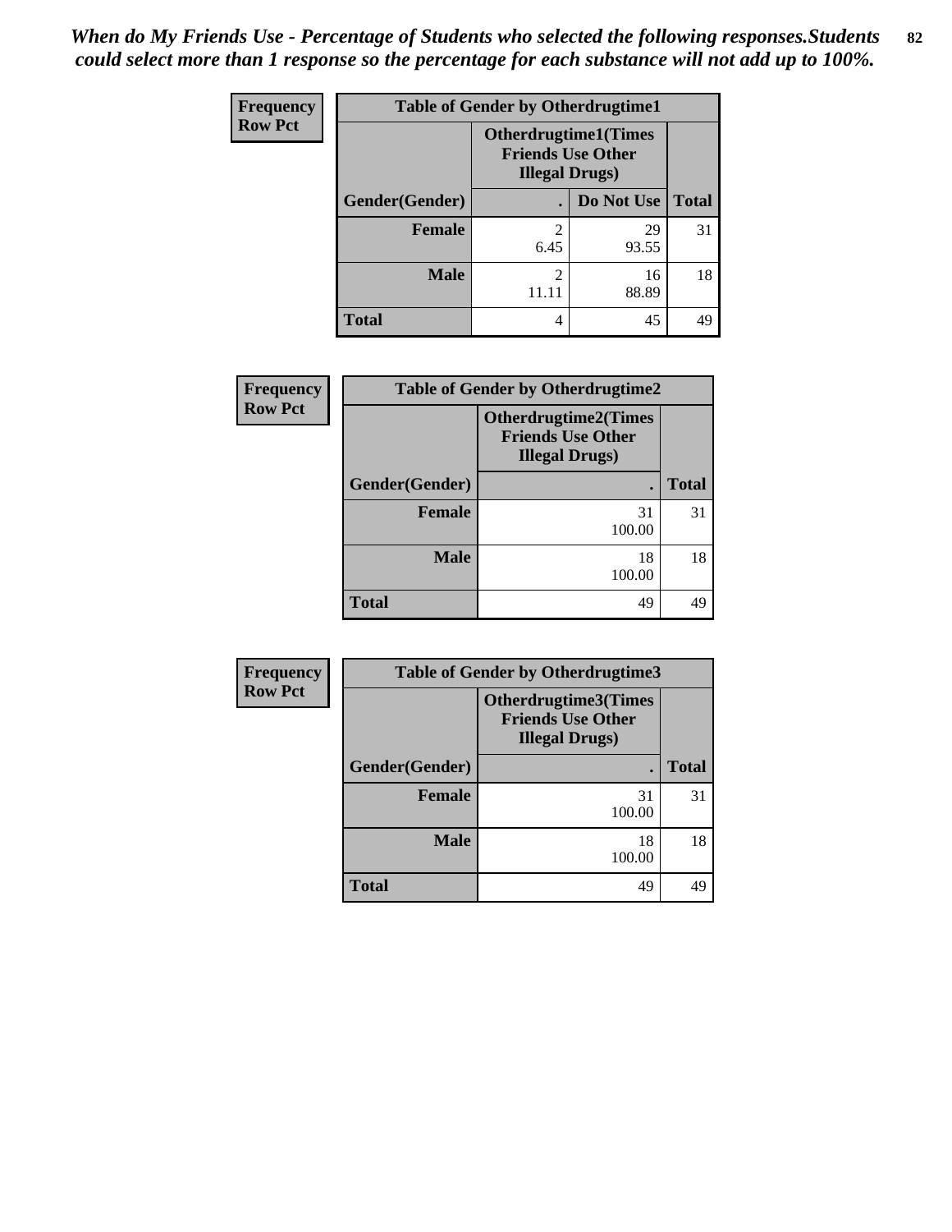*When do My Friends Use - Percentage of Students who selected the following responses.Students could select more than 1 response so the percentage for each substance will not add up to 100%.*

**Frequency**
**Row Pct**

**Table of Gender by Otherdrugtime1**

| Gender(Gender) | Otherdrugtime1(Times Friends Use Other Illegal Drugs) . | Do Not Use | Total |
|---|---|---|---|
| **Female** | 2<br>6.45 | 29<br>93.55 | 31 |
| **Male** | 2<br>11.11 | 16<br>88.89 | 18 |
| **Total** | 4 | 45 | 49 |

**Frequency**
**Row Pct**

**Table of Gender by Otherdrugtime2**

| Gender(Gender) | Otherdrugtime2(Times Friends Use Other Illegal Drugs) . | Total |
|---|---|---|
| **Female** | 31<br>100.00 | 31 |
| **Male** | 18<br>100.00 | 18 |
| **Total** | 49 | 49 |

**Frequency**
**Row Pct**

**Table of Gender by Otherdrugtime3**

| Gender(Gender) | Otherdrugtime3(Times Friends Use Other Illegal Drugs) . | Total |
|---|---|---|
| **Female** | 31<br>100.00 | 31 |
| **Male** | 18<br>100.00 | 18 |
| **Total** | 49 | 49 |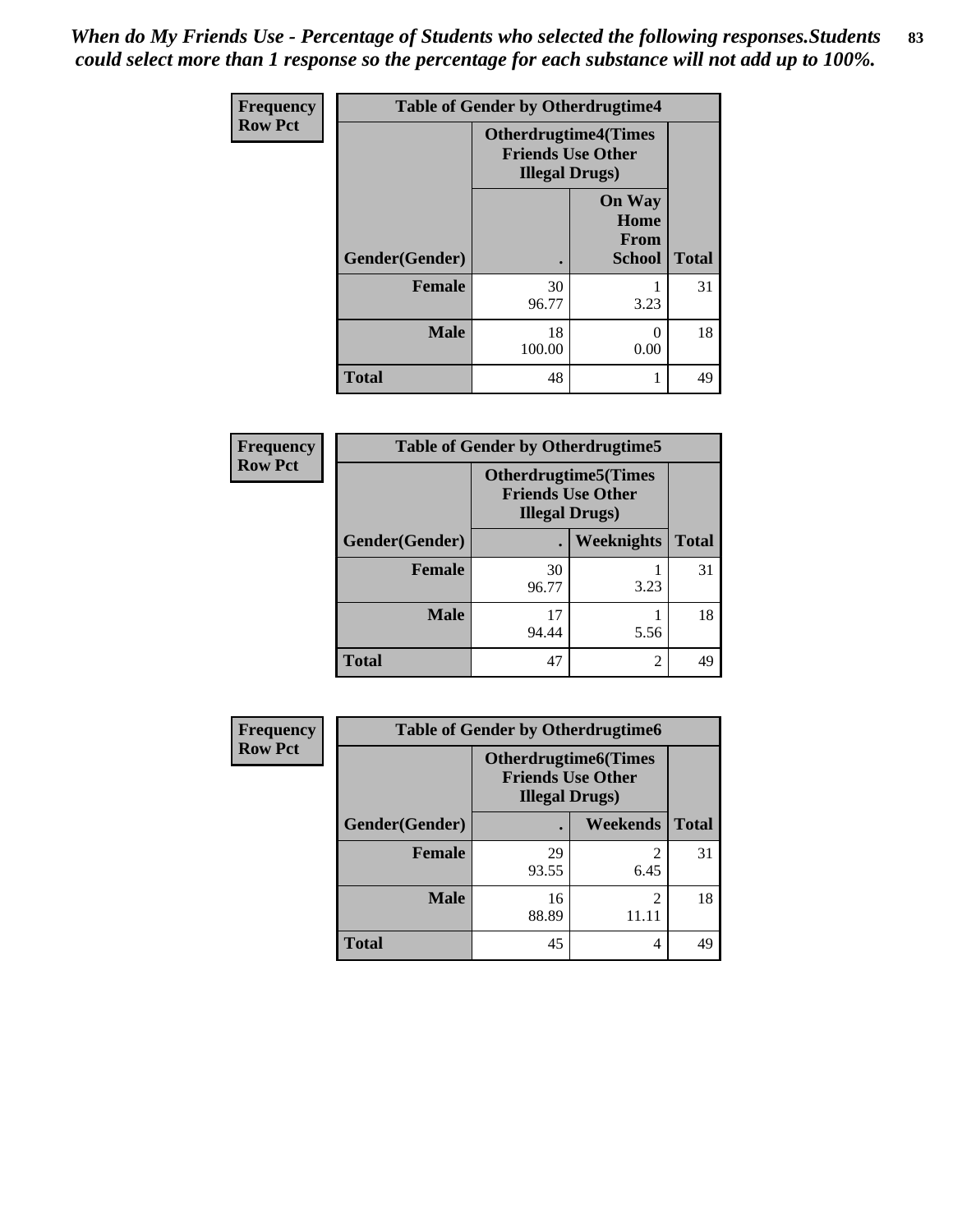*When do My Friends Use - Percentage of Students who selected the following responses.Students could select more than 1 response so the percentage for each substance will not add up to 100%.*

| Frequency Row Pct | Table of Gender by Otherdrugtime4 | | |
|---|---|---|---|
| | Otherdrugtime4(Times Friends Use Other Illegal Drugs) | | |
| Gender(Gender) | . | On Way Home From School | Total |
| Female | 30<br>96.77 | 1<br>3.23 | 31 |
| Male | 18<br>100.00 | 0<br>0.00 | 18 |
| Total | 48 | 1 | 49 |

| Frequency Row Pct | Table of Gender by Otherdrugtime5 | | |
|---|---|---|---|
| | Otherdrugtime5(Times Friends Use Other Illegal Drugs) | | |
| Gender(Gender) | . | Weeknights | Total |
| Female | 30<br>96.77 | 1<br>3.23 | 31 |
| Male | 17<br>94.44 | 1<br>5.56 | 18 |
| Total | 47 | 2 | 49 |

| Frequency Row Pct | Table of Gender by Otherdrugtime6 | | |
|---|---|---|---|
| | Otherdrugtime6(Times Friends Use Other Illegal Drugs) | | |
| Gender(Gender) | . | Weekends | Total |
| Female | 29<br>93.55 | 2<br>6.45 | 31 |
| Male | 16<br>88.89 | 2<br>11.11 | 18 |
| Total | 45 | 4 | 49 |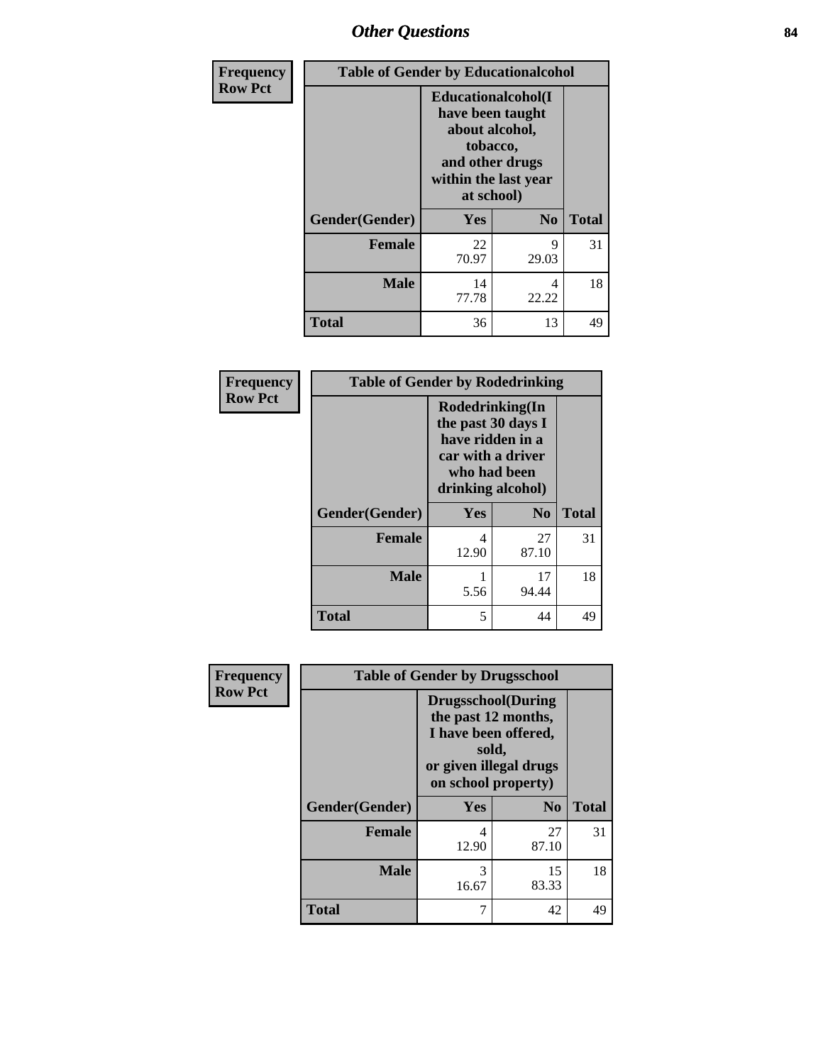# Other Questions

**Frequency**
**Row Pct**

| Table of Gender by Educationalcohol | | | |
|---|---|---|---|
| | Educationalcohol(I have been taught about alcohol, tobacco, and other drugs within the last year at school) | | |
| Gender(Gender) | Yes | No | Total |
| Female | 22<br>70.97 | 9<br>29.03 | 31 |
| Male | 14<br>77.78 | 4<br>22.22 | 18 |
| Total | 36 | 13 | 49 |

**Frequency**
**Row Pct**

| Table of Gender by Rodedrinking | | | |
|---|---|---|---|
| | Rodedrinking(In the past 30 days I have ridden in a car with a driver who had been drinking alcohol) | | |
| Gender(Gender) | Yes | No | Total |
| Female | 4<br>12.90 | 27<br>87.10 | 31 |
| Male | 1<br>5.56 | 17<br>94.44 | 18 |
| Total | 5 | 44 | 49 |

**Frequency**
**Row Pct**

| Table of Gender by Drugsschool | | | |
|---|---|---|---|
| | Drugsschool(During the past 12 months, I have been offered, sold, or given illegal drugs on school property) | | |
| Gender(Gender) | Yes | No | Total |
| Female | 4<br>12.90 | 27<br>87.10 | 31 |
| Male | 3<br>16.67 | 15<br>83.33 | 18 |
| Total | 7 | 42 | 49 |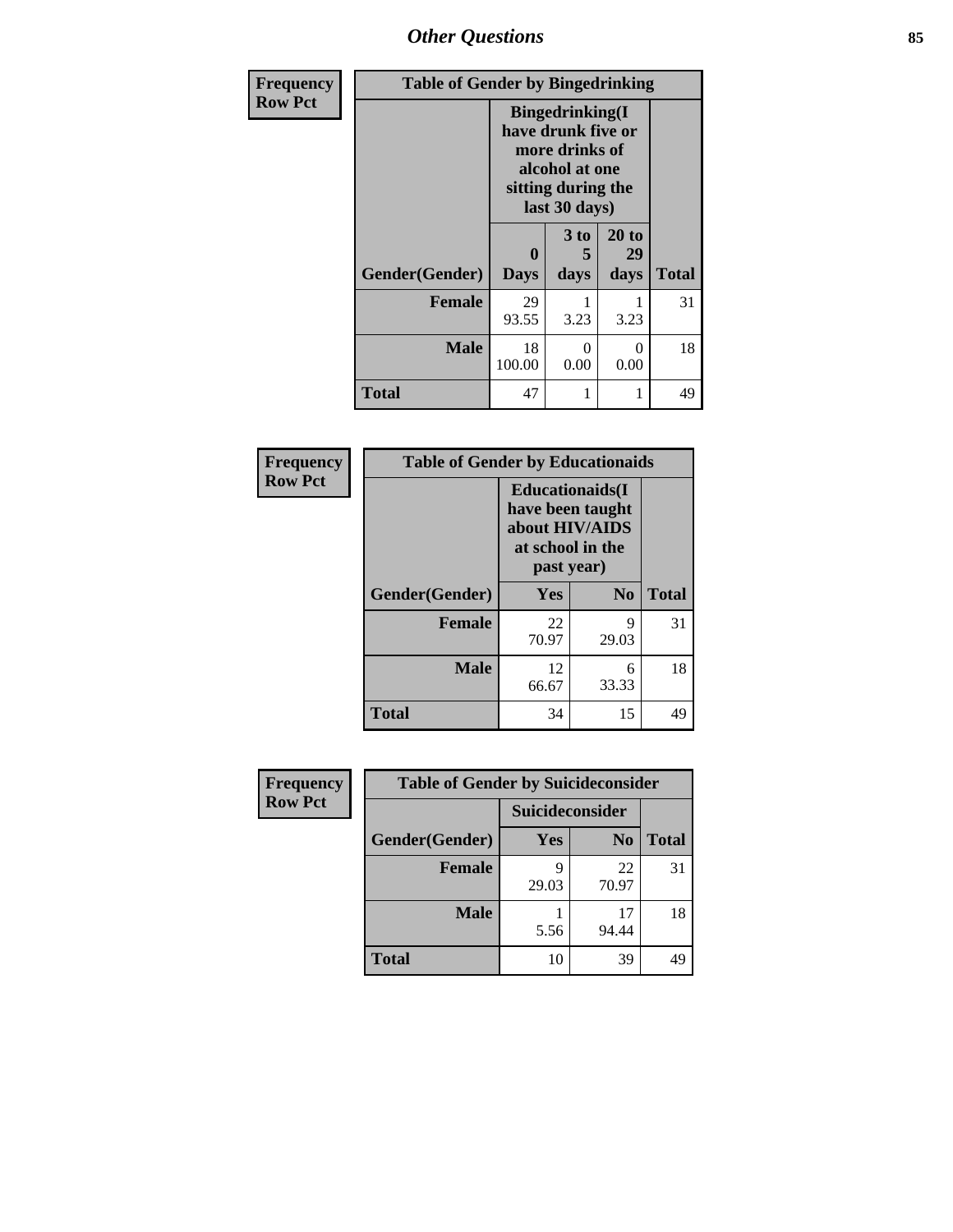## Other Questions

**Frequency**
**Row Pct**

| Table of Gender by Bingedrinking | | | | |
|---|---|---|---|---|
| | Bingedrinking(I have drunk five or more drinks of alcohol at one sitting during the last 30 days) | | | |
| Gender(Gender) | 0 Days | 3 to 5 days | 20 to 29 days | Total |
| **Female** | 29<br>93.55 | 1<br>3.23 | 1<br>3.23 | 31 |
| **Male** | 18<br>100.00 | 0<br>0.00 | 0<br>0.00 | 18 |
| **Total** | 47 | 1 | 1 | 49 |

**Frequency**
**Row Pct**

| Table of Gender by Educationaids | | | |
|---|---|---|---|
| | Educationaids(I have been taught about HIV/AIDS at school in the past year) | | |
| Gender(Gender) | Yes | No | Total |
| **Female** | 22<br>70.97 | 9<br>29.03 | 31 |
| **Male** | 12<br>66.67 | 6<br>33.33 | 18 |
| **Total** | 34 | 15 | 49 |

**Frequency**
**Row Pct**

| Table of Gender by Suicideconsider | | | |
|---|---|---|---|
| | Suicideconsider | | |
| Gender(Gender) | Yes | No | Total |
| **Female** | 9<br>29.03 | 22<br>70.97 | 31 |
| **Male** | 1<br>5.56 | 17<br>94.44 | 18 |
| **Total** | 10 | 39 | 49 |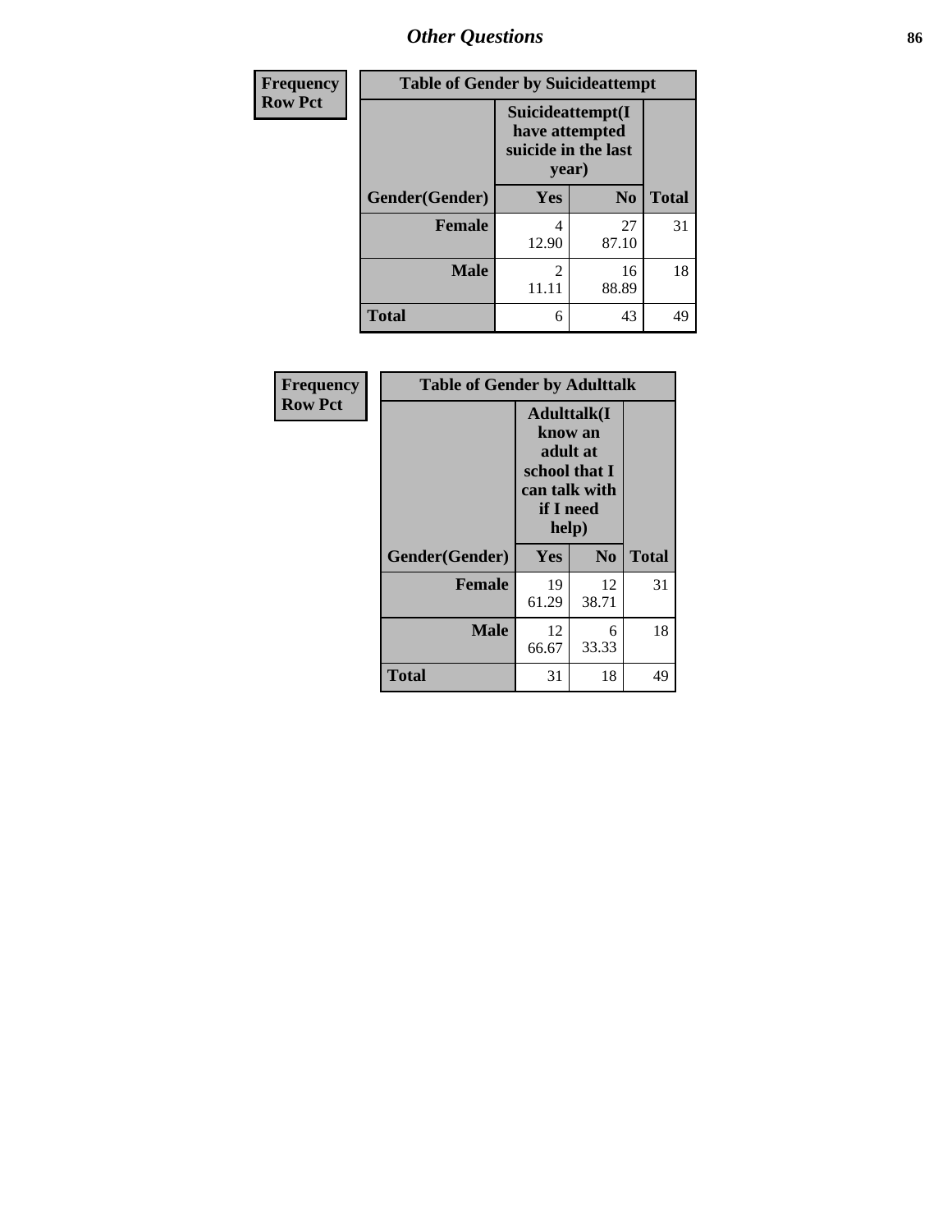## Other Questions

**Frequency**
**Row Pct**

| Table of Gender by Suicideattempt | | | |
|---|---|---|---|
| | Suicideattempt(I have attempted suicide in the last year) | | |
| Gender(Gender) | Yes | No | Total |
| Female | 4<br>12.90 | 27<br>87.10 | 31 |
| Male | 2<br>11.11 | 16<br>88.89 | 18 |
| Total | 6 | 43 | 49 |

**Frequency**
**Row Pct**

| Table of Gender by Adulttalk | | | |
|---|---|---|---|
| | Adulttalk(I know an adult at school that I can talk with if I need help) | | |
| Gender(Gender) | Yes | No | Total |
| Female | 19<br>61.29 | 12<br>38.71 | 31 |
| Male | 12<br>66.67 | 6<br>33.33 | 18 |
| Total | 31 | 18 | 49 |